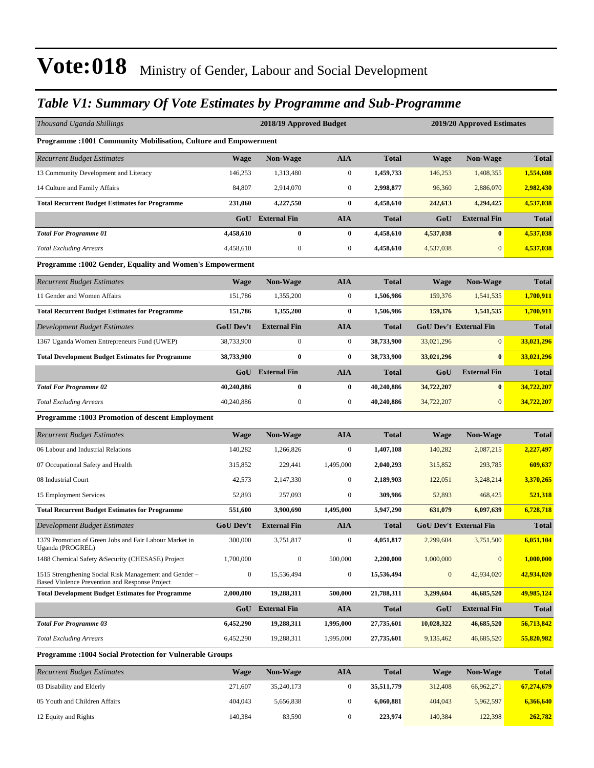# Vote:018 Ministry of Gender, Labour and Social Development

## *Table V1: Summary Of Vote Estimates by Programme and Sub-Programme*

| *Thousand Uganda Shillings* | 2018/19 Approved Budget | | | | 2019/20 Approved Estimates | | |
|---|---|---|---|---|---|---|---|
| **Programme :1001 Community Mobilisation, Culture and Empowerment** | | | | | | | |
| *Recurrent Budget Estimates* | **Wage** | **Non-Wage** | **AIA** | **Total** | **Wage** | **Non-Wage** | **Total** |
| 13 Community Development and Literacy | 146,253 | 1,313,480 | 0 | **1,459,733** | 146,253 | 1,408,355 | **1,554,608** |
| 14 Culture and Family Affairs | 84,807 | 2,914,070 | 0 | **2,998,877** | 96,360 | 2,886,070 | **2,982,430** |
| **Total Recurrent Budget Estimates for Programme** | **231,060** | **4,227,550** | **0** | **4,458,610** | **242,613** | **4,294,425** | **4,537,038** |
| | **GoU** | **External Fin** | **AIA** | **Total** | **GoU** | **External Fin** | **Total** |
| ***Total For Programme 01*** | **4,458,610** | **0** | **0** | **4,458,610** | **4,537,038** | **0** | **4,537,038** |
| *Total Excluding Arrears* | 4,458,610 | 0 | 0 | **4,458,610** | 4,537,038 | 0 | **4,537,038** |
| **Programme :1002 Gender, Equality and Women's Empowerment** | | | | | | | |
| *Recurrent Budget Estimates* | **Wage** | **Non-Wage** | **AIA** | **Total** | **Wage** | **Non-Wage** | **Total** |
| 11 Gender and Women Affairs | 151,786 | 1,355,200 | 0 | **1,506,986** | 159,376 | 1,541,535 | **1,700,911** |
| **Total Recurrent Budget Estimates for Programme** | **151,786** | **1,355,200** | **0** | **1,506,986** | **159,376** | **1,541,535** | **1,700,911** |
| *Development Budget Estimates* | **GoU Dev't** | **External Fin** | **AIA** | **Total** | **GoU Dev't** | **External Fin** | **Total** |
| 1367 Uganda Women Entrepreneurs Fund (UWEP) | 38,733,900 | 0 | 0 | **38,733,900** | 33,021,296 | 0 | **33,021,296** |
| **Total Development Budget Estimates for Programme** | **38,733,900** | **0** | **0** | **38,733,900** | **33,021,296** | **0** | **33,021,296** |
| | **GoU** | **External Fin** | **AIA** | **Total** | **GoU** | **External Fin** | **Total** |
| ***Total For Programme 02*** | **40,240,886** | **0** | **0** | **40,240,886** | **34,722,207** | **0** | **34,722,207** |
| *Total Excluding Arrears* | 40,240,886 | 0 | 0 | **40,240,886** | 34,722,207 | 0 | **34,722,207** |
| **Programme :1003 Promotion of descent Employment** | | | | | | | |
| *Recurrent Budget Estimates* | **Wage** | **Non-Wage** | **AIA** | **Total** | **Wage** | **Non-Wage** | **Total** |
| 06 Labour and Industrial Relations | 140,282 | 1,266,826 | 0 | **1,407,108** | 140,282 | 2,087,215 | **2,227,497** |
| 07 Occupational Safety and Health | 315,852 | 229,441 | 1,495,000 | **2,040,293** | 315,852 | 293,785 | **609,637** |
| 08 Industrial Court | 42,573 | 2,147,330 | 0 | **2,189,903** | 122,051 | 3,248,214 | **3,370,265** |
| 15 Employment Services | 52,893 | 257,093 | 0 | **309,986** | 52,893 | 468,425 | **521,318** |
| **Total Recurrent Budget Estimates for Programme** | **551,600** | **3,900,690** | **1,495,000** | **5,947,290** | **631,079** | **6,097,639** | **6,728,718** |
| *Development Budget Estimates* | **GoU Dev't** | **External Fin** | **AIA** | **Total** | **GoU Dev't** | **External Fin** | **Total** |
| 1379 Promotion of Green Jobs and Fair Labour Market in Uganda (PROGREL) | 300,000 | 3,751,817 | 0 | **4,051,817** | 2,299,604 | 3,751,500 | **6,051,104** |
| 1488 Chemical Safety &Security (CHESASE) Project | 1,700,000 | 0 | 500,000 | **2,200,000** | 1,000,000 | 0 | **1,000,000** |
| 1515 Strengthening Social Risk Management and Gender – Based Violence Prevention and Response Project | 0 | 15,536,494 | 0 | **15,536,494** | 0 | 42,934,020 | **42,934,020** |
| **Total Development Budget Estimates for Programme** | **2,000,000** | **19,288,311** | **500,000** | **21,788,311** | **3,299,604** | **46,685,520** | **49,985,124** |
| | **GoU** | **External Fin** | **AIA** | **Total** | **GoU** | **External Fin** | **Total** |
| ***Total For Programme 03*** | **6,452,290** | **19,288,311** | **1,995,000** | **27,735,601** | **10,028,322** | **46,685,520** | **56,713,842** |
| *Total Excluding Arrears* | 6,452,290 | 19,288,311 | 1,995,000 | **27,735,601** | 9,135,462 | 46,685,520 | **55,820,982** |
| **Programme :1004 Social Protection for Vulnerable Groups** | | | | | | | |
| *Recurrent Budget Estimates* | **Wage** | **Non-Wage** | **AIA** | **Total** | **Wage** | **Non-Wage** | **Total** |
| 03 Disability and Elderly | 271,607 | 35,240,173 | 0 | **35,511,779** | 312,408 | 66,962,271 | **67,274,679** |
| 05 Youth and Children Affairs | 404,043 | 5,656,838 | 0 | **6,060,881** | 404,043 | 5,962,597 | **6,366,640** |
| 12 Equity and Rights | 140,384 | 83,590 | 0 | **223,974** | 140,384 | 122,398 | **262,782** |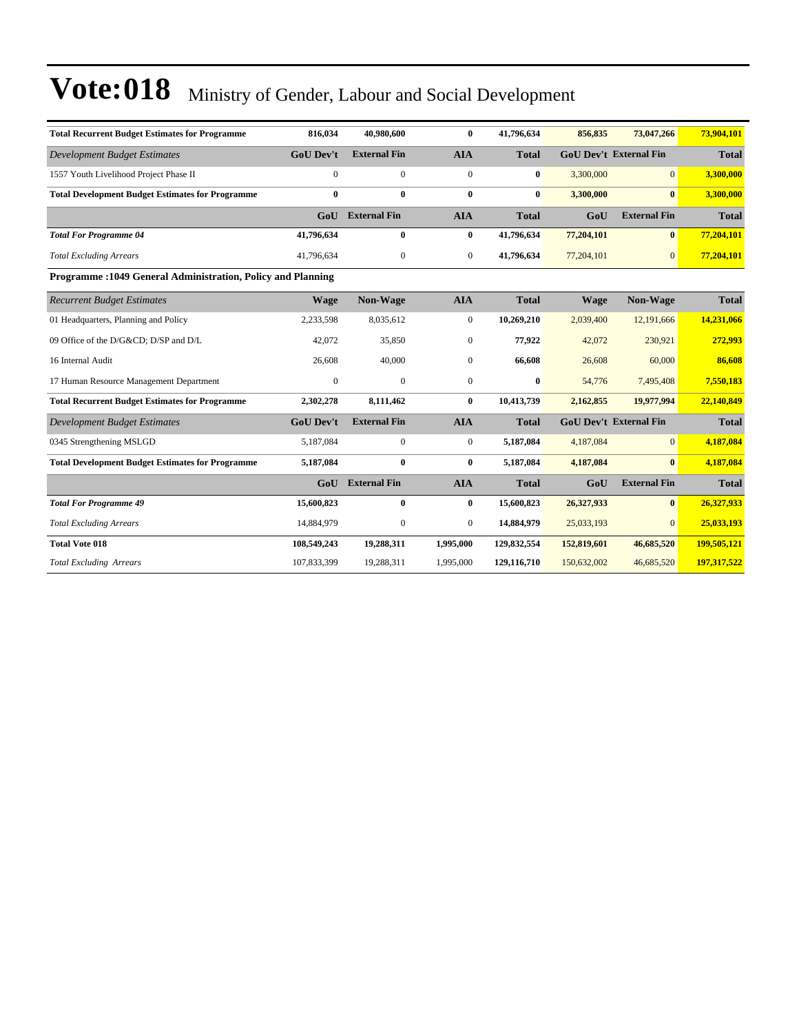# Vote:018 Ministry of Gender, Labour and Social Development

| | | | | | | | |
|---|---|---|---|---|---|---|---|
| **Total Recurrent Budget Estimates for Programme** | **816,034** | **40,980,600** | **0** | **41,796,634** | **856,835** | **73,047,266** | **73,904,101** |
| *Development Budget Estimates* | **GoU Dev't** | **External Fin** | **AIA** | **Total** | **GoU Dev't** | **External Fin** | **Total** |
| 1557 Youth Livelihood Project Phase II | 0 | 0 | 0 | **0** | 3,300,000 | 0 | **3,300,000** |
| **Total Development Budget Estimates for Programme** | **0** | **0** | **0** | **0** | **3,300,000** | **0** | **3,300,000** |
| | **GoU** | **External Fin** | **AIA** | **Total** | **GoU** | **External Fin** | **Total** |
| ***Total For Programme 04*** | **41,796,634** | **0** | **0** | **41,796,634** | **77,204,101** | **0** | **77,204,101** |
| *Total Excluding Arrears* | 41,796,634 | 0 | 0 | **41,796,634** | 77,204,101 | 0 | **77,204,101** |

**Programme :1049 General Administration, Policy and Planning**

| *Recurrent Budget Estimates* | **Wage** | **Non-Wage** | **AIA** | **Total** | **Wage** | **Non-Wage** | **Total** |
|---|---|---|---|---|---|---|---|
| 01 Headquarters, Planning and Policy | 2,233,598 | 8,035,612 | 0 | **10,269,210** | 2,039,400 | 12,191,666 | **14,231,066** |
| 09 Office of the D/G&CD; D/SP and D/L | 42,072 | 35,850 | 0 | **77,922** | 42,072 | 230,921 | **272,993** |
| 16 Internal Audit | 26,608 | 40,000 | 0 | **66,608** | 26,608 | 60,000 | **86,608** |
| 17 Human Resource Management Department | 0 | 0 | 0 | **0** | 54,776 | 7,495,408 | **7,550,183** |
| **Total Recurrent Budget Estimates for Programme** | **2,302,278** | **8,111,462** | **0** | **10,413,739** | **2,162,855** | **19,977,994** | **22,140,849** |
| *Development Budget Estimates* | **GoU Dev't** | **External Fin** | **AIA** | **Total** | **GoU Dev't** | **External Fin** | **Total** |
| 0345 Strengthening MSLGD | 5,187,084 | 0 | 0 | **5,187,084** | 4,187,084 | 0 | **4,187,084** |
| **Total Development Budget Estimates for Programme** | **5,187,084** | **0** | **0** | **5,187,084** | **4,187,084** | **0** | **4,187,084** |
| | **GoU** | **External Fin** | **AIA** | **Total** | **GoU** | **External Fin** | **Total** |
| ***Total For Programme 49*** | **15,600,823** | **0** | **0** | **15,600,823** | **26,327,933** | **0** | **26,327,933** |
| *Total Excluding Arrears* | 14,884,979 | 0 | 0 | **14,884,979** | 25,033,193 | 0 | **25,033,193** |
| **Total Vote 018** | **108,549,243** | **19,288,311** | **1,995,000** | **129,832,554** | **152,819,601** | **46,685,520** | **199,505,121** |
| *Total Excluding Arrears* | 107,833,399 | 19,288,311 | 1,995,000 | **129,116,710** | 150,632,002 | 46,685,520 | **197,317,522** |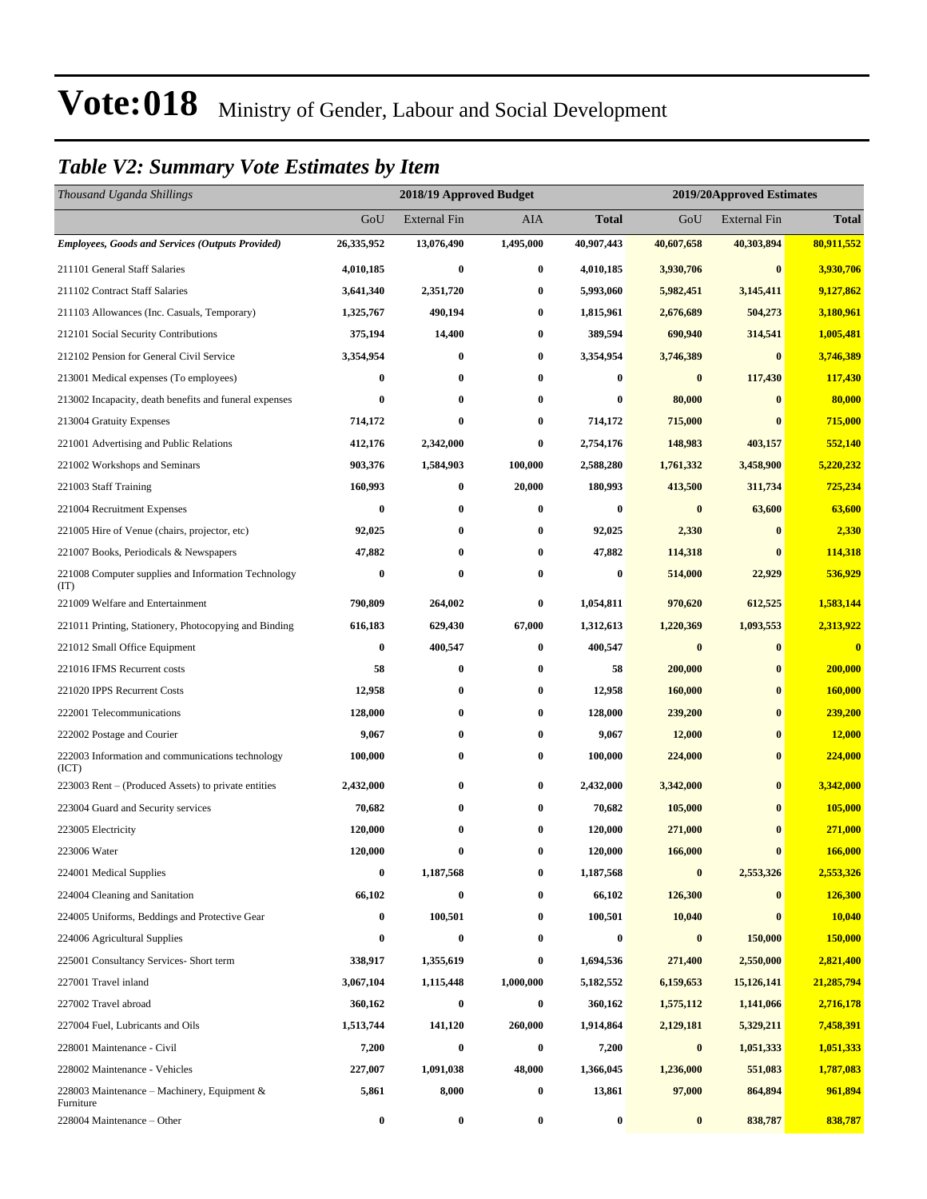# Vote:018 Ministry of Gender, Labour and Social Development

## *Table V2: Summary Vote Estimates by Item*

| *Thousand Uganda Shillings* | 2018/19 Approved Budget | | | | 2019/20Approved Estimates | | |
|---|---|---|---|---|---|---|---|
| | GoU | External Fin | AIA | **Total** | GoU | External Fin | **Total** |
| ***Employees, Goods and Services (Outputs Provided)*** | **26,335,952** | **13,076,490** | **1,495,000** | **40,907,443** | **40,607,658** | **40,303,894** | **80,911,552** |
| 211101 General Staff Salaries | **4,010,185** | **0** | **0** | **4,010,185** | **3,930,706** | **0** | **3,930,706** |
| 211102 Contract Staff Salaries | **3,641,340** | **2,351,720** | **0** | **5,993,060** | **5,982,451** | **3,145,411** | **9,127,862** |
| 211103 Allowances (Inc. Casuals, Temporary) | **1,325,767** | **490,194** | **0** | **1,815,961** | **2,676,689** | **504,273** | **3,180,961** |
| 212101 Social Security Contributions | **375,194** | **14,400** | **0** | **389,594** | **690,940** | **314,541** | **1,005,481** |
| 212102 Pension for General Civil Service | **3,354,954** | **0** | **0** | **3,354,954** | **3,746,389** | **0** | **3,746,389** |
| 213001 Medical expenses (To employees) | **0** | **0** | **0** | **0** | **0** | **117,430** | **117,430** |
| 213002 Incapacity, death benefits and funeral expenses | **0** | **0** | **0** | **0** | **80,000** | **0** | **80,000** |
| 213004 Gratuity Expenses | **714,172** | **0** | **0** | **714,172** | **715,000** | **0** | **715,000** |
| 221001 Advertising and Public Relations | **412,176** | **2,342,000** | **0** | **2,754,176** | **148,983** | **403,157** | **552,140** |
| 221002 Workshops and Seminars | **903,376** | **1,584,903** | **100,000** | **2,588,280** | **1,761,332** | **3,458,900** | **5,220,232** |
| 221003 Staff Training | **160,993** | **0** | **20,000** | **180,993** | **413,500** | **311,734** | **725,234** |
| 221004 Recruitment Expenses | **0** | **0** | **0** | **0** | **0** | **63,600** | **63,600** |
| 221005 Hire of Venue (chairs, projector, etc) | **92,025** | **0** | **0** | **92,025** | **2,330** | **0** | **2,330** |
| 221007 Books, Periodicals & Newspapers | **47,882** | **0** | **0** | **47,882** | **114,318** | **0** | **114,318** |
| 221008 Computer supplies and Information Technology (IT) | **0** | **0** | **0** | **0** | **514,000** | **22,929** | **536,929** |
| 221009 Welfare and Entertainment | **790,809** | **264,002** | **0** | **1,054,811** | **970,620** | **612,525** | **1,583,144** |
| 221011 Printing, Stationery, Photocopying and Binding | **616,183** | **629,430** | **67,000** | **1,312,613** | **1,220,369** | **1,093,553** | **2,313,922** |
| 221012 Small Office Equipment | **0** | **400,547** | **0** | **400,547** | **0** | **0** | **0** |
| 221016 IFMS Recurrent costs | **58** | **0** | **0** | **58** | **200,000** | **0** | **200,000** |
| 221020 IPPS Recurrent Costs | **12,958** | **0** | **0** | **12,958** | **160,000** | **0** | **160,000** |
| 222001 Telecommunications | **128,000** | **0** | **0** | **128,000** | **239,200** | **0** | **239,200** |
| 222002 Postage and Courier | **9,067** | **0** | **0** | **9,067** | **12,000** | **0** | **12,000** |
| 222003 Information and communications technology (ICT) | **100,000** | **0** | **0** | **100,000** | **224,000** | **0** | **224,000** |
| 223003 Rent – (Produced Assets) to private entities | **2,432,000** | **0** | **0** | **2,432,000** | **3,342,000** | **0** | **3,342,000** |
| 223004 Guard and Security services | **70,682** | **0** | **0** | **70,682** | **105,000** | **0** | **105,000** |
| 223005 Electricity | **120,000** | **0** | **0** | **120,000** | **271,000** | **0** | **271,000** |
| 223006 Water | **120,000** | **0** | **0** | **120,000** | **166,000** | **0** | **166,000** |
| 224001 Medical Supplies | **0** | **1,187,568** | **0** | **1,187,568** | **0** | **2,553,326** | **2,553,326** |
| 224004 Cleaning and Sanitation | **66,102** | **0** | **0** | **66,102** | **126,300** | **0** | **126,300** |
| 224005 Uniforms, Beddings and Protective Gear | **0** | **100,501** | **0** | **100,501** | **10,040** | **0** | **10,040** |
| 224006 Agricultural Supplies | **0** | **0** | **0** | **0** | **0** | **150,000** | **150,000** |
| 225001 Consultancy Services- Short term | **338,917** | **1,355,619** | **0** | **1,694,536** | **271,400** | **2,550,000** | **2,821,400** |
| 227001 Travel inland | **3,067,104** | **1,115,448** | **1,000,000** | **5,182,552** | **6,159,653** | **15,126,141** | **21,285,794** |
| 227002 Travel abroad | **360,162** | **0** | **0** | **360,162** | **1,575,112** | **1,141,066** | **2,716,178** |
| 227004 Fuel, Lubricants and Oils | **1,513,744** | **141,120** | **260,000** | **1,914,864** | **2,129,181** | **5,329,211** | **7,458,391** |
| 228001 Maintenance - Civil | **7,200** | **0** | **0** | **7,200** | **0** | **1,051,333** | **1,051,333** |
| 228002 Maintenance - Vehicles | **227,007** | **1,091,038** | **48,000** | **1,366,045** | **1,236,000** | **551,083** | **1,787,083** |
| 228003 Maintenance – Machinery, Equipment & Furniture | **5,861** | **8,000** | **0** | **13,861** | **97,000** | **864,894** | **961,894** |
| 228004 Maintenance – Other | **0** | **0** | **0** | **0** | **0** | **838,787** | **838,787** |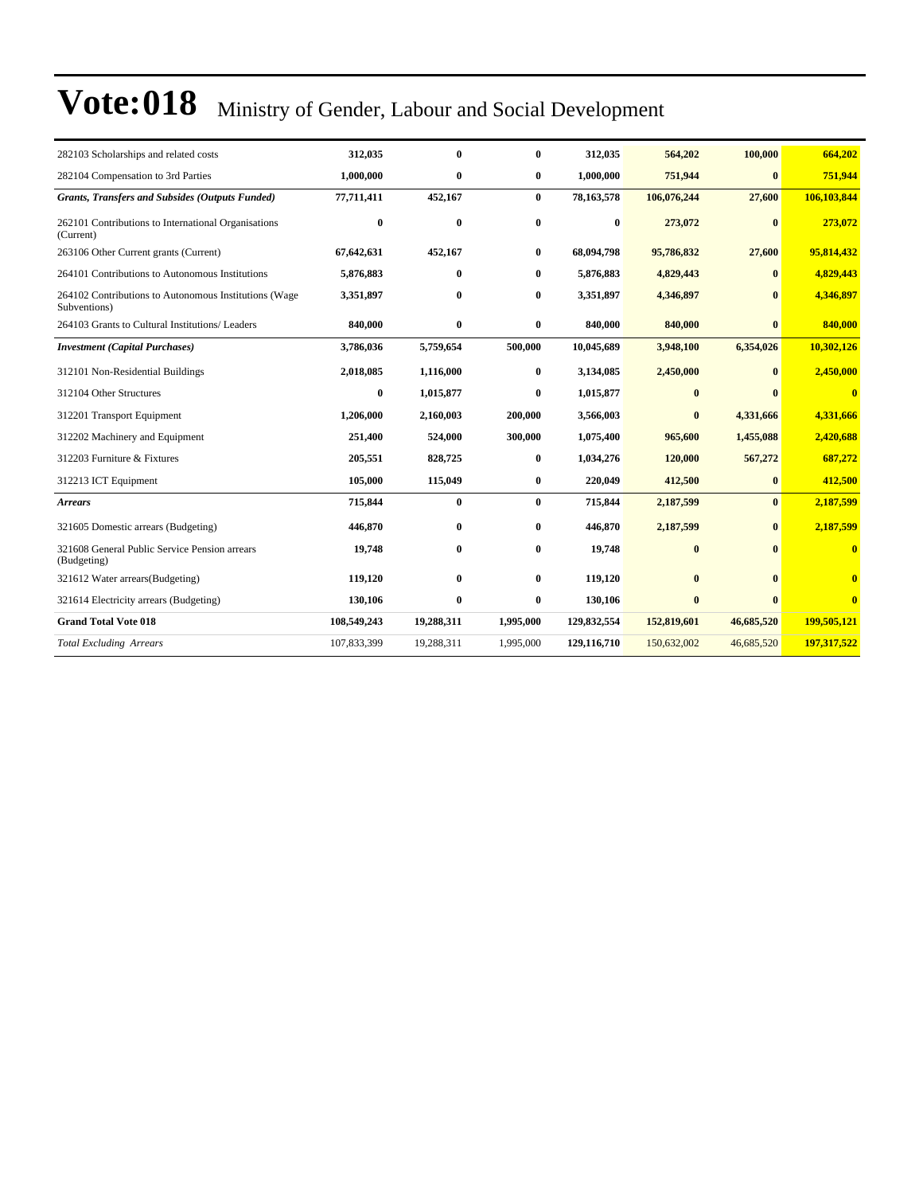# Vote:018 Ministry of Gender, Labour and Social Development

| | | | | | | | |
|---|---|---|---|---|---|---|---|
| 282103 Scholarships and related costs | **312,035** | **0** | **0** | **312,035** | **564,202** | **100,000** | **664,202** |
| 282104 Compensation to 3rd Parties | **1,000,000** | **0** | **0** | **1,000,000** | **751,944** | **0** | **751,944** |
| ***Grants, Transfers and Subsides (Outputs Funded)*** | **77,711,411** | **452,167** | **0** | **78,163,578** | **106,076,244** | **27,600** | **106,103,844** |
| 262101 Contributions to International Organisations (Current) | **0** | **0** | **0** | **0** | **273,072** | **0** | **273,072** |
| 263106 Other Current grants (Current) | **67,642,631** | **452,167** | **0** | **68,094,798** | **95,786,832** | **27,600** | **95,814,432** |
| 264101 Contributions to Autonomous Institutions | **5,876,883** | **0** | **0** | **5,876,883** | **4,829,443** | **0** | **4,829,443** |
| 264102 Contributions to Autonomous Institutions (Wage Subventions) | **3,351,897** | **0** | **0** | **3,351,897** | **4,346,897** | **0** | **4,346,897** |
| 264103 Grants to Cultural Institutions/ Leaders | **840,000** | **0** | **0** | **840,000** | **840,000** | **0** | **840,000** |
| ***Investment (Capital Purchases)*** | **3,786,036** | **5,759,654** | **500,000** | **10,045,689** | **3,948,100** | **6,354,026** | **10,302,126** |
| 312101 Non-Residential Buildings | **2,018,085** | **1,116,000** | **0** | **3,134,085** | **2,450,000** | **0** | **2,450,000** |
| 312104 Other Structures | **0** | **1,015,877** | **0** | **1,015,877** | **0** | **0** | **0** |
| 312201 Transport Equipment | **1,206,000** | **2,160,003** | **200,000** | **3,566,003** | **0** | **4,331,666** | **4,331,666** |
| 312202 Machinery and Equipment | **251,400** | **524,000** | **300,000** | **1,075,400** | **965,600** | **1,455,088** | **2,420,688** |
| 312203 Furniture & Fixtures | **205,551** | **828,725** | **0** | **1,034,276** | **120,000** | **567,272** | **687,272** |
| 312213 ICT Equipment | **105,000** | **115,049** | **0** | **220,049** | **412,500** | **0** | **412,500** |
| ***Arrears*** | **715,844** | **0** | **0** | **715,844** | **2,187,599** | **0** | **2,187,599** |
| 321605 Domestic arrears (Budgeting) | **446,870** | **0** | **0** | **446,870** | **2,187,599** | **0** | **2,187,599** |
| 321608 General Public Service Pension arrears (Budgeting) | **19,748** | **0** | **0** | **19,748** | **0** | **0** | **0** |
| 321612 Water arrears(Budgeting) | **119,120** | **0** | **0** | **119,120** | **0** | **0** | **0** |
| 321614 Electricity arrears (Budgeting) | **130,106** | **0** | **0** | **130,106** | **0** | **0** | **0** |
| **Grand Total Vote 018** | **108,549,243** | **19,288,311** | **1,995,000** | **129,832,554** | **152,819,601** | **46,685,520** | **199,505,121** |
| *Total Excluding Arrears* | 107,833,399 | 19,288,311 | 1,995,000 | **129,116,710** | 150,632,002 | 46,685,520 | **197,317,522** |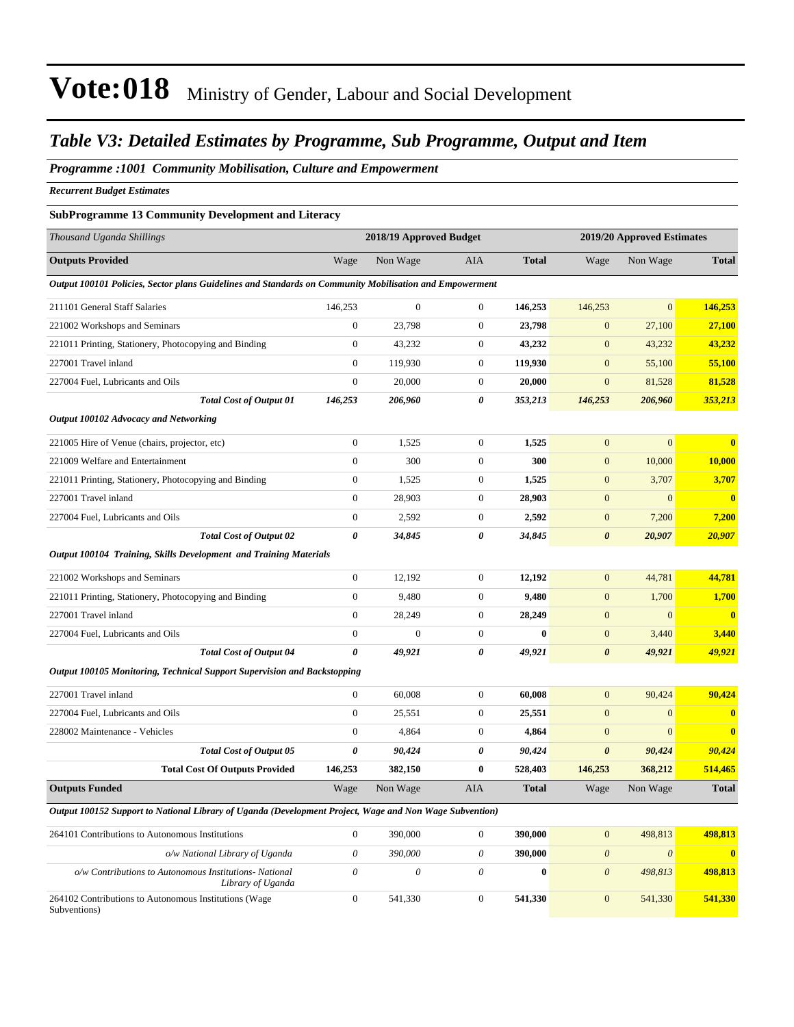# Vote:018 Ministry of Gender, Labour and Social Development

## *Table V3: Detailed Estimates by Programme, Sub Programme, Output and Item*

### *Programme :1001 Community Mobilisation, Culture and Empowerment*

*Recurrent Budget Estimates*

**SubProgramme 13 Community Development and Literacy**

| *Thousand Uganda Shillings* | 2018/19 Approved Budget | | | | 2019/20 Approved Estimates | | |
|---|---|---|---|---|---|---|---|
| **Outputs Provided** | Wage | Non Wage | AIA | **Total** | Wage | Non Wage | **Total** |
| ***Output 100101 Policies, Sector plans Guidelines and Standards on Community Mobilisation and Empowerment*** | | | | | | | |
| 211101 General Staff Salaries | 146,253 | 0 | 0 | **146,253** | 146,253 | 0 | **146,253** |
| 221002 Workshops and Seminars | 0 | 23,798 | 0 | **23,798** | 0 | 27,100 | **27,100** |
| 221011 Printing, Stationery, Photocopying and Binding | 0 | 43,232 | 0 | **43,232** | 0 | 43,232 | **43,232** |
| 227001 Travel inland | 0 | 119,930 | 0 | **119,930** | 0 | 55,100 | **55,100** |
| 227004 Fuel, Lubricants and Oils | 0 | 20,000 | 0 | **20,000** | 0 | 81,528 | **81,528** |
| ***Total Cost of Output 01*** | ***146,253*** | ***206,960*** | ***0*** | ***353,213*** | ***146,253*** | ***206,960*** | ***353,213*** |
| ***Output 100102 Advocacy and Networking*** | | | | | | | |
| 221005 Hire of Venue (chairs, projector, etc) | 0 | 1,525 | 0 | **1,525** | 0 | 0 | **0** |
| 221009 Welfare and Entertainment | 0 | 300 | 0 | **300** | 0 | 10,000 | **10,000** |
| 221011 Printing, Stationery, Photocopying and Binding | 0 | 1,525 | 0 | **1,525** | 0 | 3,707 | **3,707** |
| 227001 Travel inland | 0 | 28,903 | 0 | **28,903** | 0 | 0 | **0** |
| 227004 Fuel, Lubricants and Oils | 0 | 2,592 | 0 | **2,592** | 0 | 7,200 | **7,200** |
| ***Total Cost of Output 02*** | ***0*** | ***34,845*** | ***0*** | ***34,845*** | ***0*** | ***20,907*** | ***20,907*** |
| ***Output 100104 Training, Skills Development and Training Materials*** | | | | | | | |
| 221002 Workshops and Seminars | 0 | 12,192 | 0 | **12,192** | 0 | 44,781 | **44,781** |
| 221011 Printing, Stationery, Photocopying and Binding | 0 | 9,480 | 0 | **9,480** | 0 | 1,700 | **1,700** |
| 227001 Travel inland | 0 | 28,249 | 0 | **28,249** | 0 | 0 | **0** |
| 227004 Fuel, Lubricants and Oils | 0 | 0 | 0 | **0** | 0 | 3,440 | **3,440** |
| ***Total Cost of Output 04*** | ***0*** | ***49,921*** | ***0*** | ***49,921*** | ***0*** | ***49,921*** | ***49,921*** |
| ***Output 100105 Monitoring, Technical Support Supervision and Backstopping*** | | | | | | | |
| 227001 Travel inland | 0 | 60,008 | 0 | **60,008** | 0 | 90,424 | **90,424** |
| 227004 Fuel, Lubricants and Oils | 0 | 25,551 | 0 | **25,551** | 0 | 0 | **0** |
| 228002 Maintenance - Vehicles | 0 | 4,864 | 0 | **4,864** | 0 | 0 | **0** |
| ***Total Cost of Output 05*** | ***0*** | ***90,424*** | ***0*** | ***90,424*** | ***0*** | ***90,424*** | ***90,424*** |
| **Total Cost Of Outputs Provided** | **146,253** | **382,150** | **0** | **528,403** | **146,253** | **368,212** | **514,465** |
| **Outputs Funded** | Wage | Non Wage | AIA | **Total** | Wage | Non Wage | **Total** |
| ***Output 100152 Support to National Library of Uganda (Development Project, Wage and Non Wage Subvention)*** | | | | | | | |
| 264101 Contributions to Autonomous Institutions | 0 | 390,000 | 0 | **390,000** | 0 | 498,813 | **498,813** |
| *o/w National Library of Uganda* | *0* | *390,000* | *0* | **390,000** | *0* | *0* | **0** |
| *o/w Contributions to Autonomous Institutions- National Library of Uganda* | *0* | *0* | *0* | **0** | *0* | *498,813* | **498,813** |
| 264102 Contributions to Autonomous Institutions (Wage Subventions) | 0 | 541,330 | 0 | **541,330** | 0 | 541,330 | **541,330** |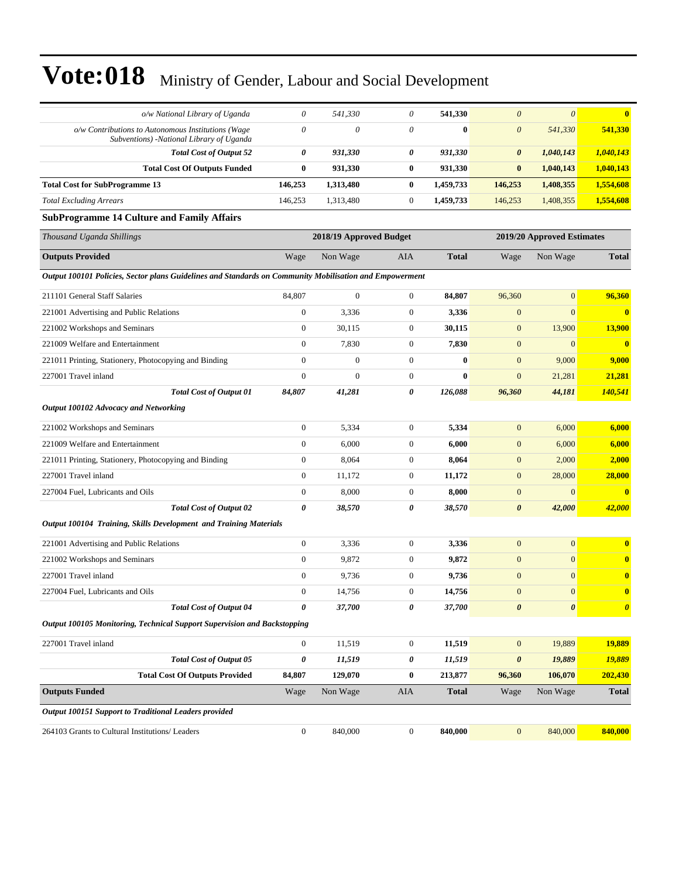# Vote:018 Ministry of Gender, Labour and Social Development

| | | | | | | | |
|---|---|---|---|---|---|---|---|
| *o/w National Library of Uganda* | *0* | *541,330* | *0* | **541,330** | *0* | *0* | **0** |
| *o/w Contributions to Autonomous Institutions (Wage Subventions) -National Library of Uganda* | *0* | *0* | *0* | **0** | *0* | *541,330* | **541,330** |
| ***Total Cost of Output 52*** | ***0*** | ***931,330*** | ***0*** | ***931,330*** | ***0*** | ***1,040,143*** | ***1,040,143*** |
| **Total Cost Of Outputs Funded** | **0** | **931,330** | **0** | **931,330** | **0** | **1,040,143** | **1,040,143** |
| **Total Cost for SubProgramme 13** | **146,253** | **1,313,480** | **0** | **1,459,733** | **146,253** | **1,408,355** | **1,554,608** |
| *Total Excluding Arrears* | 146,253 | 1,313,480 | 0 | **1,459,733** | 146,253 | 1,408,355 | **1,554,608** |

### SubProgramme 14 Culture and Family Affairs

| *Thousand Uganda Shillings* | 2018/19 Approved Budget | | | | 2019/20 Approved Estimates | | |
|---|---|---|---|---|---|---|---|
| **Outputs Provided** | Wage | Non Wage | AIA | **Total** | Wage | Non Wage | **Total** |
| ***Output 100101 Policies, Sector plans Guidelines and Standards on Community Mobilisation and Empowerment*** | | | | | | | |
| 211101 General Staff Salaries | 84,807 | 0 | 0 | **84,807** | 96,360 | 0 | **96,360** |
| 221001 Advertising and Public Relations | 0 | 3,336 | 0 | **3,336** | 0 | 0 | **0** |
| 221002 Workshops and Seminars | 0 | 30,115 | 0 | **30,115** | 0 | 13,900 | **13,900** |
| 221009 Welfare and Entertainment | 0 | 7,830 | 0 | **7,830** | 0 | 0 | **0** |
| 221011 Printing, Stationery, Photocopying and Binding | 0 | 0 | 0 | **0** | 0 | 9,000 | **9,000** |
| 227001 Travel inland | 0 | 0 | 0 | **0** | 0 | 21,281 | **21,281** |
| ***Total Cost of Output 01*** | ***84,807*** | ***41,281*** | ***0*** | ***126,088*** | ***96,360*** | ***44,181*** | ***140,541*** |
| ***Output 100102 Advocacy and Networking*** | | | | | | | |
| 221002 Workshops and Seminars | 0 | 5,334 | 0 | **5,334** | 0 | 6,000 | **6,000** |
| 221009 Welfare and Entertainment | 0 | 6,000 | 0 | **6,000** | 0 | 6,000 | **6,000** |
| 221011 Printing, Stationery, Photocopying and Binding | 0 | 8,064 | 0 | **8,064** | 0 | 2,000 | **2,000** |
| 227001 Travel inland | 0 | 11,172 | 0 | **11,172** | 0 | 28,000 | **28,000** |
| 227004 Fuel, Lubricants and Oils | 0 | 8,000 | 0 | **8,000** | 0 | 0 | **0** |
| ***Total Cost of Output 02*** | ***0*** | ***38,570*** | ***0*** | ***38,570*** | ***0*** | ***42,000*** | ***42,000*** |
| ***Output 100104 Training, Skills Development and Training Materials*** | | | | | | | |
| 221001 Advertising and Public Relations | 0 | 3,336 | 0 | **3,336** | 0 | 0 | **0** |
| 221002 Workshops and Seminars | 0 | 9,872 | 0 | **9,872** | 0 | 0 | **0** |
| 227001 Travel inland | 0 | 9,736 | 0 | **9,736** | 0 | 0 | **0** |
| 227004 Fuel, Lubricants and Oils | 0 | 14,756 | 0 | **14,756** | 0 | 0 | **0** |
| ***Total Cost of Output 04*** | ***0*** | ***37,700*** | ***0*** | ***37,700*** | ***0*** | ***0*** | ***0*** |
| ***Output 100105 Monitoring, Technical Support Supervision and Backstopping*** | | | | | | | |
| 227001 Travel inland | 0 | 11,519 | 0 | **11,519** | 0 | 19,889 | **19,889** |
| ***Total Cost of Output 05*** | ***0*** | ***11,519*** | ***0*** | ***11,519*** | ***0*** | ***19,889*** | ***19,889*** |
| **Total Cost Of Outputs Provided** | **84,807** | **129,070** | **0** | **213,877** | **96,360** | **106,070** | **202,430** |
| **Outputs Funded** | Wage | Non Wage | AIA | **Total** | Wage | Non Wage | **Total** |
| ***Output 100151 Support to Traditional Leaders provided*** | | | | | | | |
| 264103 Grants to Cultural Institutions/ Leaders | 0 | 840,000 | 0 | **840,000** | 0 | 840,000 | **840,000** |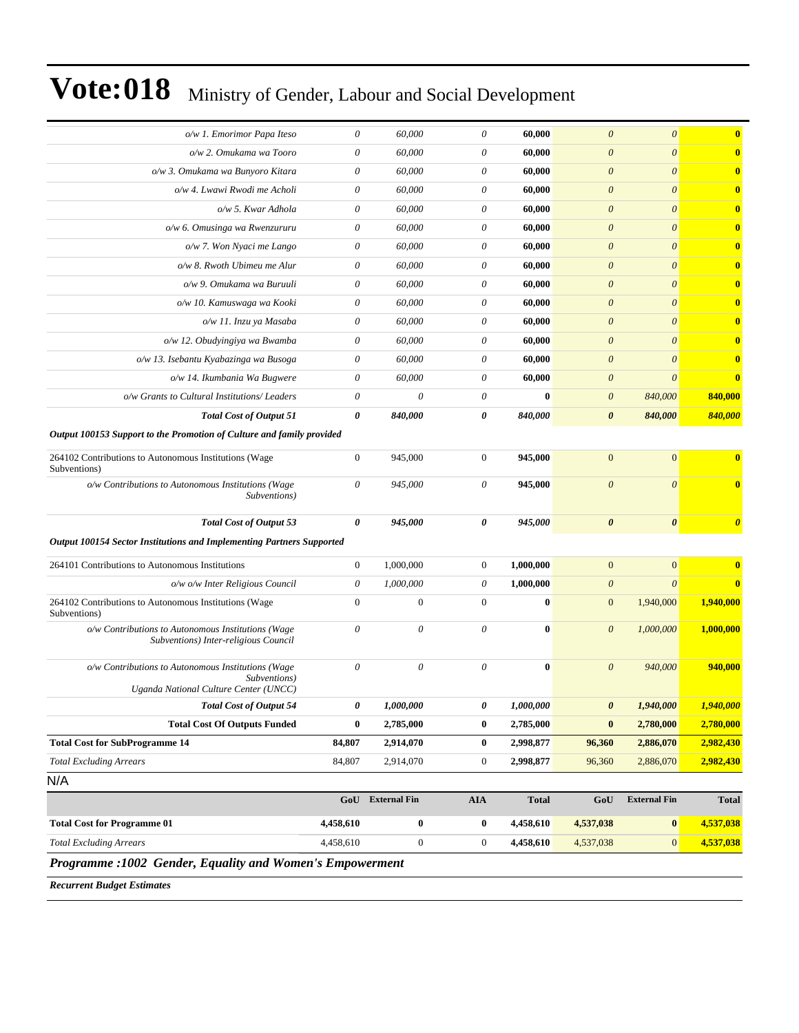# Vote:018 Ministry of Gender, Labour and Social Development

| | | | | | | | |
|---|---|---|---|---|---|---|---|
| *o/w 1. Emorimor Papa Iteso* | *0* | *60,000* | *0* | **60,000** | *0* | *0* | **0** |
| *o/w 2. Omukama wa Tooro* | *0* | *60,000* | *0* | **60,000** | *0* | *0* | **0** |
| *o/w 3. Omukama wa Bunyoro Kitara* | *0* | *60,000* | *0* | **60,000** | *0* | *0* | **0** |
| *o/w 4. Lwawi Rwodi me Acholi* | *0* | *60,000* | *0* | **60,000** | *0* | *0* | **0** |
| *o/w 5. Kwar Adhola* | *0* | *60,000* | *0* | **60,000** | *0* | *0* | **0** |
| *o/w 6. Omusinga wa Rwenzururu* | *0* | *60,000* | *0* | **60,000** | *0* | *0* | **0** |
| *o/w 7. Won Nyaci me Lango* | *0* | *60,000* | *0* | **60,000** | *0* | *0* | **0** |
| *o/w 8. Rwoth Ubimeu me Alur* | *0* | *60,000* | *0* | **60,000** | *0* | *0* | **0** |
| *o/w 9. Omukama wa Buruuli* | *0* | *60,000* | *0* | **60,000** | *0* | *0* | **0** |
| *o/w 10. Kamuswaga wa Kooki* | *0* | *60,000* | *0* | **60,000** | *0* | *0* | **0** |
| *o/w 11. Inzu ya Masaba* | *0* | *60,000* | *0* | **60,000** | *0* | *0* | **0** |
| *o/w 12. Obudyingiya wa Bwamba* | *0* | *60,000* | *0* | **60,000** | *0* | *0* | **0** |
| *o/w 13. Isebantu Kyabazinga wa Busoga* | *0* | *60,000* | *0* | **60,000** | *0* | *0* | **0** |
| *o/w 14. Ikumbania Wa Bugwere* | *0* | *60,000* | *0* | **60,000** | *0* | *0* | **0** |
| *o/w Grants to Cultural Institutions/ Leaders* | *0* | *0* | *0* | **0** | *0* | *840,000* | **840,000** |
| ***Total Cost of Output 51*** | ***0*** | ***840,000*** | ***0*** | ***840,000*** | ***0*** | ***840,000*** | ***840,000*** |
| ***Output 100153 Support to the Promotion of Culture and family provided*** | | | | | | | |
| 264102 Contributions to Autonomous Institutions (Wage Subventions) | 0 | 945,000 | 0 | **945,000** | 0 | 0 | **0** |
| *o/w Contributions to Autonomous Institutions (Wage Subventions)* | *0* | *945,000* | *0* | **945,000** | *0* | *0* | **0** |
| ***Total Cost of Output 53*** | ***0*** | ***945,000*** | ***0*** | ***945,000*** | ***0*** | ***0*** | ***0*** |
| ***Output 100154 Sector Institutions and Implementing Partners Supported*** | | | | | | | |
| 264101 Contributions to Autonomous Institutions | 0 | 1,000,000 | 0 | **1,000,000** | 0 | 0 | **0** |
| *o/w o/w Inter Religious Council* | *0* | *1,000,000* | *0* | **1,000,000** | *0* | *0* | **0** |
| 264102 Contributions to Autonomous Institutions (Wage Subventions) | 0 | 0 | 0 | **0** | 0 | 1,940,000 | **1,940,000** |
| *o/w Contributions to Autonomous Institutions (Wage Subventions) Inter-religious Council* | *0* | *0* | *0* | **0** | *0* | *1,000,000* | **1,000,000** |
| *o/w Contributions to Autonomous Institutions (Wage Subventions) Uganda National Culture Center (UNCC)* | *0* | *0* | *0* | **0** | *0* | *940,000* | **940,000** |
| ***Total Cost of Output 54*** | ***0*** | ***1,000,000*** | ***0*** | ***1,000,000*** | ***0*** | ***1,940,000*** | ***1,940,000*** |
| **Total Cost Of Outputs Funded** | **0** | **2,785,000** | **0** | **2,785,000** | **0** | **2,780,000** | **2,780,000** |
| **Total Cost for SubProgramme 14** | **84,807** | **2,914,070** | **0** | **2,998,877** | **96,360** | **2,886,070** | **2,982,430** |
| *Total Excluding Arrears* | 84,807 | 2,914,070 | 0 | **2,998,877** | 96,360 | 2,886,070 | **2,982,430** |

N/A

| | GoU | External Fin | AIA | Total | GoU | External Fin | Total |
|---|---|---|---|---|---|---|---|
| **Total Cost for Programme 01** | **4,458,610** | **0** | **0** | **4,458,610** | **4,537,038** | **0** | **4,537,038** |
| *Total Excluding Arrears* | 4,458,610 | 0 | 0 | **4,458,610** | 4,537,038 | 0 | **4,537,038** |

## *Programme :1002 Gender, Equality and Women's Empowerment*

***Recurrent Budget Estimates***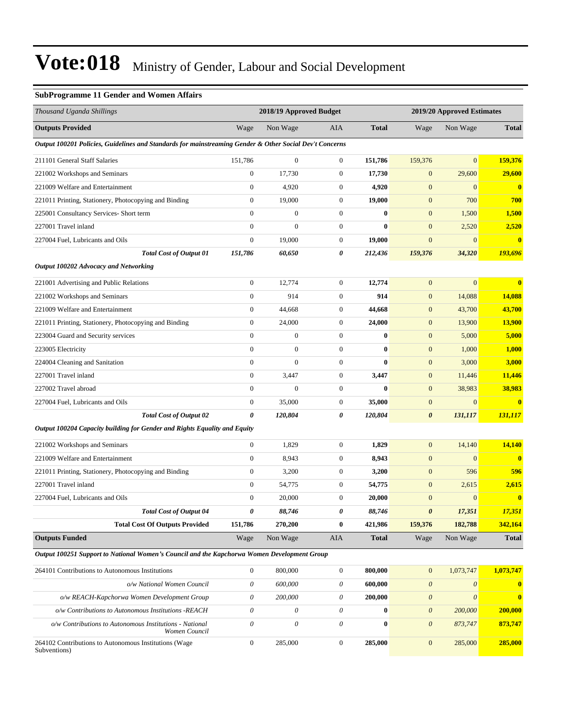# Vote:018 Ministry of Gender, Labour and Social Development

### SubProgramme 11 Gender and Women Affairs

| *Thousand Uganda Shillings* | 2018/19 Approved Budget | | | | 2019/20 Approved Estimates | | |
|---|---|---|---|---|---|---|---|
| **Outputs Provided** | Wage | Non Wage | AIA | **Total** | Wage | Non Wage | **Total** |
| ***Output 100201 Policies, Guidelines and Standards for mainstreaming Gender & Other Social Dev't Concerns*** | | | | | | | |
| 211101 General Staff Salaries | 151,786 | 0 | 0 | **151,786** | 159,376 | 0 | **159,376** |
| 221002 Workshops and Seminars | 0 | 17,730 | 0 | **17,730** | 0 | 29,600 | **29,600** |
| 221009 Welfare and Entertainment | 0 | 4,920 | 0 | **4,920** | 0 | 0 | **0** |
| 221011 Printing, Stationery, Photocopying and Binding | 0 | 19,000 | 0 | **19,000** | 0 | 700 | **700** |
| 225001 Consultancy Services- Short term | 0 | 0 | 0 | **0** | 0 | 1,500 | **1,500** |
| 227001 Travel inland | 0 | 0 | 0 | **0** | 0 | 2,520 | **2,520** |
| 227004 Fuel, Lubricants and Oils | 0 | 19,000 | 0 | **19,000** | 0 | 0 | **0** |
| ***Total Cost of Output 01*** | ***151,786*** | ***60,650*** | ***0*** | ***212,436*** | ***159,376*** | ***34,320*** | ***193,696*** |
| ***Output 100202 Advocacy and Networking*** | | | | | | | |
| 221001 Advertising and Public Relations | 0 | 12,774 | 0 | **12,774** | 0 | 0 | **0** |
| 221002 Workshops and Seminars | 0 | 914 | 0 | **914** | 0 | 14,088 | **14,088** |
| 221009 Welfare and Entertainment | 0 | 44,668 | 0 | **44,668** | 0 | 43,700 | **43,700** |
| 221011 Printing, Stationery, Photocopying and Binding | 0 | 24,000 | 0 | **24,000** | 0 | 13,900 | **13,900** |
| 223004 Guard and Security services | 0 | 0 | 0 | **0** | 0 | 5,000 | **5,000** |
| 223005 Electricity | 0 | 0 | 0 | **0** | 0 | 1,000 | **1,000** |
| 224004 Cleaning and Sanitation | 0 | 0 | 0 | **0** | 0 | 3,000 | **3,000** |
| 227001 Travel inland | 0 | 3,447 | 0 | **3,447** | 0 | 11,446 | **11,446** |
| 227002 Travel abroad | 0 | 0 | 0 | **0** | 0 | 38,983 | **38,983** |
| 227004 Fuel, Lubricants and Oils | 0 | 35,000 | 0 | **35,000** | 0 | 0 | **0** |
| ***Total Cost of Output 02*** | ***0*** | ***120,804*** | ***0*** | ***120,804*** | ***0*** | ***131,117*** | ***131,117*** |
| ***Output 100204 Capacity building for Gender and Rights Equality and Equity*** | | | | | | | |
| 221002 Workshops and Seminars | 0 | 1,829 | 0 | **1,829** | 0 | 14,140 | **14,140** |
| 221009 Welfare and Entertainment | 0 | 8,943 | 0 | **8,943** | 0 | 0 | **0** |
| 221011 Printing, Stationery, Photocopying and Binding | 0 | 3,200 | 0 | **3,200** | 0 | 596 | **596** |
| 227001 Travel inland | 0 | 54,775 | 0 | **54,775** | 0 | 2,615 | **2,615** |
| 227004 Fuel, Lubricants and Oils | 0 | 20,000 | 0 | **20,000** | 0 | 0 | **0** |
| ***Total Cost of Output 04*** | ***0*** | ***88,746*** | ***0*** | ***88,746*** | ***0*** | ***17,351*** | ***17,351*** |
| **Total Cost Of Outputs Provided** | **151,786** | **270,200** | **0** | **421,986** | **159,376** | **182,788** | **342,164** |
| **Outputs Funded** | Wage | Non Wage | AIA | **Total** | Wage | Non Wage | **Total** |
| ***Output 100251 Support to National Women's Council and the Kapchorwa Women Development Group*** | | | | | | | |
| 264101 Contributions to Autonomous Institutions | 0 | 800,000 | 0 | **800,000** | 0 | 1,073,747 | **1,073,747** |
| *o/w National Women Council* | *0* | *600,000* | *0* | **600,000** | *0* | *0* | **0** |
| *o/w REACH-Kapchorwa Women Development Group* | *0* | *200,000* | *0* | **200,000** | *0* | *0* | **0** |
| *o/w Contributions to Autonomous Institutions -REACH* | *0* | *0* | *0* | **0** | *0* | *200,000* | **200,000** |
| *o/w Contributions to Autonomous Institutions - National Women Council* | *0* | *0* | *0* | **0** | *0* | *873,747* | **873,747** |
| 264102 Contributions to Autonomous Institutions (Wage Subventions) | 0 | 285,000 | 0 | **285,000** | 0 | 285,000 | **285,000** |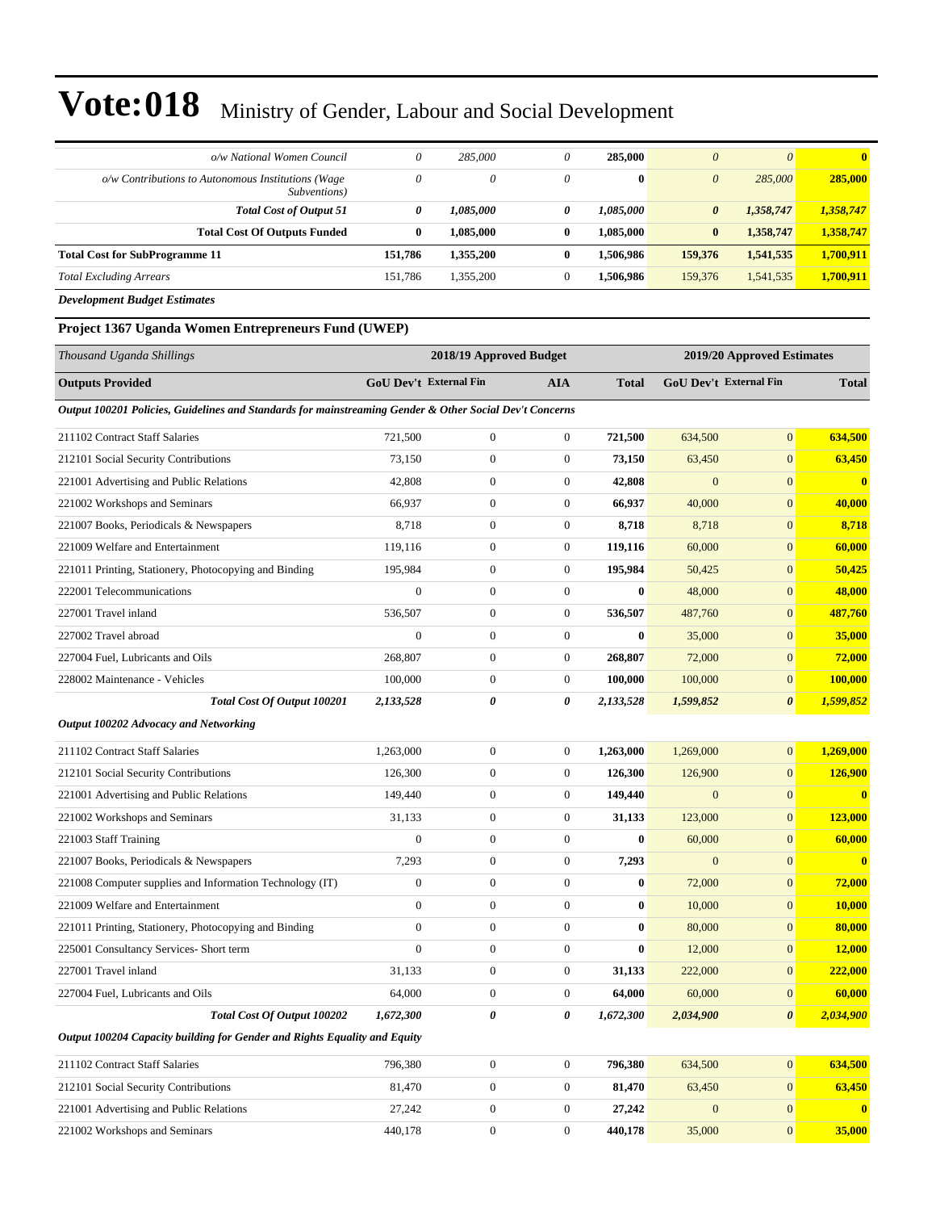# Vote:018 Ministry of Gender, Labour and Social Development

| | | | | | | | |
|---|---|---|---|---|---|---|---|
| *o/w National Women Council* | *0* | *285,000* | *0* | **285,000** | *0* | *0* | **0** |
| *o/w Contributions to Autonomous Institutions (Wage Subventions)* | *0* | *0* | *0* | **0** | *0* | *285,000* | **285,000** |
| ***Total Cost of Output 51*** | ***0*** | ***1,085,000*** | ***0*** | ***1,085,000*** | ***0*** | ***1,358,747*** | ***1,358,747*** |
| **Total Cost Of Outputs Funded** | **0** | **1,085,000** | **0** | **1,085,000** | **0** | **1,358,747** | **1,358,747** |
| **Total Cost for SubProgramme 11** | **151,786** | **1,355,200** | **0** | **1,506,986** | **159,376** | **1,541,535** | **1,700,911** |
| *Total Excluding Arrears* | 151,786 | 1,355,200 | 0 | **1,506,986** | 159,376 | 1,541,535 | **1,700,911** |

***Development Budget Estimates***

### Project 1367 Uganda Women Entrepreneurs Fund (UWEP)

| *Thousand Uganda Shillings* | 2018/19 Approved Budget | | | | 2019/20 Approved Estimates | | |
|---|---|---|---|---|---|---|---|
| **Outputs Provided** | **GoU Dev't** | **External Fin** | **AIA** | **Total** | **GoU Dev't** | **External Fin** | **Total** |
| ***Output 100201 Policies, Guidelines and Standards for mainstreaming Gender & Other Social Dev't Concerns*** | | | | | | | |
| 211102 Contract Staff Salaries | 721,500 | 0 | 0 | **721,500** | 634,500 | 0 | **634,500** |
| 212101 Social Security Contributions | 73,150 | 0 | 0 | **73,150** | 63,450 | 0 | **63,450** |
| 221001 Advertising and Public Relations | 42,808 | 0 | 0 | **42,808** | 0 | 0 | **0** |
| 221002 Workshops and Seminars | 66,937 | 0 | 0 | **66,937** | 40,000 | 0 | **40,000** |
| 221007 Books, Periodicals & Newspapers | 8,718 | 0 | 0 | **8,718** | 8,718 | 0 | **8,718** |
| 221009 Welfare and Entertainment | 119,116 | 0 | 0 | **119,116** | 60,000 | 0 | **60,000** |
| 221011 Printing, Stationery, Photocopying and Binding | 195,984 | 0 | 0 | **195,984** | 50,425 | 0 | **50,425** |
| 222001 Telecommunications | 0 | 0 | 0 | **0** | 48,000 | 0 | **48,000** |
| 227001 Travel inland | 536,507 | 0 | 0 | **536,507** | 487,760 | 0 | **487,760** |
| 227002 Travel abroad | 0 | 0 | 0 | **0** | 35,000 | 0 | **35,000** |
| 227004 Fuel, Lubricants and Oils | 268,807 | 0 | 0 | **268,807** | 72,000 | 0 | **72,000** |
| 228002 Maintenance - Vehicles | 100,000 | 0 | 0 | **100,000** | 100,000 | 0 | **100,000** |
| ***Total Cost Of Output 100201*** | ***2,133,528*** | ***0*** | ***0*** | ***2,133,528*** | ***1,599,852*** | ***0*** | ***1,599,852*** |
| ***Output 100202 Advocacy and Networking*** | | | | | | | |
| 211102 Contract Staff Salaries | 1,263,000 | 0 | 0 | **1,263,000** | 1,269,000 | 0 | **1,269,000** |
| 212101 Social Security Contributions | 126,300 | 0 | 0 | **126,300** | 126,900 | 0 | **126,900** |
| 221001 Advertising and Public Relations | 149,440 | 0 | 0 | **149,440** | 0 | 0 | **0** |
| 221002 Workshops and Seminars | 31,133 | 0 | 0 | **31,133** | 123,000 | 0 | **123,000** |
| 221003 Staff Training | 0 | 0 | 0 | **0** | 60,000 | 0 | **60,000** |
| 221007 Books, Periodicals & Newspapers | 7,293 | 0 | 0 | **7,293** | 0 | 0 | **0** |
| 221008 Computer supplies and Information Technology (IT) | 0 | 0 | 0 | **0** | 72,000 | 0 | **72,000** |
| 221009 Welfare and Entertainment | 0 | 0 | 0 | **0** | 10,000 | 0 | **10,000** |
| 221011 Printing, Stationery, Photocopying and Binding | 0 | 0 | 0 | **0** | 80,000 | 0 | **80,000** |
| 225001 Consultancy Services- Short term | 0 | 0 | 0 | **0** | 12,000 | 0 | **12,000** |
| 227001 Travel inland | 31,133 | 0 | 0 | **31,133** | 222,000 | 0 | **222,000** |
| 227004 Fuel, Lubricants and Oils | 64,000 | 0 | 0 | **64,000** | 60,000 | 0 | **60,000** |
| ***Total Cost Of Output 100202*** | ***1,672,300*** | ***0*** | ***0*** | ***1,672,300*** | ***2,034,900*** | ***0*** | ***2,034,900*** |
| ***Output 100204 Capacity building for Gender and Rights Equality and Equity*** | | | | | | | |
| 211102 Contract Staff Salaries | 796,380 | 0 | 0 | **796,380** | 634,500 | 0 | **634,500** |
| 212101 Social Security Contributions | 81,470 | 0 | 0 | **81,470** | 63,450 | 0 | **63,450** |
| 221001 Advertising and Public Relations | 27,242 | 0 | 0 | **27,242** | 0 | 0 | **0** |
| 221002 Workshops and Seminars | 440,178 | 0 | 0 | **440,178** | 35,000 | 0 | **35,000** |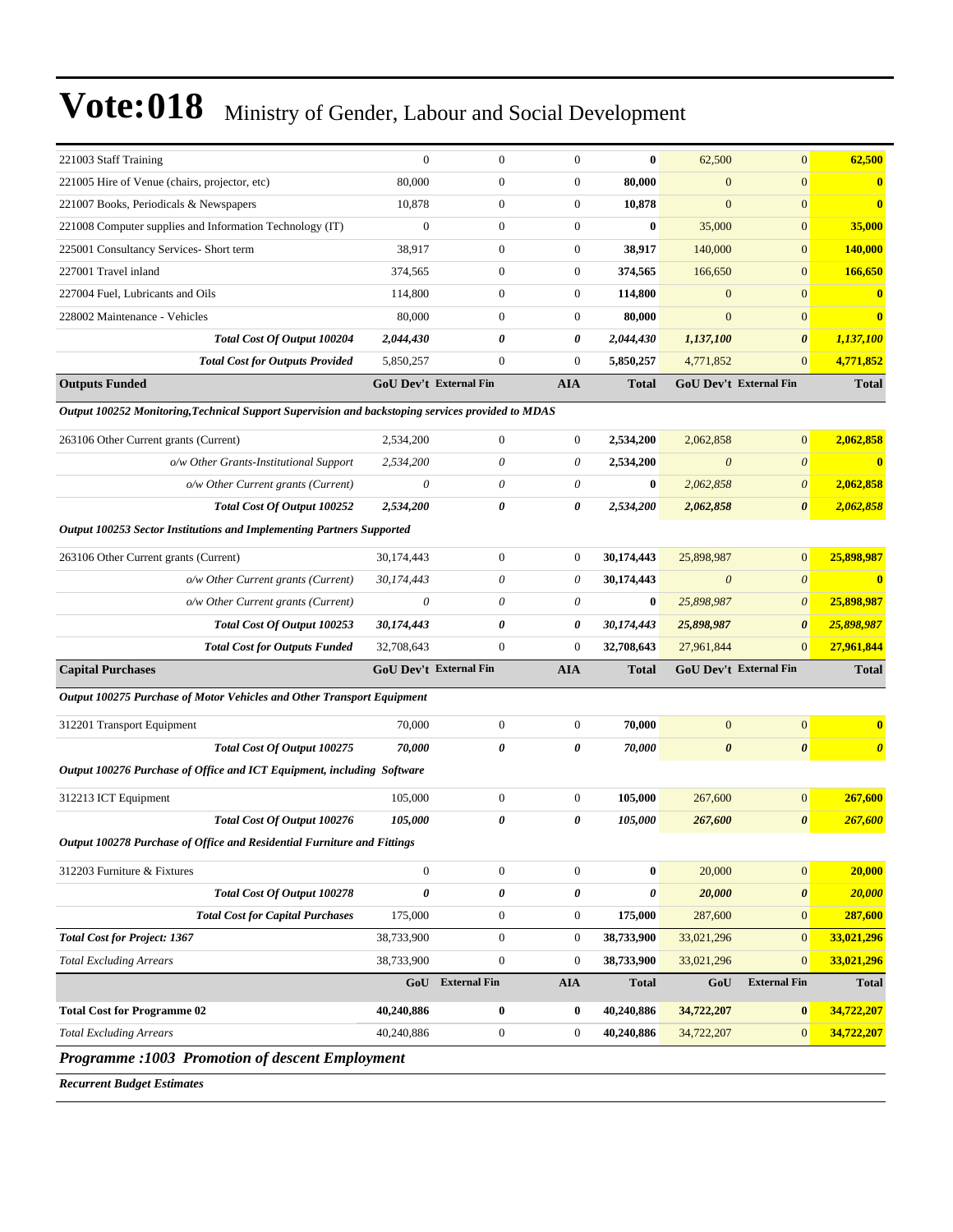# Vote:018 Ministry of Gender, Labour and Social Development

| | | | | | | | |
|---|---|---|---|---|---|---|---|
| 221003 Staff Training | 0 | 0 | 0 | **0** | 62,500 | 0 | **62,500** |
| 221005 Hire of Venue (chairs, projector, etc) | 80,000 | 0 | 0 | **80,000** | 0 | 0 | **0** |
| 221007 Books, Periodicals & Newspapers | 10,878 | 0 | 0 | **10,878** | 0 | 0 | **0** |
| 221008 Computer supplies and Information Technology (IT) | 0 | 0 | 0 | **0** | 35,000 | 0 | **35,000** |
| 225001 Consultancy Services- Short term | 38,917 | 0 | 0 | **38,917** | 140,000 | 0 | **140,000** |
| 227001 Travel inland | 374,565 | 0 | 0 | **374,565** | 166,650 | 0 | **166,650** |
| 227004 Fuel, Lubricants and Oils | 114,800 | 0 | 0 | **114,800** | 0 | 0 | **0** |
| 228002 Maintenance - Vehicles | 80,000 | 0 | 0 | **80,000** | 0 | 0 | **0** |
| ***Total Cost Of Output 100204*** | ***2,044,430*** | ***0*** | ***0*** | ***2,044,430*** | ***1,137,100*** | ***0*** | ***1,137,100*** |
| ***Total Cost for Outputs Provided*** | 5,850,257 | 0 | 0 | **5,850,257** | 4,771,852 | 0 | **4,771,852** |
| **Outputs Funded** | **GoU Dev't** | **External Fin** | **AIA** | **Total** | **GoU Dev't** | **External Fin** | **Total** |
| ***Output 100252 Monitoring,Technical Support Supervision and backstoping services provided to MDAS*** | | | | | | | |
| 263106 Other Current grants (Current) | 2,534,200 | 0 | 0 | **2,534,200** | 2,062,858 | 0 | **2,062,858** |
| *o/w Other Grants-Institutional Support* | *2,534,200* | *0* | *0* | **2,534,200** | *0* | *0* | **0** |
| *o/w Other Current grants (Current)* | *0* | *0* | *0* | **0** | *2,062,858* | *0* | **2,062,858** |
| ***Total Cost Of Output 100252*** | ***2,534,200*** | ***0*** | ***0*** | ***2,534,200*** | ***2,062,858*** | ***0*** | ***2,062,858*** |
| ***Output 100253 Sector Institutions and Implementing Partners Supported*** | | | | | | | |
| 263106 Other Current grants (Current) | 30,174,443 | 0 | 0 | **30,174,443** | 25,898,987 | 0 | **25,898,987** |
| *o/w Other Current grants (Current)* | *30,174,443* | *0* | *0* | **30,174,443** | *0* | *0* | **0** |
| *o/w Other Current grants (Current)* | *0* | *0* | *0* | **0** | *25,898,987* | *0* | **25,898,987** |
| ***Total Cost Of Output 100253*** | ***30,174,443*** | ***0*** | ***0*** | ***30,174,443*** | ***25,898,987*** | ***0*** | ***25,898,987*** |
| ***Total Cost for Outputs Funded*** | 32,708,643 | 0 | 0 | **32,708,643** | 27,961,844 | 0 | **27,961,844** |
| **Capital Purchases** | **GoU Dev't** | **External Fin** | **AIA** | **Total** | **GoU Dev't** | **External Fin** | **Total** |
| ***Output 100275 Purchase of Motor Vehicles and Other Transport Equipment*** | | | | | | | |
| 312201 Transport Equipment | 70,000 | 0 | 0 | **70,000** | 0 | 0 | **0** |
| ***Total Cost Of Output 100275*** | ***70,000*** | ***0*** | ***0*** | ***70,000*** | ***0*** | ***0*** | ***0*** |
| ***Output 100276 Purchase of Office and ICT Equipment, including Software*** | | | | | | | |
| 312213 ICT Equipment | 105,000 | 0 | 0 | **105,000** | 267,600 | 0 | **267,600** |
| ***Total Cost Of Output 100276*** | ***105,000*** | ***0*** | ***0*** | ***105,000*** | ***267,600*** | ***0*** | ***267,600*** |
| ***Output 100278 Purchase of Office and Residential Furniture and Fittings*** | | | | | | | |
| 312203 Furniture & Fixtures | 0 | 0 | 0 | **0** | 20,000 | 0 | **20,000** |
| ***Total Cost Of Output 100278*** | ***0*** | ***0*** | ***0*** | ***0*** | ***20,000*** | ***0*** | ***20,000*** |
| ***Total Cost for Capital Purchases*** | 175,000 | 0 | 0 | **175,000** | 287,600 | 0 | **287,600** |
| ***Total Cost for Project: 1367*** | 38,733,900 | 0 | 0 | **38,733,900** | 33,021,296 | 0 | **33,021,296** |
| *Total Excluding Arrears* | 38,733,900 | 0 | 0 | **38,733,900** | 33,021,296 | 0 | **33,021,296** |
| | **GoU** | **External Fin** | **AIA** | **Total** | **GoU** | **External Fin** | **Total** |
| **Total Cost for Programme 02** | **40,240,886** | **0** | **0** | **40,240,886** | **34,722,207** | **0** | **34,722,207** |
| *Total Excluding Arrears* | 40,240,886 | 0 | 0 | **40,240,886** | 34,722,207 | 0 | **34,722,207** |

## *Programme :1003 Promotion of descent Employment*

***Recurrent Budget Estimates***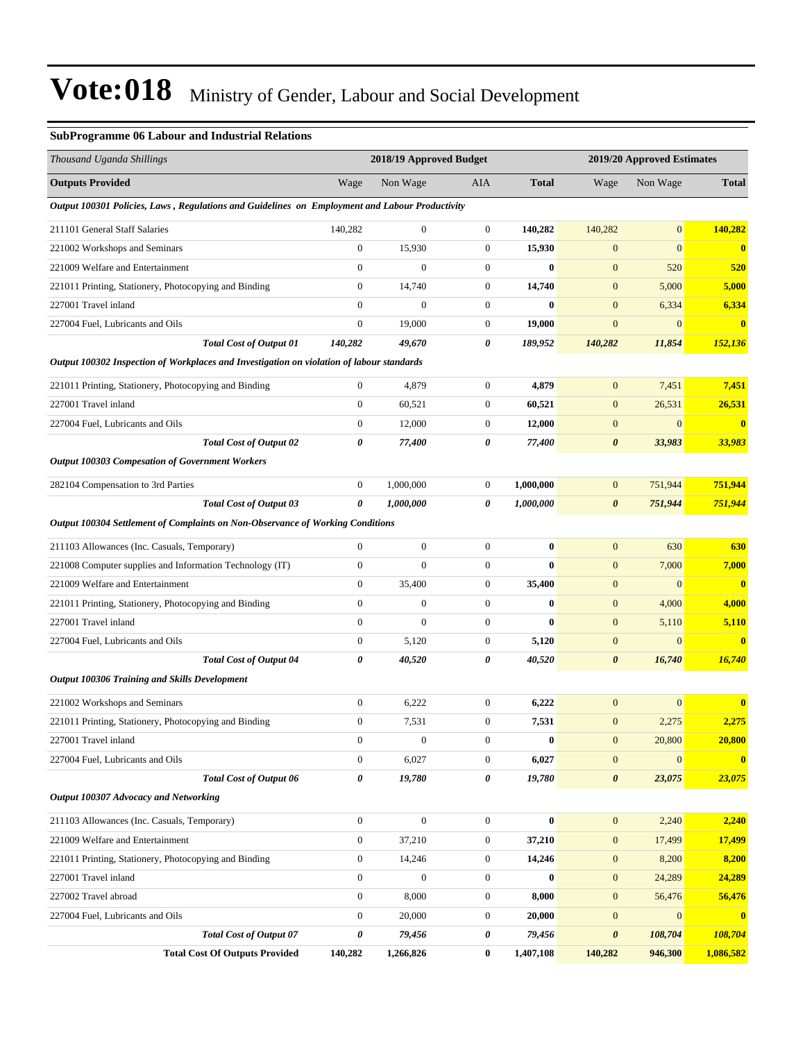# Vote:018 Ministry of Gender, Labour and Social Development

### SubProgramme 06 Labour and Industrial Relations

| *Thousand Uganda Shillings* | 2018/19 Approved Budget | | | | 2019/20 Approved Estimates | | |
|---|---|---|---|---|---|---|---|
| **Outputs Provided** | Wage | Non Wage | AIA | **Total** | Wage | Non Wage | **Total** |
| ***Output 100301 Policies, Laws , Regulations and Guidelines on Employment and Labour Productivity*** | | | | | | | |
| 211101 General Staff Salaries | 140,282 | 0 | 0 | **140,282** | 140,282 | 0 | **140,282** |
| 221002 Workshops and Seminars | 0 | 15,930 | 0 | **15,930** | 0 | 0 | **0** |
| 221009 Welfare and Entertainment | 0 | 0 | 0 | **0** | 0 | 520 | **520** |
| 221011 Printing, Stationery, Photocopying and Binding | 0 | 14,740 | 0 | **14,740** | 0 | 5,000 | **5,000** |
| 227001 Travel inland | 0 | 0 | 0 | **0** | 0 | 6,334 | **6,334** |
| 227004 Fuel, Lubricants and Oils | 0 | 19,000 | 0 | **19,000** | 0 | 0 | **0** |
| ***Total Cost of Output 01*** | ***140,282*** | ***49,670*** | ***0*** | ***189,952*** | ***140,282*** | ***11,854*** | ***152,136*** |
| ***Output 100302 Inspection of Workplaces and Investigation on violation of labour standards*** | | | | | | | |
| 221011 Printing, Stationery, Photocopying and Binding | 0 | 4,879 | 0 | **4,879** | 0 | 7,451 | **7,451** |
| 227001 Travel inland | 0 | 60,521 | 0 | **60,521** | 0 | 26,531 | **26,531** |
| 227004 Fuel, Lubricants and Oils | 0 | 12,000 | 0 | **12,000** | 0 | 0 | **0** |
| ***Total Cost of Output 02*** | ***0*** | ***77,400*** | ***0*** | ***77,400*** | ***0*** | ***33,983*** | ***33,983*** |
| ***Output 100303 Compesation of Government Workers*** | | | | | | | |
| 282104 Compensation to 3rd Parties | 0 | 1,000,000 | 0 | **1,000,000** | 0 | 751,944 | **751,944** |
| ***Total Cost of Output 03*** | ***0*** | ***1,000,000*** | ***0*** | ***1,000,000*** | ***0*** | ***751,944*** | ***751,944*** |
| ***Output 100304 Settlement of Complaints on Non-Observance of Working Conditions*** | | | | | | | |
| 211103 Allowances (Inc. Casuals, Temporary) | 0 | 0 | 0 | **0** | 0 | 630 | **630** |
| 221008 Computer supplies and Information Technology (IT) | 0 | 0 | 0 | **0** | 0 | 7,000 | **7,000** |
| 221009 Welfare and Entertainment | 0 | 35,400 | 0 | **35,400** | 0 | 0 | **0** |
| 221011 Printing, Stationery, Photocopying and Binding | 0 | 0 | 0 | **0** | 0 | 4,000 | **4,000** |
| 227001 Travel inland | 0 | 0 | 0 | **0** | 0 | 5,110 | **5,110** |
| 227004 Fuel, Lubricants and Oils | 0 | 5,120 | 0 | **5,120** | 0 | 0 | **0** |
| ***Total Cost of Output 04*** | ***0*** | ***40,520*** | ***0*** | ***40,520*** | ***0*** | ***16,740*** | ***16,740*** |
| ***Output 100306 Training and Skills Development*** | | | | | | | |
| 221002 Workshops and Seminars | 0 | 6,222 | 0 | **6,222** | 0 | 0 | **0** |
| 221011 Printing, Stationery, Photocopying and Binding | 0 | 7,531 | 0 | **7,531** | 0 | 2,275 | **2,275** |
| 227001 Travel inland | 0 | 0 | 0 | **0** | 0 | 20,800 | **20,800** |
| 227004 Fuel, Lubricants and Oils | 0 | 6,027 | 0 | **6,027** | 0 | 0 | **0** |
| ***Total Cost of Output 06*** | ***0*** | ***19,780*** | ***0*** | ***19,780*** | ***0*** | ***23,075*** | ***23,075*** |
| ***Output 100307 Advocacy and Networking*** | | | | | | | |
| 211103 Allowances (Inc. Casuals, Temporary) | 0 | 0 | 0 | **0** | 0 | 2,240 | **2,240** |
| 221009 Welfare and Entertainment | 0 | 37,210 | 0 | **37,210** | 0 | 17,499 | **17,499** |
| 221011 Printing, Stationery, Photocopying and Binding | 0 | 14,246 | 0 | **14,246** | 0 | 8,200 | **8,200** |
| 227001 Travel inland | 0 | 0 | 0 | **0** | 0 | 24,289 | **24,289** |
| 227002 Travel abroad | 0 | 8,000 | 0 | **8,000** | 0 | 56,476 | **56,476** |
| 227004 Fuel, Lubricants and Oils | 0 | 20,000 | 0 | **20,000** | 0 | 0 | **0** |
| ***Total Cost of Output 07*** | ***0*** | ***79,456*** | ***0*** | ***79,456*** | ***0*** | ***108,704*** | ***108,704*** |
| **Total Cost Of Outputs Provided** | **140,282** | **1,266,826** | **0** | **1,407,108** | **140,282** | **946,300** | **1,086,582** |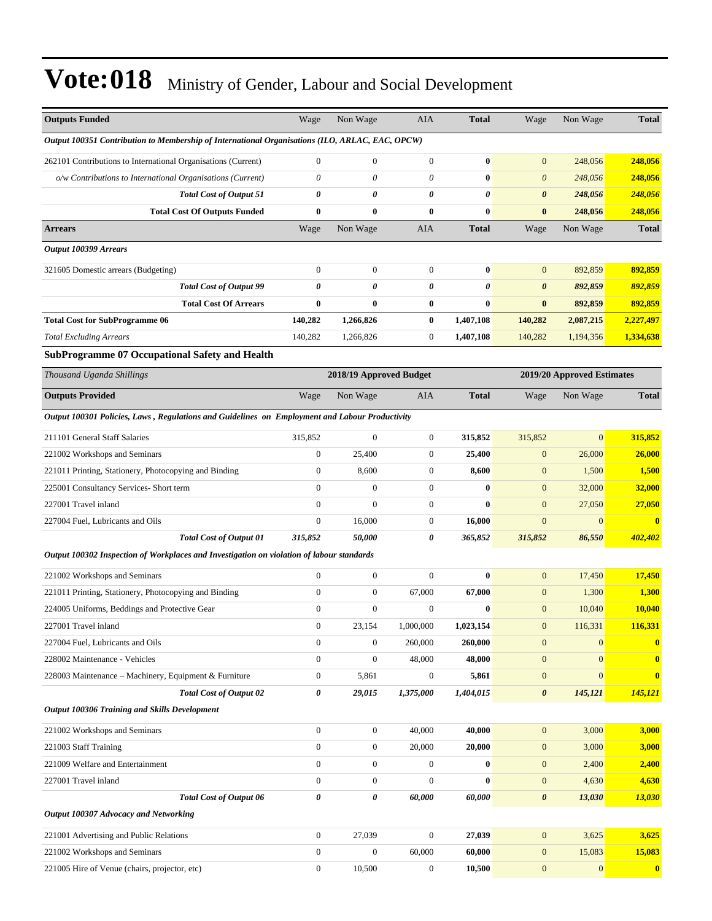# Vote:018 Ministry of Gender, Labour and Social Development

| Outputs Funded | Wage | Non Wage | AIA | Total | Wage | Non Wage | Total |
|---|---|---|---|---|---|---|---|
| ***Output 100351 Contribution to Membership of International Organisations (ILO, ARLAC, EAC, OPCW)*** | | | | | | | |
| 262101 Contributions to International Organisations (Current) | 0 | 0 | 0 | **0** | 0 | 248,056 | **248,056** |
| *o/w Contributions to International Organisations (Current)* | *0* | *0* | *0* | **0** | *0* | *248,056* | ***248,056*** |
| ***Total Cost of Output 51*** | ***0*** | ***0*** | ***0*** | ***0*** | ***0*** | ***248,056*** | ***248,056*** |
| **Total Cost Of Outputs Funded** | **0** | **0** | **0** | **0** | **0** | **248,056** | **248,056** |
| **Arrears** | Wage | Non Wage | AIA | **Total** | Wage | Non Wage | **Total** |
| ***Output 100399 Arrears*** | | | | | | | |
| 321605 Domestic arrears (Budgeting) | 0 | 0 | 0 | **0** | 0 | 892,859 | **892,859** |
| ***Total Cost of Output 99*** | ***0*** | ***0*** | ***0*** | ***0*** | ***0*** | ***892,859*** | ***892,859*** |
| **Total Cost Of Arrears** | **0** | **0** | **0** | **0** | **0** | **892,859** | **892,859** |
| **Total Cost for SubProgramme 06** | **140,282** | **1,266,826** | **0** | **1,407,108** | **140,282** | **2,087,215** | **2,227,497** |
| *Total Excluding Arrears* | 140,282 | 1,266,826 | 0 | **1,407,108** | 140,282 | 1,194,356 | **1,334,638** |

### SubProgramme 07 Occupational Safety and Health

| *Thousand Uganda Shillings* | 2018/19 Approved Budget | | | | 2019/20 Approved Estimates | | |
|---|---|---|---|---|---|---|---|
| **Outputs Provided** | Wage | Non Wage | AIA | **Total** | Wage | Non Wage | **Total** |
| ***Output 100301 Policies, Laws , Regulations and Guidelines on Employment and Labour Productivity*** | | | | | | | |
| 211101 General Staff Salaries | 315,852 | 0 | 0 | **315,852** | 315,852 | 0 | **315,852** |
| 221002 Workshops and Seminars | 0 | 25,400 | 0 | **25,400** | 0 | 26,000 | **26,000** |
| 221011 Printing, Stationery, Photocopying and Binding | 0 | 8,600 | 0 | **8,600** | 0 | 1,500 | **1,500** |
| 225001 Consultancy Services- Short term | 0 | 0 | 0 | **0** | 0 | 32,000 | **32,000** |
| 227001 Travel inland | 0 | 0 | 0 | **0** | 0 | 27,050 | **27,050** |
| 227004 Fuel, Lubricants and Oils | 0 | 16,000 | 0 | **16,000** | 0 | 0 | **0** |
| ***Total Cost of Output 01*** | ***315,852*** | ***50,000*** | ***0*** | ***365,852*** | ***315,852*** | ***86,550*** | ***402,402*** |
| ***Output 100302 Inspection of Workplaces and Investigation on violation of labour standards*** | | | | | | | |
| 221002 Workshops and Seminars | 0 | 0 | 0 | **0** | 0 | 17,450 | **17,450** |
| 221011 Printing, Stationery, Photocopying and Binding | 0 | 0 | 67,000 | **67,000** | 0 | 1,300 | **1,300** |
| 224005 Uniforms, Beddings and Protective Gear | 0 | 0 | 0 | **0** | 0 | 10,040 | **10,040** |
| 227001 Travel inland | 0 | 23,154 | 1,000,000 | **1,023,154** | 0 | 116,331 | **116,331** |
| 227004 Fuel, Lubricants and Oils | 0 | 0 | 260,000 | **260,000** | 0 | 0 | **0** |
| 228002 Maintenance - Vehicles | 0 | 0 | 48,000 | **48,000** | 0 | 0 | **0** |
| 228003 Maintenance – Machinery, Equipment & Furniture | 0 | 5,861 | 0 | **5,861** | 0 | 0 | **0** |
| ***Total Cost of Output 02*** | ***0*** | ***29,015*** | ***1,375,000*** | ***1,404,015*** | ***0*** | ***145,121*** | ***145,121*** |
| ***Output 100306 Training and Skills Development*** | | | | | | | |
| 221002 Workshops and Seminars | 0 | 0 | 40,000 | **40,000** | 0 | 3,000 | **3,000** |
| 221003 Staff Training | 0 | 0 | 20,000 | **20,000** | 0 | 3,000 | **3,000** |
| 221009 Welfare and Entertainment | 0 | 0 | 0 | **0** | 0 | 2,400 | **2,400** |
| 227001 Travel inland | 0 | 0 | 0 | **0** | 0 | 4,630 | **4,630** |
| ***Total Cost of Output 06*** | ***0*** | ***0*** | ***60,000*** | ***60,000*** | ***0*** | ***13,030*** | ***13,030*** |
| ***Output 100307 Advocacy and Networking*** | | | | | | | |
| 221001 Advertising and Public Relations | 0 | 27,039 | 0 | **27,039** | 0 | 3,625 | **3,625** |
| 221002 Workshops and Seminars | 0 | 0 | 60,000 | **60,000** | 0 | 15,083 | **15,083** |
| 221005 Hire of Venue (chairs, projector, etc) | 0 | 10,500 | 0 | **10,500** | 0 | 0 | **0** |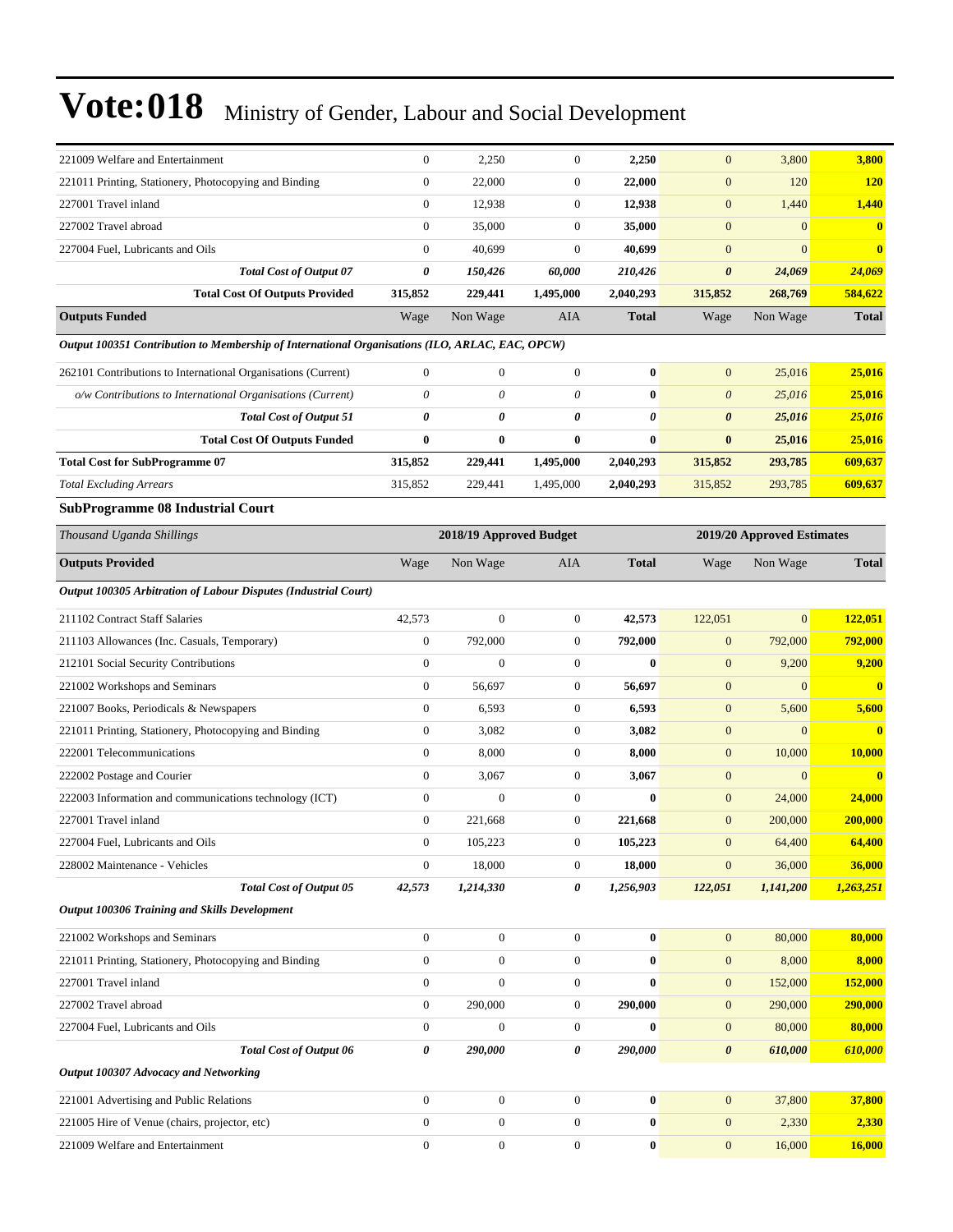# Vote:018 Ministry of Gender, Labour and Social Development

| | | | | | | | |
|---|---|---|---|---|---|---|---|
| 221009 Welfare and Entertainment | 0 | 2,250 | 0 | **2,250** | 0 | 3,800 | **3,800** |
| 221011 Printing, Stationery, Photocopying and Binding | 0 | 22,000 | 0 | **22,000** | 0 | 120 | **120** |
| 227001 Travel inland | 0 | 12,938 | 0 | **12,938** | 0 | 1,440 | **1,440** |
| 227002 Travel abroad | 0 | 35,000 | 0 | **35,000** | 0 | 0 | **0** |
| 227004 Fuel, Lubricants and Oils | 0 | 40,699 | 0 | **40,699** | 0 | 0 | **0** |
| ***Total Cost of Output 07*** | ***0*** | ***150,426*** | ***60,000*** | ***210,426*** | ***0*** | ***24,069*** | ***24,069*** |
| **Total Cost Of Outputs Provided** | **315,852** | **229,441** | **1,495,000** | **2,040,293** | **315,852** | **268,769** | **584,622** |
| **Outputs Funded** | Wage | Non Wage | AIA | **Total** | Wage | Non Wage | **Total** |
| ***Output 100351 Contribution to Membership of International Organisations (ILO, ARLAC, EAC, OPCW)*** | | | | | | | |
| 262101 Contributions to International Organisations (Current) | 0 | 0 | 0 | **0** | 0 | 25,016 | **25,016** |
| *o/w Contributions to International Organisations (Current)* | *0* | *0* | *0* | **0** | *0* | *25,016* | **25,016** |
| ***Total Cost of Output 51*** | ***0*** | ***0*** | ***0*** | ***0*** | ***0*** | ***25,016*** | ***25,016*** |
| **Total Cost Of Outputs Funded** | **0** | **0** | **0** | **0** | **0** | **25,016** | **25,016** |
| **Total Cost for SubProgramme 07** | **315,852** | **229,441** | **1,495,000** | **2,040,293** | **315,852** | **293,785** | **609,637** |
| *Total Excluding Arrears* | 315,852 | 229,441 | 1,495,000 | **2,040,293** | 315,852 | 293,785 | **609,637** |

**SubProgramme 08 Industrial Court**

| *Thousand Uganda Shillings* | 2018/19 Approved Budget | | | | 2019/20 Approved Estimates | | |
|---|---|---|---|---|---|---|---|
| **Outputs Provided** | Wage | Non Wage | AIA | **Total** | Wage | Non Wage | **Total** |
| ***Output 100305 Arbitration of Labour Disputes (Industrial Court)*** | | | | | | | |
| 211102 Contract Staff Salaries | 42,573 | 0 | 0 | **42,573** | 122,051 | 0 | **122,051** |
| 211103 Allowances (Inc. Casuals, Temporary) | 0 | 792,000 | 0 | **792,000** | 0 | 792,000 | **792,000** |
| 212101 Social Security Contributions | 0 | 0 | 0 | **0** | 0 | 9,200 | **9,200** |
| 221002 Workshops and Seminars | 0 | 56,697 | 0 | **56,697** | 0 | 0 | **0** |
| 221007 Books, Periodicals & Newspapers | 0 | 6,593 | 0 | **6,593** | 0 | 5,600 | **5,600** |
| 221011 Printing, Stationery, Photocopying and Binding | 0 | 3,082 | 0 | **3,082** | 0 | 0 | **0** |
| 222001 Telecommunications | 0 | 8,000 | 0 | **8,000** | 0 | 10,000 | **10,000** |
| 222002 Postage and Courier | 0 | 3,067 | 0 | **3,067** | 0 | 0 | **0** |
| 222003 Information and communications technology (ICT) | 0 | 0 | 0 | **0** | 0 | 24,000 | **24,000** |
| 227001 Travel inland | 0 | 221,668 | 0 | **221,668** | 0 | 200,000 | **200,000** |
| 227004 Fuel, Lubricants and Oils | 0 | 105,223 | 0 | **105,223** | 0 | 64,400 | **64,400** |
| 228002 Maintenance - Vehicles | 0 | 18,000 | 0 | **18,000** | 0 | 36,000 | **36,000** |
| ***Total Cost of Output 05*** | ***42,573*** | ***1,214,330*** | ***0*** | ***1,256,903*** | ***122,051*** | ***1,141,200*** | ***1,263,251*** |
| ***Output 100306 Training and Skills Development*** | | | | | | | |
| 221002 Workshops and Seminars | 0 | 0 | 0 | **0** | 0 | 80,000 | **80,000** |
| 221011 Printing, Stationery, Photocopying and Binding | 0 | 0 | 0 | **0** | 0 | 8,000 | **8,000** |
| 227001 Travel inland | 0 | 0 | 0 | **0** | 0 | 152,000 | **152,000** |
| 227002 Travel abroad | 0 | 290,000 | 0 | **290,000** | 0 | 290,000 | **290,000** |
| 227004 Fuel, Lubricants and Oils | 0 | 0 | 0 | **0** | 0 | 80,000 | **80,000** |
| ***Total Cost of Output 06*** | ***0*** | ***290,000*** | ***0*** | ***290,000*** | ***0*** | ***610,000*** | ***610,000*** |
| ***Output 100307 Advocacy and Networking*** | | | | | | | |
| 221001 Advertising and Public Relations | 0 | 0 | 0 | **0** | 0 | 37,800 | **37,800** |
| 221005 Hire of Venue (chairs, projector, etc) | 0 | 0 | 0 | **0** | 0 | 2,330 | **2,330** |
| 221009 Welfare and Entertainment | 0 | 0 | 0 | **0** | 0 | 16,000 | **16,000** |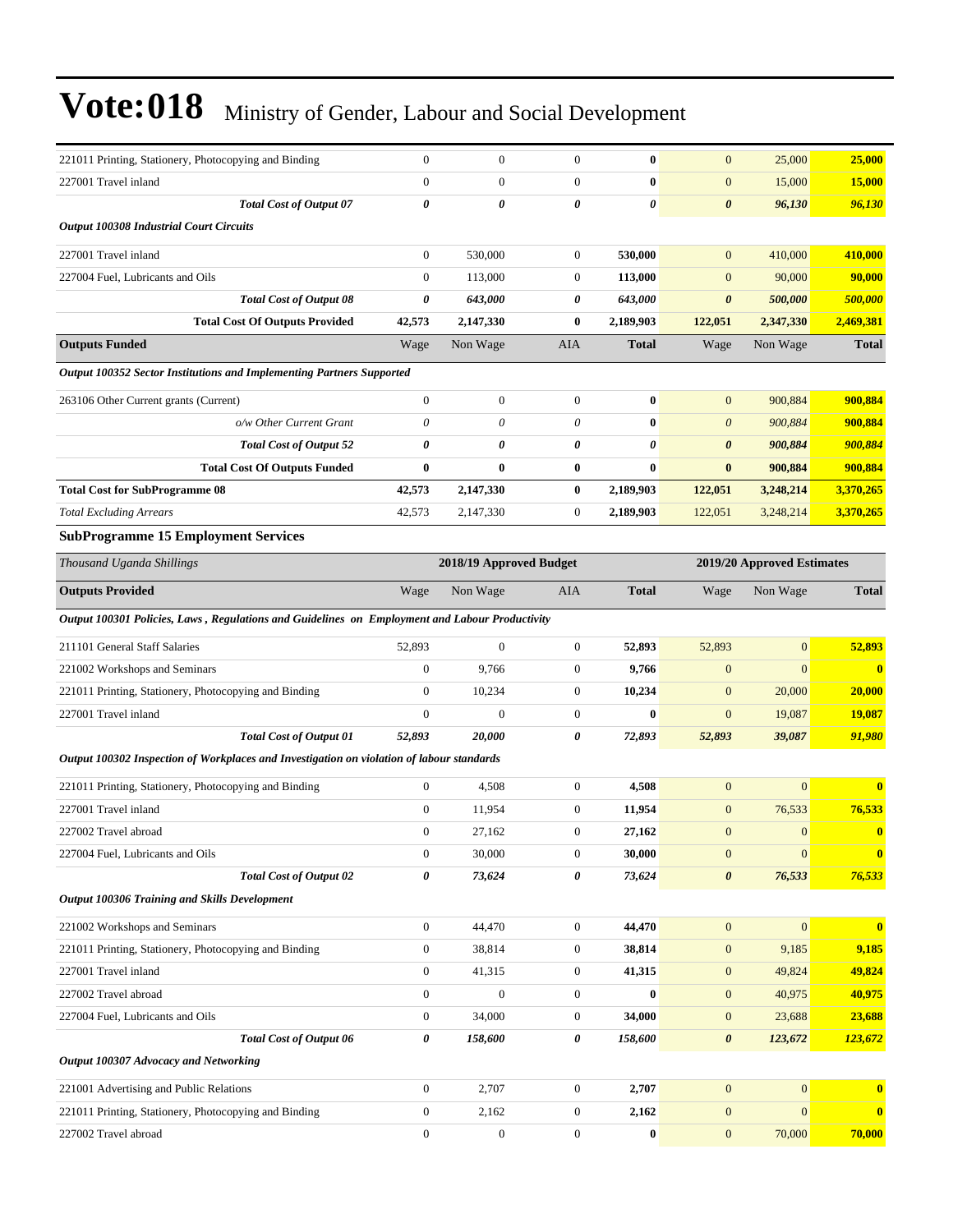# Vote:018 Ministry of Gender, Labour and Social Development

| | | | | | | | |
|---|---|---|---|---|---|---|---|
| 221011 Printing, Stationery, Photocopying and Binding | 0 | 0 | 0 | **0** | 0 | 25,000 | **25,000** |
| 227001 Travel inland | 0 | 0 | 0 | **0** | 0 | 15,000 | **15,000** |
| ***Total Cost of Output 07*** | ***0*** | ***0*** | ***0*** | ***0*** | ***0*** | ***96,130*** | ***96,130*** |
| ***Output 100308 Industrial Court Circuits*** | | | | | | | |
| 227001 Travel inland | 0 | 530,000 | 0 | **530,000** | 0 | 410,000 | **410,000** |
| 227004 Fuel, Lubricants and Oils | 0 | 113,000 | 0 | **113,000** | 0 | 90,000 | **90,000** |
| ***Total Cost of Output 08*** | ***0*** | ***643,000*** | ***0*** | ***643,000*** | ***0*** | ***500,000*** | ***500,000*** |
| **Total Cost Of Outputs Provided** | **42,573** | **2,147,330** | **0** | **2,189,903** | **122,051** | **2,347,330** | **2,469,381** |
| **Outputs Funded** | Wage | Non Wage | AIA | **Total** | Wage | Non Wage | **Total** |
| ***Output 100352 Sector Institutions and Implementing Partners Supported*** | | | | | | | |
| 263106 Other Current grants (Current) | 0 | 0 | 0 | **0** | 0 | 900,884 | **900,884** |
| *o/w Other Current Grant* | *0* | *0* | *0* | **0** | *0* | *900,884* | **900,884** |
| ***Total Cost of Output 52*** | ***0*** | ***0*** | ***0*** | ***0*** | ***0*** | ***900,884*** | ***900,884*** |
| **Total Cost Of Outputs Funded** | **0** | **0** | **0** | **0** | **0** | **900,884** | **900,884** |
| **Total Cost for SubProgramme 08** | **42,573** | **2,147,330** | **0** | **2,189,903** | **122,051** | **3,248,214** | **3,370,265** |
| *Total Excluding Arrears* | 42,573 | 2,147,330 | 0 | **2,189,903** | 122,051 | 3,248,214 | **3,370,265** |

### SubProgramme 15 Employment Services

| *Thousand Uganda Shillings* | 2018/19 Approved Budget | | | | 2019/20 Approved Estimates | | |
|---|---|---|---|---|---|---|---|
| **Outputs Provided** | Wage | Non Wage | AIA | **Total** | Wage | Non Wage | **Total** |
| ***Output 100301 Policies, Laws , Regulations and Guidelines on Employment and Labour Productivity*** | | | | | | | |
| 211101 General Staff Salaries | 52,893 | 0 | 0 | **52,893** | 52,893 | 0 | **52,893** |
| 221002 Workshops and Seminars | 0 | 9,766 | 0 | **9,766** | 0 | 0 | **0** |
| 221011 Printing, Stationery, Photocopying and Binding | 0 | 10,234 | 0 | **10,234** | 0 | 20,000 | **20,000** |
| 227001 Travel inland | 0 | 0 | 0 | **0** | 0 | 19,087 | **19,087** |
| ***Total Cost of Output 01*** | ***52,893*** | ***20,000*** | ***0*** | ***72,893*** | ***52,893*** | ***39,087*** | ***91,980*** |
| ***Output 100302 Inspection of Workplaces and Investigation on violation of labour standards*** | | | | | | | |
| 221011 Printing, Stationery, Photocopying and Binding | 0 | 4,508 | 0 | **4,508** | 0 | 0 | **0** |
| 227001 Travel inland | 0 | 11,954 | 0 | **11,954** | 0 | 76,533 | **76,533** |
| 227002 Travel abroad | 0 | 27,162 | 0 | **27,162** | 0 | 0 | **0** |
| 227004 Fuel, Lubricants and Oils | 0 | 30,000 | 0 | **30,000** | 0 | 0 | **0** |
| ***Total Cost of Output 02*** | ***0*** | ***73,624*** | ***0*** | ***73,624*** | ***0*** | ***76,533*** | ***76,533*** |
| ***Output 100306 Training and Skills Development*** | | | | | | | |
| 221002 Workshops and Seminars | 0 | 44,470 | 0 | **44,470** | 0 | 0 | **0** |
| 221011 Printing, Stationery, Photocopying and Binding | 0 | 38,814 | 0 | **38,814** | 0 | 9,185 | **9,185** |
| 227001 Travel inland | 0 | 41,315 | 0 | **41,315** | 0 | 49,824 | **49,824** |
| 227002 Travel abroad | 0 | 0 | 0 | **0** | 0 | 40,975 | **40,975** |
| 227004 Fuel, Lubricants and Oils | 0 | 34,000 | 0 | **34,000** | 0 | 23,688 | **23,688** |
| ***Total Cost of Output 06*** | ***0*** | ***158,600*** | ***0*** | ***158,600*** | ***0*** | ***123,672*** | ***123,672*** |
| ***Output 100307 Advocacy and Networking*** | | | | | | | |
| 221001 Advertising and Public Relations | 0 | 2,707 | 0 | **2,707** | 0 | 0 | **0** |
| 221011 Printing, Stationery, Photocopying and Binding | 0 | 2,162 | 0 | **2,162** | 0 | 0 | **0** |
| 227002 Travel abroad | 0 | 0 | 0 | **0** | 0 | 70,000 | **70,000** |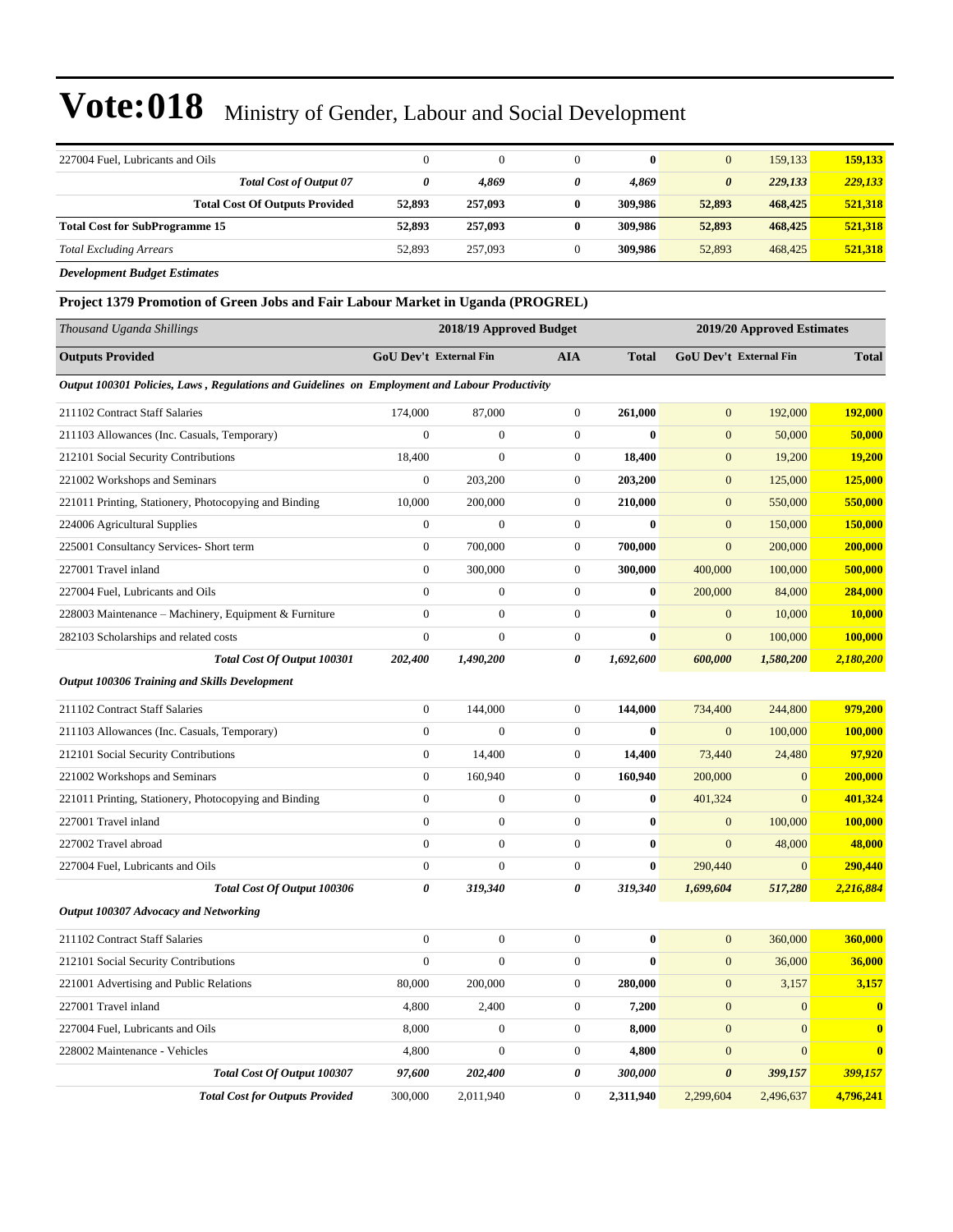# Vote:018 Ministry of Gender, Labour and Social Development

| | | | | | | | |
|---|---|---|---|---|---|---|---|
| 227004 Fuel, Lubricants and Oils | 0 | 0 | 0 | **0** | 0 | 159,133 | **159,133** |
| ***Total Cost of Output 07*** | ***0*** | ***4,869*** | ***0*** | ***4,869*** | ***0*** | ***229,133*** | ***229,133*** |
| **Total Cost Of Outputs Provided** | **52,893** | **257,093** | **0** | **309,986** | **52,893** | **468,425** | **521,318** |
| **Total Cost for SubProgramme 15** | **52,893** | **257,093** | **0** | **309,986** | **52,893** | **468,425** | **521,318** |
| *Total Excluding Arrears* | 52,893 | 257,093 | 0 | **309,986** | 52,893 | 468,425 | **521,318** |

***Development Budget Estimates***

**Project 1379 Promotion of Green Jobs and Fair Labour Market in Uganda (PROGREL)**

| *Thousand Uganda Shillings* | 2018/19 Approved Budget | | | | 2019/20 Approved Estimates | | |
|---|---|---|---|---|---|---|---|
| **Outputs Provided** | **GoU Dev't** | **External Fin** | **AIA** | **Total** | **GoU Dev't** | **External Fin** | **Total** |
| ***Output 100301 Policies, Laws , Regulations and Guidelines on Employment and Labour Productivity*** | | | | | | | |
| 211102 Contract Staff Salaries | 174,000 | 87,000 | 0 | **261,000** | 0 | 192,000 | **192,000** |
| 211103 Allowances (Inc. Casuals, Temporary) | 0 | 0 | 0 | **0** | 0 | 50,000 | **50,000** |
| 212101 Social Security Contributions | 18,400 | 0 | 0 | **18,400** | 0 | 19,200 | **19,200** |
| 221002 Workshops and Seminars | 0 | 203,200 | 0 | **203,200** | 0 | 125,000 | **125,000** |
| 221011 Printing, Stationery, Photocopying and Binding | 10,000 | 200,000 | 0 | **210,000** | 0 | 550,000 | **550,000** |
| 224006 Agricultural Supplies | 0 | 0 | 0 | **0** | 0 | 150,000 | **150,000** |
| 225001 Consultancy Services- Short term | 0 | 700,000 | 0 | **700,000** | 0 | 200,000 | **200,000** |
| 227001 Travel inland | 0 | 300,000 | 0 | **300,000** | 400,000 | 100,000 | **500,000** |
| 227004 Fuel, Lubricants and Oils | 0 | 0 | 0 | **0** | 200,000 | 84,000 | **284,000** |
| 228003 Maintenance – Machinery, Equipment & Furniture | 0 | 0 | 0 | **0** | 0 | 10,000 | **10,000** |
| 282103 Scholarships and related costs | 0 | 0 | 0 | **0** | 0 | 100,000 | **100,000** |
| ***Total Cost Of Output 100301*** | ***202,400*** | ***1,490,200*** | ***0*** | ***1,692,600*** | ***600,000*** | ***1,580,200*** | ***2,180,200*** |
| ***Output 100306 Training and Skills Development*** | | | | | | | |
| 211102 Contract Staff Salaries | 0 | 144,000 | 0 | **144,000** | 734,400 | 244,800 | **979,200** |
| 211103 Allowances (Inc. Casuals, Temporary) | 0 | 0 | 0 | **0** | 0 | 100,000 | **100,000** |
| 212101 Social Security Contributions | 0 | 14,400 | 0 | **14,400** | 73,440 | 24,480 | **97,920** |
| 221002 Workshops and Seminars | 0 | 160,940 | 0 | **160,940** | 200,000 | 0 | **200,000** |
| 221011 Printing, Stationery, Photocopying and Binding | 0 | 0 | 0 | **0** | 401,324 | 0 | **401,324** |
| 227001 Travel inland | 0 | 0 | 0 | **0** | 0 | 100,000 | **100,000** |
| 227002 Travel abroad | 0 | 0 | 0 | **0** | 0 | 48,000 | **48,000** |
| 227004 Fuel, Lubricants and Oils | 0 | 0 | 0 | **0** | 290,440 | 0 | **290,440** |
| ***Total Cost Of Output 100306*** | ***0*** | ***319,340*** | ***0*** | ***319,340*** | ***1,699,604*** | ***517,280*** | ***2,216,884*** |
| ***Output 100307 Advocacy and Networking*** | | | | | | | |
| 211102 Contract Staff Salaries | 0 | 0 | 0 | **0** | 0 | 360,000 | **360,000** |
| 212101 Social Security Contributions | 0 | 0 | 0 | **0** | 0 | 36,000 | **36,000** |
| 221001 Advertising and Public Relations | 80,000 | 200,000 | 0 | **280,000** | 0 | 3,157 | **3,157** |
| 227001 Travel inland | 4,800 | 2,400 | 0 | **7,200** | 0 | 0 | **0** |
| 227004 Fuel, Lubricants and Oils | 8,000 | 0 | 0 | **8,000** | 0 | 0 | **0** |
| 228002 Maintenance - Vehicles | 4,800 | 0 | 0 | **4,800** | 0 | 0 | **0** |
| ***Total Cost Of Output 100307*** | ***97,600*** | ***202,400*** | ***0*** | ***300,000*** | ***0*** | ***399,157*** | ***399,157*** |
| ***Total Cost for Outputs Provided*** | 300,000 | 2,011,940 | 0 | **2,311,940** | 2,299,604 | 2,496,637 | **4,796,241** |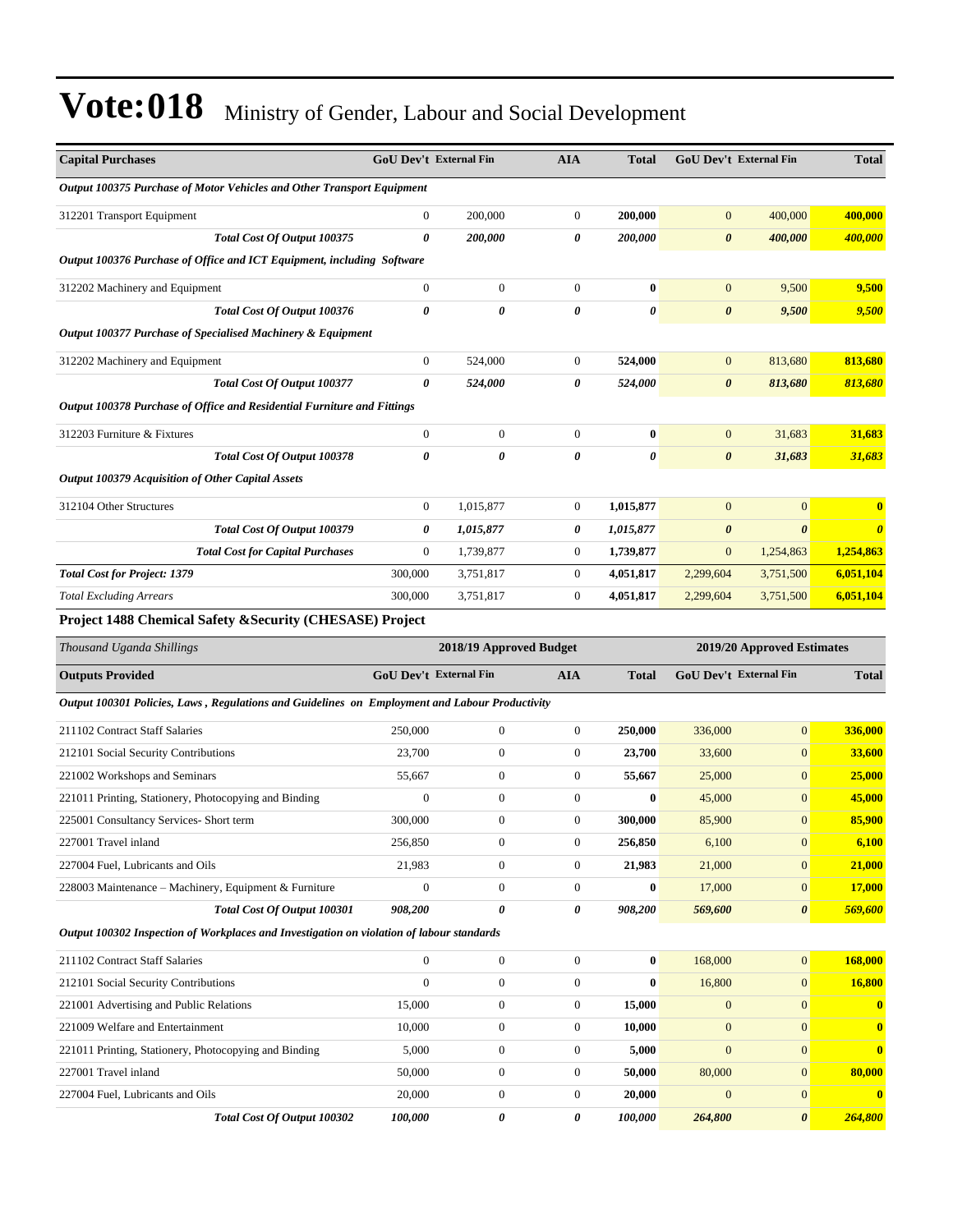# Vote:018 Ministry of Gender, Labour and Social Development

| Capital Purchases | GoU Dev't | External Fin | AIA | Total | GoU Dev't | External Fin | Total |
|---|---|---|---|---|---|---|---|
| *Output 100375 Purchase of Motor Vehicles and Other Transport Equipment* | | | | | | | |
| 312201 Transport Equipment | 0 | 200,000 | 0 | **200,000** | 0 | 400,000 | **400,000** |
| *Total Cost Of Output 100375* | *0* | *200,000* | *0* | *200,000* | *0* | *400,000* | *400,000* |
| *Output 100376 Purchase of Office and ICT Equipment, including Software* | | | | | | | |
| 312202 Machinery and Equipment | 0 | 0 | 0 | **0** | 0 | 9,500 | **9,500** |
| *Total Cost Of Output 100376* | *0* | *0* | *0* | *0* | *0* | *9,500* | *9,500* |
| *Output 100377 Purchase of Specialised Machinery & Equipment* | | | | | | | |
| 312202 Machinery and Equipment | 0 | 524,000 | 0 | **524,000** | 0 | 813,680 | **813,680** |
| *Total Cost Of Output 100377* | *0* | *524,000* | *0* | *524,000* | *0* | *813,680* | *813,680* |
| *Output 100378 Purchase of Office and Residential Furniture and Fittings* | | | | | | | |
| 312203 Furniture & Fixtures | 0 | 0 | 0 | **0** | 0 | 31,683 | **31,683** |
| *Total Cost Of Output 100378* | *0* | *0* | *0* | *0* | *0* | *31,683* | *31,683* |
| *Output 100379 Acquisition of Other Capital Assets* | | | | | | | |
| 312104 Other Structures | 0 | 1,015,877 | 0 | **1,015,877** | 0 | 0 | **0** |
| *Total Cost Of Output 100379* | *0* | *1,015,877* | *0* | *1,015,877* | *0* | *0* | *0* |
| *Total Cost for Capital Purchases* | 0 | 1,739,877 | 0 | **1,739,877** | 0 | 1,254,863 | **1,254,863** |
| ***Total Cost for Project: 1379*** | 300,000 | 3,751,817 | 0 | **4,051,817** | 2,299,604 | 3,751,500 | **6,051,104** |
| *Total Excluding Arrears* | 300,000 | 3,751,817 | 0 | **4,051,817** | 2,299,604 | 3,751,500 | **6,051,104** |

**Project 1488 Chemical Safety &Security (CHESASE) Project**

| *Thousand Uganda Shillings* | 2018/19 Approved Budget | | | | 2019/20 Approved Estimates | | |
|---|---|---|---|---|---|---|---|
| **Outputs Provided** | **GoU Dev't** | **External Fin** | **AIA** | **Total** | **GoU Dev't** | **External Fin** | **Total** |
| *Output 100301 Policies, Laws , Regulations and Guidelines on Employment and Labour Productivity* | | | | | | | |
| 211102 Contract Staff Salaries | 250,000 | 0 | 0 | **250,000** | 336,000 | 0 | **336,000** |
| 212101 Social Security Contributions | 23,700 | 0 | 0 | **23,700** | 33,600 | 0 | **33,600** |
| 221002 Workshops and Seminars | 55,667 | 0 | 0 | **55,667** | 25,000 | 0 | **25,000** |
| 221011 Printing, Stationery, Photocopying and Binding | 0 | 0 | 0 | **0** | 45,000 | 0 | **45,000** |
| 225001 Consultancy Services- Short term | 300,000 | 0 | 0 | **300,000** | 85,900 | 0 | **85,900** |
| 227001 Travel inland | 256,850 | 0 | 0 | **256,850** | 6,100 | 0 | **6,100** |
| 227004 Fuel, Lubricants and Oils | 21,983 | 0 | 0 | **21,983** | 21,000 | 0 | **21,000** |
| 228003 Maintenance – Machinery, Equipment & Furniture | 0 | 0 | 0 | **0** | 17,000 | 0 | **17,000** |
| *Total Cost Of Output 100301* | *908,200* | *0* | *0* | *908,200* | *569,600* | *0* | *569,600* |
| *Output 100302 Inspection of Workplaces and Investigation on violation of labour standards* | | | | | | | |
| 211102 Contract Staff Salaries | 0 | 0 | 0 | **0** | 168,000 | 0 | **168,000** |
| 212101 Social Security Contributions | 0 | 0 | 0 | **0** | 16,800 | 0 | **16,800** |
| 221001 Advertising and Public Relations | 15,000 | 0 | 0 | **15,000** | 0 | 0 | **0** |
| 221009 Welfare and Entertainment | 10,000 | 0 | 0 | **10,000** | 0 | 0 | **0** |
| 221011 Printing, Stationery, Photocopying and Binding | 5,000 | 0 | 0 | **5,000** | 0 | 0 | **0** |
| 227001 Travel inland | 50,000 | 0 | 0 | **50,000** | 80,000 | 0 | **80,000** |
| 227004 Fuel, Lubricants and Oils | 20,000 | 0 | 0 | **20,000** | 0 | 0 | **0** |
| *Total Cost Of Output 100302* | *100,000* | *0* | *0* | *100,000* | *264,800* | *0* | *264,800* |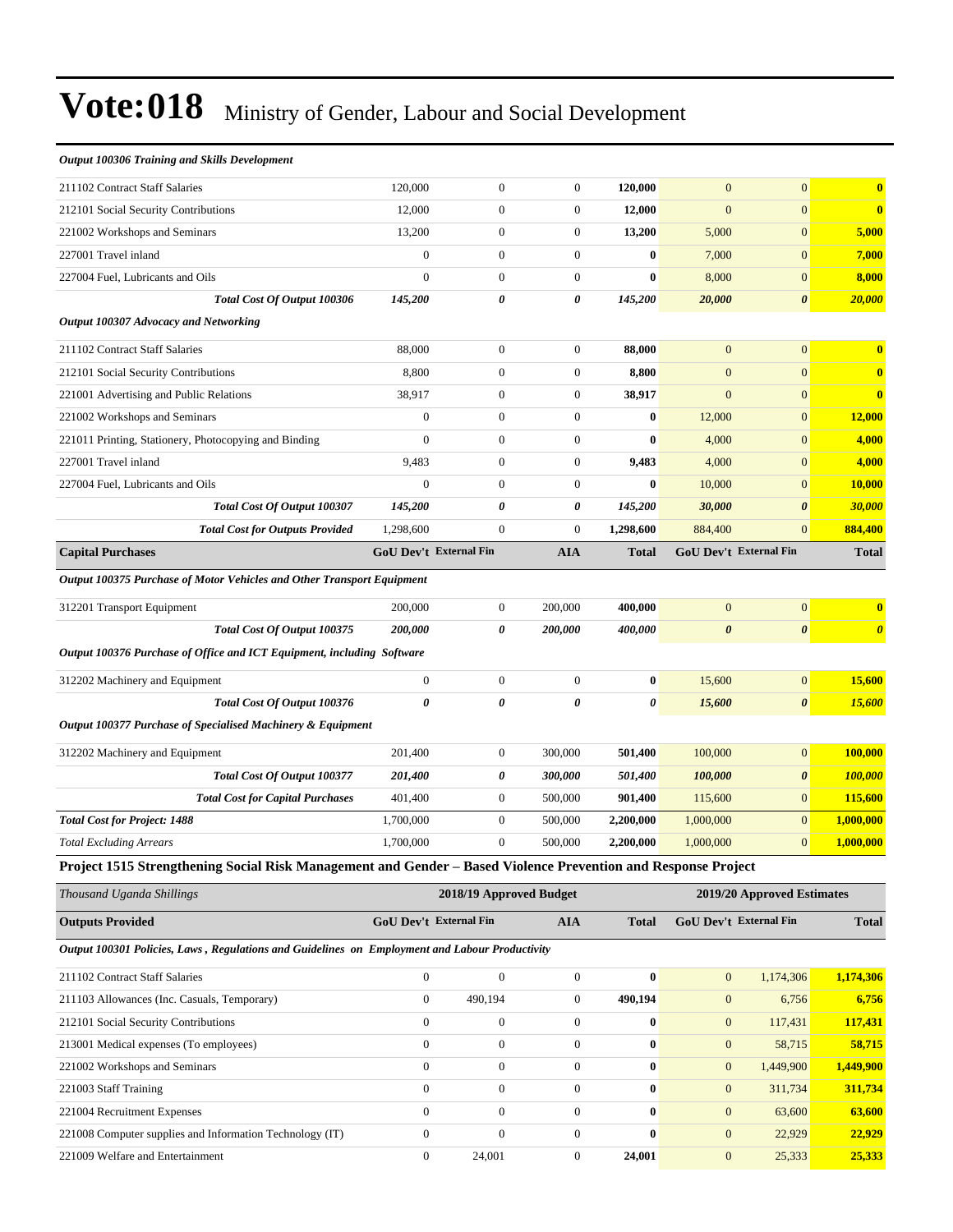# Vote:018 Ministry of Gender, Labour and Social Development

| | | | | | | | |
|---|---|---|---|---|---|---|---|
| ***Output 100306 Training and Skills Development*** | | | | | | | |
| 211102 Contract Staff Salaries | 120,000 | 0 | 0 | **120,000** | 0 | 0 | **0** |
| 212101 Social Security Contributions | 12,000 | 0 | 0 | **12,000** | 0 | 0 | **0** |
| 221002 Workshops and Seminars | 13,200 | 0 | 0 | **13,200** | 5,000 | 0 | **5,000** |
| 227001 Travel inland | 0 | 0 | 0 | **0** | 7,000 | 0 | **7,000** |
| 227004 Fuel, Lubricants and Oils | 0 | 0 | 0 | **0** | 8,000 | 0 | **8,000** |
| ***Total Cost Of Output 100306*** | ***145,200*** | ***0*** | ***0*** | ***145,200*** | ***20,000*** | ***0*** | ***20,000*** |
| ***Output 100307 Advocacy and Networking*** | | | | | | | |
| 211102 Contract Staff Salaries | 88,000 | 0 | 0 | **88,000** | 0 | 0 | **0** |
| 212101 Social Security Contributions | 8,800 | 0 | 0 | **8,800** | 0 | 0 | **0** |
| 221001 Advertising and Public Relations | 38,917 | 0 | 0 | **38,917** | 0 | 0 | **0** |
| 221002 Workshops and Seminars | 0 | 0 | 0 | **0** | 12,000 | 0 | **12,000** |
| 221011 Printing, Stationery, Photocopying and Binding | 0 | 0 | 0 | **0** | 4,000 | 0 | **4,000** |
| 227001 Travel inland | 9,483 | 0 | 0 | **9,483** | 4,000 | 0 | **4,000** |
| 227004 Fuel, Lubricants and Oils | 0 | 0 | 0 | **0** | 10,000 | 0 | **10,000** |
| ***Total Cost Of Output 100307*** | ***145,200*** | ***0*** | ***0*** | ***145,200*** | ***30,000*** | ***0*** | ***30,000*** |
| ***Total Cost for Outputs Provided*** | 1,298,600 | 0 | 0 | **1,298,600** | 884,400 | 0 | **884,400** |
| **Capital Purchases** | **GoU Dev't** | **External Fin** | **AIA** | **Total** | **GoU Dev't** | **External Fin** | **Total** |
| ***Output 100375 Purchase of Motor Vehicles and Other Transport Equipment*** | | | | | | | |
| 312201 Transport Equipment | 200,000 | 0 | 200,000 | **400,000** | 0 | 0 | **0** |
| ***Total Cost Of Output 100375*** | ***200,000*** | ***0*** | ***200,000*** | ***400,000*** | ***0*** | ***0*** | ***0*** |
| ***Output 100376 Purchase of Office and ICT Equipment, including Software*** | | | | | | | |
| 312202 Machinery and Equipment | 0 | 0 | 0 | **0** | 15,600 | 0 | **15,600** |
| ***Total Cost Of Output 100376*** | ***0*** | ***0*** | ***0*** | ***0*** | ***15,600*** | ***0*** | ***15,600*** |
| ***Output 100377 Purchase of Specialised Machinery & Equipment*** | | | | | | | |
| 312202 Machinery and Equipment | 201,400 | 0 | 300,000 | **501,400** | 100,000 | 0 | **100,000** |
| ***Total Cost Of Output 100377*** | ***201,400*** | ***0*** | ***300,000*** | ***501,400*** | ***100,000*** | ***0*** | ***100,000*** |
| ***Total Cost for Capital Purchases*** | 401,400 | 0 | 500,000 | **901,400** | 115,600 | 0 | **115,600** |
| ***Total Cost for Project: 1488*** | 1,700,000 | 0 | 500,000 | **2,200,000** | 1,000,000 | 0 | **1,000,000** |
| *Total Excluding Arrears* | 1,700,000 | 0 | 500,000 | **2,200,000** | 1,000,000 | 0 | **1,000,000** |

**Project 1515 Strengthening Social Risk Management and Gender – Based Violence Prevention and Response Project**

| *Thousand Uganda Shillings* | 2018/19 Approved Budget | | | | 2019/20 Approved Estimates | | |
|---|---|---|---|---|---|---|---|
| **Outputs Provided** | **GoU Dev't** | **External Fin** | **AIA** | **Total** | **GoU Dev't** | **External Fin** | **Total** |
| ***Output 100301 Policies, Laws , Regulations and Guidelines on Employment and Labour Productivity*** | | | | | | | |
| 211102 Contract Staff Salaries | 0 | 0 | 0 | **0** | 0 | 1,174,306 | **1,174,306** |
| 211103 Allowances (Inc. Casuals, Temporary) | 0 | 490,194 | 0 | **490,194** | 0 | 6,756 | **6,756** |
| 212101 Social Security Contributions | 0 | 0 | 0 | **0** | 0 | 117,431 | **117,431** |
| 213001 Medical expenses (To employees) | 0 | 0 | 0 | **0** | 0 | 58,715 | **58,715** |
| 221002 Workshops and Seminars | 0 | 0 | 0 | **0** | 0 | 1,449,900 | **1,449,900** |
| 221003 Staff Training | 0 | 0 | 0 | **0** | 0 | 311,734 | **311,734** |
| 221004 Recruitment Expenses | 0 | 0 | 0 | **0** | 0 | 63,600 | **63,600** |
| 221008 Computer supplies and Information Technology (IT) | 0 | 0 | 0 | **0** | 0 | 22,929 | **22,929** |
| 221009 Welfare and Entertainment | 0 | 24,001 | 0 | **24,001** | 0 | 25,333 | **25,333** |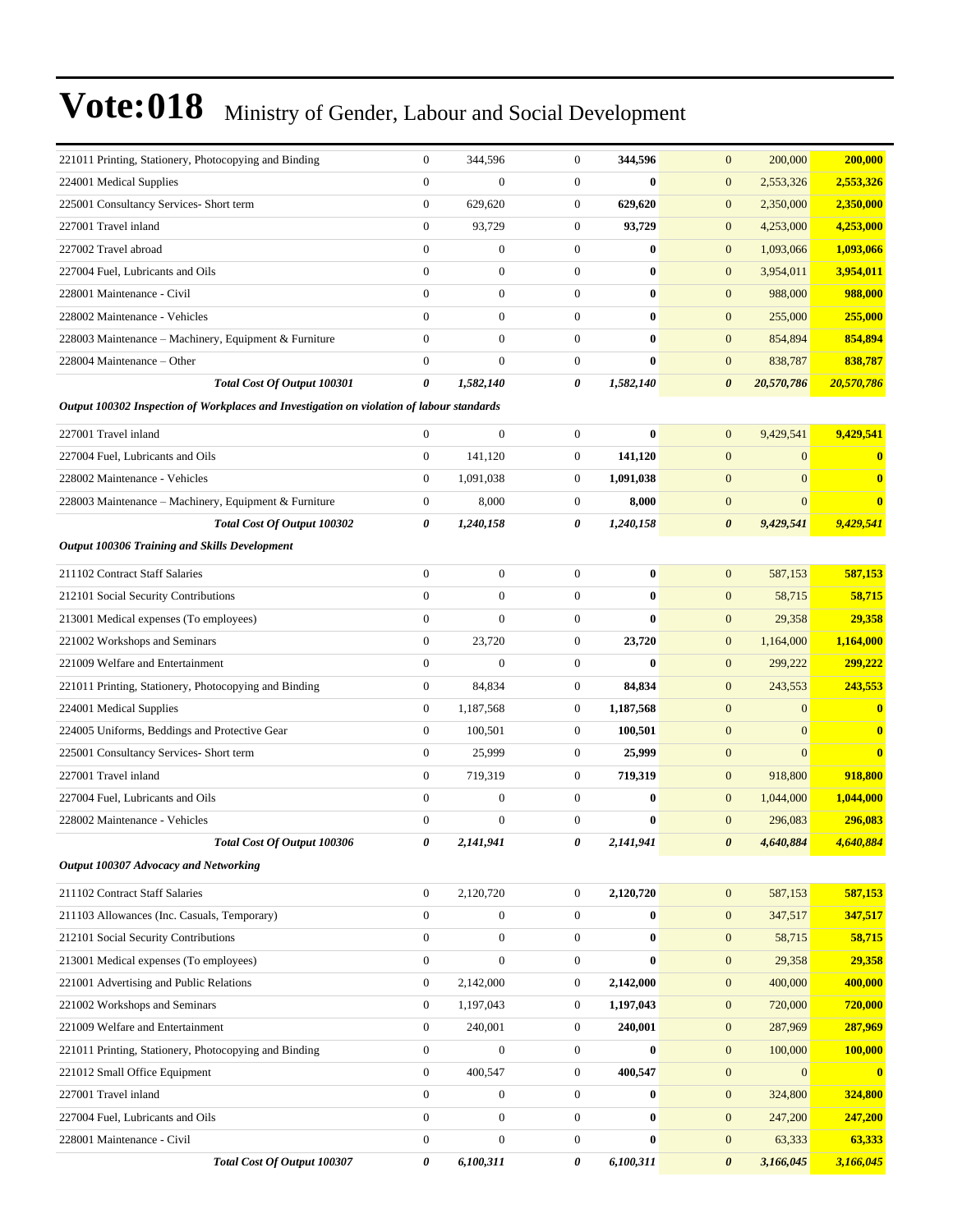# Vote:018 Ministry of Gender, Labour and Social Development

| | | | | | | | |
|---|---|---|---|---|---|---|---|
| 221011 Printing, Stationery, Photocopying and Binding | 0 | 344,596 | 0 | **344,596** | 0 | 200,000 | **200,000** |
| 224001 Medical Supplies | 0 | 0 | 0 | **0** | 0 | 2,553,326 | **2,553,326** |
| 225001 Consultancy Services- Short term | 0 | 629,620 | 0 | **629,620** | 0 | 2,350,000 | **2,350,000** |
| 227001 Travel inland | 0 | 93,729 | 0 | **93,729** | 0 | 4,253,000 | **4,253,000** |
| 227002 Travel abroad | 0 | 0 | 0 | **0** | 0 | 1,093,066 | **1,093,066** |
| 227004 Fuel, Lubricants and Oils | 0 | 0 | 0 | **0** | 0 | 3,954,011 | **3,954,011** |
| 228001 Maintenance - Civil | 0 | 0 | 0 | **0** | 0 | 988,000 | **988,000** |
| 228002 Maintenance - Vehicles | 0 | 0 | 0 | **0** | 0 | 255,000 | **255,000** |
| 228003 Maintenance – Machinery, Equipment & Furniture | 0 | 0 | 0 | **0** | 0 | 854,894 | **854,894** |
| 228004 Maintenance – Other | 0 | 0 | 0 | **0** | 0 | 838,787 | **838,787** |
| ***Total Cost Of Output 100301*** | ***0*** | ***1,582,140*** | ***0*** | ***1,582,140*** | ***0*** | ***20,570,786*** | ***20,570,786*** |
| ***Output 100302 Inspection of Workplaces and Investigation on violation of labour standards*** | | | | | | | |
| 227001 Travel inland | 0 | 0 | 0 | **0** | 0 | 9,429,541 | **9,429,541** |
| 227004 Fuel, Lubricants and Oils | 0 | 141,120 | 0 | **141,120** | 0 | 0 | **0** |
| 228002 Maintenance - Vehicles | 0 | 1,091,038 | 0 | **1,091,038** | 0 | 0 | **0** |
| 228003 Maintenance – Machinery, Equipment & Furniture | 0 | 8,000 | 0 | **8,000** | 0 | 0 | **0** |
| ***Total Cost Of Output 100302*** | ***0*** | ***1,240,158*** | ***0*** | ***1,240,158*** | ***0*** | ***9,429,541*** | ***9,429,541*** |
| ***Output 100306 Training and Skills Development*** | | | | | | | |
| 211102 Contract Staff Salaries | 0 | 0 | 0 | **0** | 0 | 587,153 | **587,153** |
| 212101 Social Security Contributions | 0 | 0 | 0 | **0** | 0 | 58,715 | **58,715** |
| 213001 Medical expenses (To employees) | 0 | 0 | 0 | **0** | 0 | 29,358 | **29,358** |
| 221002 Workshops and Seminars | 0 | 23,720 | 0 | **23,720** | 0 | 1,164,000 | **1,164,000** |
| 221009 Welfare and Entertainment | 0 | 0 | 0 | **0** | 0 | 299,222 | **299,222** |
| 221011 Printing, Stationery, Photocopying and Binding | 0 | 84,834 | 0 | **84,834** | 0 | 243,553 | **243,553** |
| 224001 Medical Supplies | 0 | 1,187,568 | 0 | **1,187,568** | 0 | 0 | **0** |
| 224005 Uniforms, Beddings and Protective Gear | 0 | 100,501 | 0 | **100,501** | 0 | 0 | **0** |
| 225001 Consultancy Services- Short term | 0 | 25,999 | 0 | **25,999** | 0 | 0 | **0** |
| 227001 Travel inland | 0 | 719,319 | 0 | **719,319** | 0 | 918,800 | **918,800** |
| 227004 Fuel, Lubricants and Oils | 0 | 0 | 0 | **0** | 0 | 1,044,000 | **1,044,000** |
| 228002 Maintenance - Vehicles | 0 | 0 | 0 | **0** | 0 | 296,083 | **296,083** |
| ***Total Cost Of Output 100306*** | ***0*** | ***2,141,941*** | ***0*** | ***2,141,941*** | ***0*** | ***4,640,884*** | ***4,640,884*** |
| ***Output 100307 Advocacy and Networking*** | | | | | | | |
| 211102 Contract Staff Salaries | 0 | 2,120,720 | 0 | **2,120,720** | 0 | 587,153 | **587,153** |
| 211103 Allowances (Inc. Casuals, Temporary) | 0 | 0 | 0 | **0** | 0 | 347,517 | **347,517** |
| 212101 Social Security Contributions | 0 | 0 | 0 | **0** | 0 | 58,715 | **58,715** |
| 213001 Medical expenses (To employees) | 0 | 0 | 0 | **0** | 0 | 29,358 | **29,358** |
| 221001 Advertising and Public Relations | 0 | 2,142,000 | 0 | **2,142,000** | 0 | 400,000 | **400,000** |
| 221002 Workshops and Seminars | 0 | 1,197,043 | 0 | **1,197,043** | 0 | 720,000 | **720,000** |
| 221009 Welfare and Entertainment | 0 | 240,001 | 0 | **240,001** | 0 | 287,969 | **287,969** |
| 221011 Printing, Stationery, Photocopying and Binding | 0 | 0 | 0 | **0** | 0 | 100,000 | **100,000** |
| 221012 Small Office Equipment | 0 | 400,547 | 0 | **400,547** | 0 | 0 | **0** |
| 227001 Travel inland | 0 | 0 | 0 | **0** | 0 | 324,800 | **324,800** |
| 227004 Fuel, Lubricants and Oils | 0 | 0 | 0 | **0** | 0 | 247,200 | **247,200** |
| 228001 Maintenance - Civil | 0 | 0 | 0 | **0** | 0 | 63,333 | **63,333** |
| ***Total Cost Of Output 100307*** | ***0*** | ***6,100,311*** | ***0*** | ***6,100,311*** | ***0*** | ***3,166,045*** | ***3,166,045*** |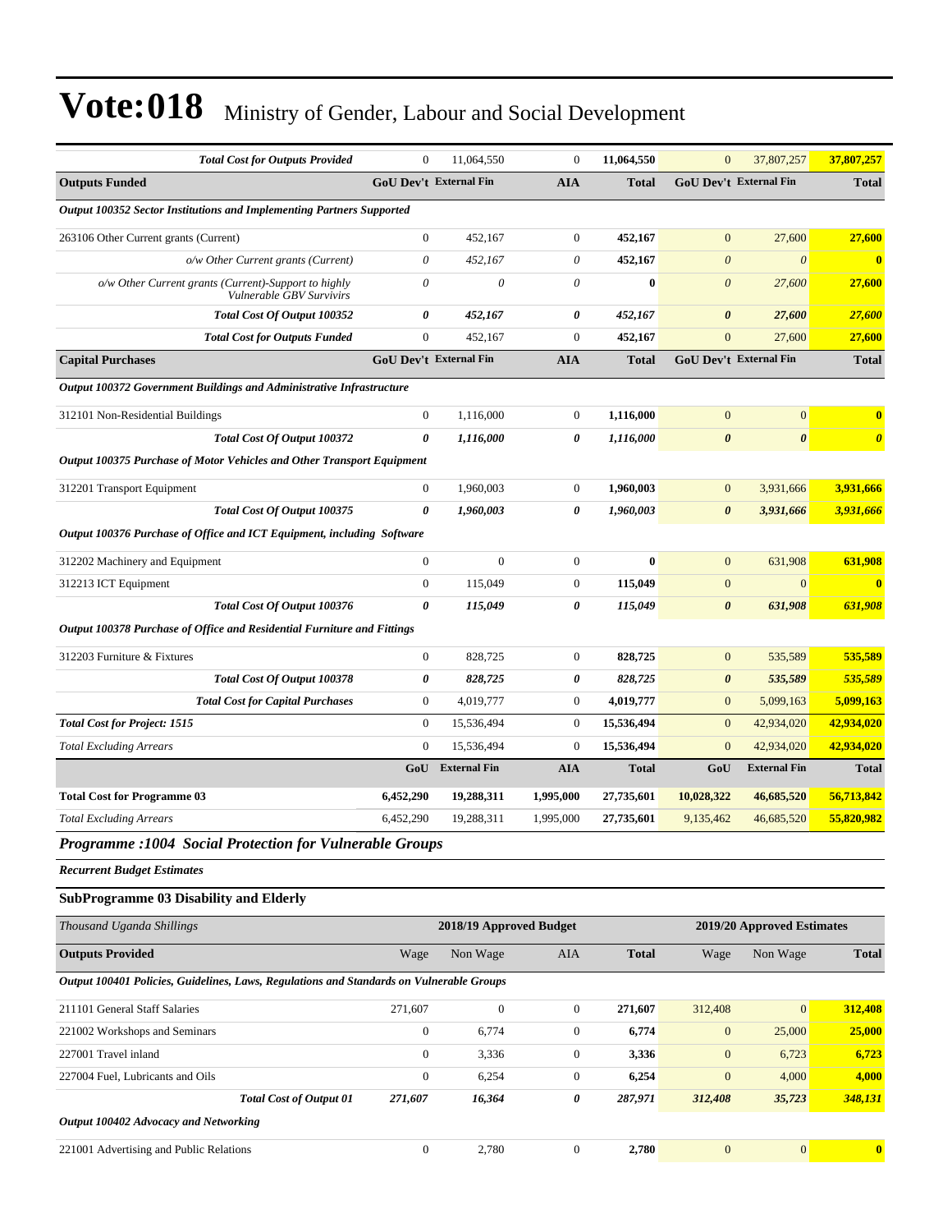# Vote:018 Ministry of Gender, Labour and Social Development

| | | | | | | | |
|---|---|---|---|---|---|---|---|
| ***Total Cost for Outputs Provided*** | 0 | 11,064,550 | 0 | **11,064,550** | 0 | 37,807,257 | **37,807,257** |
| **Outputs Funded** | **GoU Dev't** | **External Fin** | **AIA** | **Total** | **GoU Dev't** | **External Fin** | **Total** |
| ***Output 100352 Sector Institutions and Implementing Partners Supported*** | | | | | | | |
| 263106 Other Current grants (Current) | 0 | 452,167 | 0 | **452,167** | 0 | 27,600 | **27,600** |
| *o/w Other Current grants (Current)* | *0* | *452,167* | *0* | **452,167** | *0* | *0* | **0** |
| *o/w Other Current grants (Current)-Support to highly Vulnerable GBV Survivirs* | *0* | *0* | *0* | **0** | *0* | *27,600* | **27,600** |
| ***Total Cost Of Output 100352*** | ***0*** | ***452,167*** | ***0*** | ***452,167*** | ***0*** | ***27,600*** | ***27,600*** |
| ***Total Cost for Outputs Funded*** | 0 | 452,167 | 0 | **452,167** | 0 | 27,600 | **27,600** |
| **Capital Purchases** | **GoU Dev't** | **External Fin** | **AIA** | **Total** | **GoU Dev't** | **External Fin** | **Total** |
| ***Output 100372 Government Buildings and Administrative Infrastructure*** | | | | | | | |
| 312101 Non-Residential Buildings | 0 | 1,116,000 | 0 | **1,116,000** | 0 | 0 | **0** |
| ***Total Cost Of Output 100372*** | ***0*** | ***1,116,000*** | ***0*** | ***1,116,000*** | ***0*** | ***0*** | ***0*** |
| ***Output 100375 Purchase of Motor Vehicles and Other Transport Equipment*** | | | | | | | |
| 312201 Transport Equipment | 0 | 1,960,003 | 0 | **1,960,003** | 0 | 3,931,666 | **3,931,666** |
| ***Total Cost Of Output 100375*** | ***0*** | ***1,960,003*** | ***0*** | ***1,960,003*** | ***0*** | ***3,931,666*** | ***3,931,666*** |
| ***Output 100376 Purchase of Office and ICT Equipment, including Software*** | | | | | | | |
| 312202 Machinery and Equipment | 0 | 0 | 0 | **0** | 0 | 631,908 | **631,908** |
| 312213 ICT Equipment | 0 | 115,049 | 0 | **115,049** | 0 | 0 | **0** |
| ***Total Cost Of Output 100376*** | ***0*** | ***115,049*** | ***0*** | ***115,049*** | ***0*** | ***631,908*** | ***631,908*** |
| ***Output 100378 Purchase of Office and Residential Furniture and Fittings*** | | | | | | | |
| 312203 Furniture & Fixtures | 0 | 828,725 | 0 | **828,725** | 0 | 535,589 | **535,589** |
| ***Total Cost Of Output 100378*** | ***0*** | ***828,725*** | ***0*** | ***828,725*** | ***0*** | ***535,589*** | ***535,589*** |
| ***Total Cost for Capital Purchases*** | 0 | 4,019,777 | 0 | **4,019,777** | 0 | 5,099,163 | **5,099,163** |
| ***Total Cost for Project: 1515*** | 0 | 15,536,494 | 0 | **15,536,494** | 0 | 42,934,020 | **42,934,020** |
| *Total Excluding Arrears* | 0 | 15,536,494 | 0 | **15,536,494** | 0 | 42,934,020 | **42,934,020** |
| | **GoU** | **External Fin** | **AIA** | **Total** | **GoU** | **External Fin** | **Total** |
| **Total Cost for Programme 03** | **6,452,290** | **19,288,311** | **1,995,000** | **27,735,601** | **10,028,322** | **46,685,520** | **56,713,842** |
| *Total Excluding Arrears* | 6,452,290 | 19,288,311 | 1,995,000 | **27,735,601** | 9,135,462 | 46,685,520 | **55,820,982** |

## *Programme :1004 Social Protection for Vulnerable Groups*

***Recurrent Budget Estimates***

### SubProgramme 03 Disability and Elderly

| *Thousand Uganda Shillings* | | 2018/19 Approved Budget | | | 2019/20 Approved Estimates | | |
|---|---|---|---|---|---|---|---|
| **Outputs Provided** | Wage | Non Wage | AIA | **Total** | Wage | Non Wage | **Total** |
| ***Output 100401 Policies, Guidelines, Laws, Regulations and Standards on Vulnerable Groups*** | | | | | | | |
| 211101 General Staff Salaries | 271,607 | 0 | 0 | **271,607** | 312,408 | 0 | **312,408** |
| 221002 Workshops and Seminars | 0 | 6,774 | 0 | **6,774** | 0 | 25,000 | **25,000** |
| 227001 Travel inland | 0 | 3,336 | 0 | **3,336** | 0 | 6,723 | **6,723** |
| 227004 Fuel, Lubricants and Oils | 0 | 6,254 | 0 | **6,254** | 0 | 4,000 | **4,000** |
| ***Total Cost of Output 01*** | ***271,607*** | ***16,364*** | ***0*** | ***287,971*** | ***312,408*** | ***35,723*** | ***348,131*** |
| ***Output 100402 Advocacy and Networking*** | | | | | | | |
| 221001 Advertising and Public Relations | 0 | 2,780 | 0 | **2,780** | 0 | 0 | **0** |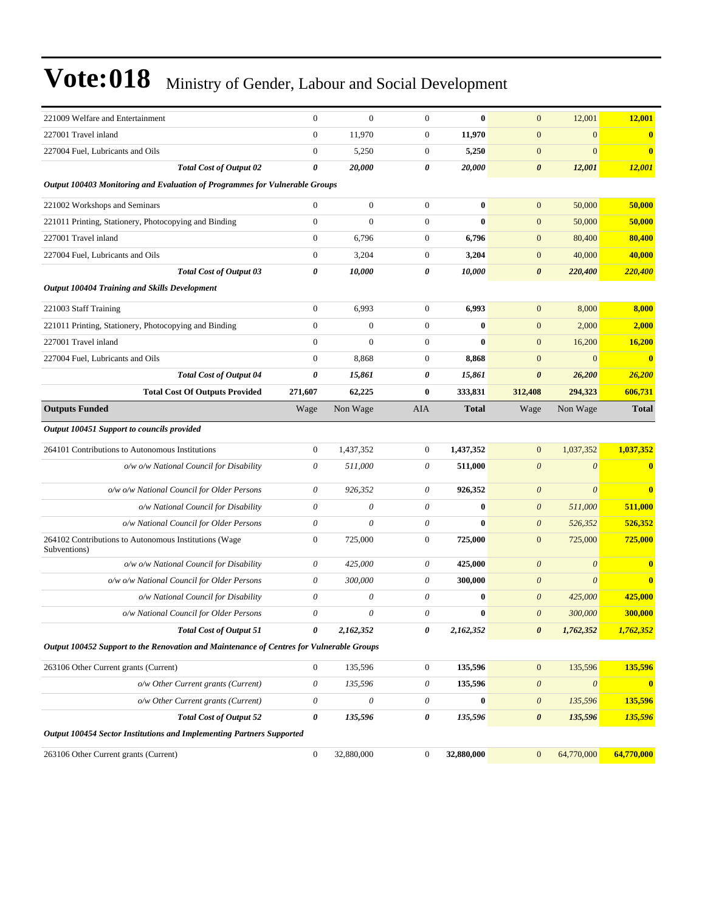# Vote:018 Ministry of Gender, Labour and Social Development

| | | | | | | | |
|---|---|---|---|---|---|---|---|
| 221009 Welfare and Entertainment | 0 | 0 | 0 | **0** | 0 | 12,001 | **12,001** |
| 227001 Travel inland | 0 | 11,970 | 0 | **11,970** | 0 | 0 | **0** |
| 227004 Fuel, Lubricants and Oils | 0 | 5,250 | 0 | **5,250** | 0 | 0 | **0** |
| ***Total Cost of Output 02*** | ***0*** | ***20,000*** | ***0*** | ***20,000*** | ***0*** | ***12,001*** | ***12,001*** |
| ***Output 100403 Monitoring and Evaluation of Programmes for Vulnerable Groups*** | | | | | | | |
| 221002 Workshops and Seminars | 0 | 0 | 0 | **0** | 0 | 50,000 | **50,000** |
| 221011 Printing, Stationery, Photocopying and Binding | 0 | 0 | 0 | **0** | 0 | 50,000 | **50,000** |
| 227001 Travel inland | 0 | 6,796 | 0 | **6,796** | 0 | 80,400 | **80,400** |
| 227004 Fuel, Lubricants and Oils | 0 | 3,204 | 0 | **3,204** | 0 | 40,000 | **40,000** |
| ***Total Cost of Output 03*** | ***0*** | ***10,000*** | ***0*** | ***10,000*** | ***0*** | ***220,400*** | ***220,400*** |
| ***Output 100404 Training and Skills Development*** | | | | | | | |
| 221003 Staff Training | 0 | 6,993 | 0 | **6,993** | 0 | 8,000 | **8,000** |
| 221011 Printing, Stationery, Photocopying and Binding | 0 | 0 | 0 | **0** | 0 | 2,000 | **2,000** |
| 227001 Travel inland | 0 | 0 | 0 | **0** | 0 | 16,200 | **16,200** |
| 227004 Fuel, Lubricants and Oils | 0 | 8,868 | 0 | **8,868** | 0 | 0 | **0** |
| ***Total Cost of Output 04*** | ***0*** | ***15,861*** | ***0*** | ***15,861*** | ***0*** | ***26,200*** | ***26,200*** |
| **Total Cost Of Outputs Provided** | **271,607** | **62,225** | **0** | **333,831** | **312,408** | **294,323** | **606,731** |
| **Outputs Funded** | Wage | Non Wage | AIA | **Total** | Wage | Non Wage | **Total** |
| ***Output 100451 Support to councils provided*** | | | | | | | |
| 264101 Contributions to Autonomous Institutions | 0 | 1,437,352 | 0 | **1,437,352** | 0 | 1,037,352 | **1,037,352** |
| *o/w o/w National Council for Disability* | *0* | *511,000* | *0* | **511,000** | *0* | *0* | **0** |
| *o/w o/w National Council for Older Persons* | *0* | *926,352* | *0* | **926,352** | *0* | *0* | **0** |
| *o/w National Council for Disability* | *0* | *0* | *0* | **0** | *0* | *511,000* | **511,000** |
| *o/w National Council for Older Persons* | *0* | *0* | *0* | **0** | *0* | *526,352* | **526,352** |
| 264102 Contributions to Autonomous Institutions (Wage Subventions) | 0 | 725,000 | 0 | **725,000** | 0 | 725,000 | **725,000** |
| *o/w o/w National Council for Disability* | *0* | *425,000* | *0* | **425,000** | *0* | *0* | **0** |
| *o/w o/w National Council for Older Persons* | *0* | *300,000* | *0* | **300,000** | *0* | *0* | **0** |
| *o/w National Council for Disability* | *0* | *0* | *0* | **0** | *0* | *425,000* | **425,000** |
| *o/w National Council for Older Persons* | *0* | *0* | *0* | **0** | *0* | *300,000* | **300,000** |
| ***Total Cost of Output 51*** | ***0*** | ***2,162,352*** | ***0*** | ***2,162,352*** | ***0*** | ***1,762,352*** | ***1,762,352*** |
| ***Output 100452 Support to the Renovation and Maintenance of Centres for Vulnerable Groups*** | | | | | | | |
| 263106 Other Current grants (Current) | 0 | 135,596 | 0 | **135,596** | 0 | 135,596 | **135,596** |
| *o/w Other Current grants (Current)* | *0* | *135,596* | *0* | **135,596** | *0* | *0* | **0** |
| *o/w Other Current grants (Current)* | *0* | *0* | *0* | **0** | *0* | *135,596* | **135,596** |
| ***Total Cost of Output 52*** | ***0*** | ***135,596*** | ***0*** | ***135,596*** | ***0*** | ***135,596*** | ***135,596*** |
| ***Output 100454 Sector Institutions and Implementing Partners Supported*** | | | | | | | |
| 263106 Other Current grants (Current) | 0 | 32,880,000 | 0 | **32,880,000** | 0 | 64,770,000 | **64,770,000** |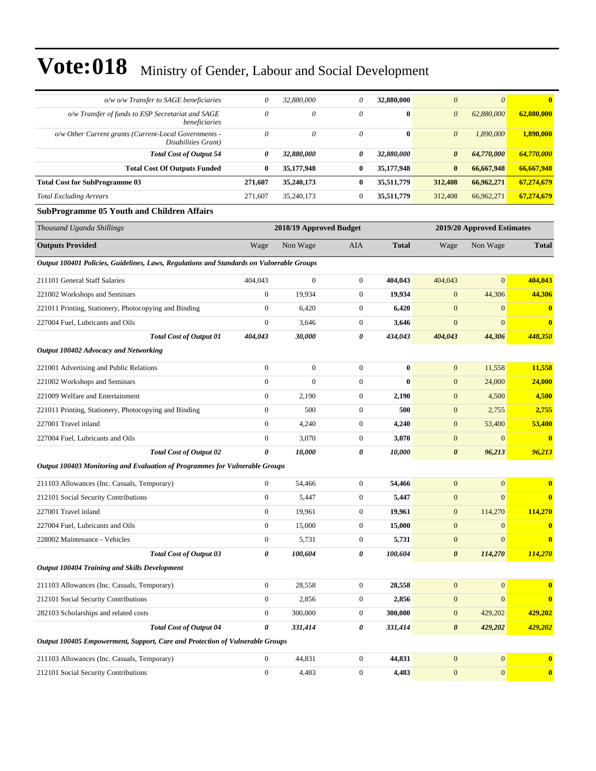# Vote:018 Ministry of Gender, Labour and Social Development

| | | | | | | | |
|---|---|---|---|---|---|---|---|
| *o/w o/w Transfer to SAGE beneficiaries* | *0* | *32,880,000* | *0* | **32,880,000** | *0* | *0* | **0** |
| *o/w Transfer of funds to ESP Secretariat and SAGE beneficiaries* | *0* | *0* | *0* | **0** | *0* | *62,880,000* | **62,880,000** |
| *o/w Other Current grants (Current-Local Governments - Disabilities Grant)* | *0* | *0* | *0* | **0** | *0* | *1,890,000* | **1,890,000** |
| ***Total Cost of Output 54*** | ***0*** | ***32,880,000*** | ***0*** | ***32,880,000*** | ***0*** | ***64,770,000*** | ***64,770,000*** |
| **Total Cost Of Outputs Funded** | **0** | **35,177,948** | **0** | **35,177,948** | **0** | **66,667,948** | **66,667,948** |
| **Total Cost for SubProgramme 03** | **271,607** | **35,240,173** | **0** | **35,511,779** | **312,408** | **66,962,271** | **67,274,679** |
| *Total Excluding Arrears* | 271,607 | 35,240,173 | 0 | **35,511,779** | 312,408 | 66,962,271 | **67,274,679** |

**SubProgramme 05 Youth and Children Affairs**

| *Thousand Uganda Shillings* | 2018/19 Approved Budget | | | | 2019/20 Approved Estimates | | |
|---|---|---|---|---|---|---|---|
| **Outputs Provided** | Wage | Non Wage | AIA | **Total** | Wage | Non Wage | **Total** |
| ***Output 100401 Policies, Guidelines, Laws, Regulations and Standards on Vulnerable Groups*** | | | | | | | |
| 211101 General Staff Salaries | 404,043 | 0 | 0 | **404,043** | 404,043 | 0 | **404,043** |
| 221002 Workshops and Seminars | 0 | 19,934 | 0 | **19,934** | 0 | 44,306 | **44,306** |
| 221011 Printing, Stationery, Photocopying and Binding | 0 | 6,420 | 0 | **6,420** | 0 | 0 | **0** |
| 227004 Fuel, Lubricants and Oils | 0 | 3,646 | 0 | **3,646** | 0 | 0 | **0** |
| ***Total Cost of Output 01*** | ***404,043*** | ***30,000*** | ***0*** | ***434,043*** | ***404,043*** | ***44,306*** | ***448,350*** |
| ***Output 100402 Advocacy and Networking*** | | | | | | | |
| 221001 Advertising and Public Relations | 0 | 0 | 0 | **0** | 0 | 11,558 | **11,558** |
| 221002 Workshops and Seminars | 0 | 0 | 0 | **0** | 0 | 24,000 | **24,000** |
| 221009 Welfare and Entertainment | 0 | 2,190 | 0 | **2,190** | 0 | 4,500 | **4,500** |
| 221011 Printing, Stationery, Photocopying and Binding | 0 | 500 | 0 | **500** | 0 | 2,755 | **2,755** |
| 227001 Travel inland | 0 | 4,240 | 0 | **4,240** | 0 | 53,400 | **53,400** |
| 227004 Fuel, Lubricants and Oils | 0 | 3,070 | 0 | **3,070** | 0 | 0 | **0** |
| ***Total Cost of Output 02*** | ***0*** | ***10,000*** | ***0*** | ***10,000*** | ***0*** | ***96,213*** | ***96,213*** |
| ***Output 100403 Monitoring and Evaluation of Programmes for Vulnerable Groups*** | | | | | | | |
| 211103 Allowances (Inc. Casuals, Temporary) | 0 | 54,466 | 0 | **54,466** | 0 | 0 | **0** |
| 212101 Social Security Contributions | 0 | 5,447 | 0 | **5,447** | 0 | 0 | **0** |
| 227001 Travel inland | 0 | 19,961 | 0 | **19,961** | 0 | 114,270 | **114,270** |
| 227004 Fuel, Lubricants and Oils | 0 | 15,000 | 0 | **15,000** | 0 | 0 | **0** |
| 228002 Maintenance - Vehicles | 0 | 5,731 | 0 | **5,731** | 0 | 0 | **0** |
| ***Total Cost of Output 03*** | ***0*** | ***100,604*** | ***0*** | ***100,604*** | ***0*** | ***114,270*** | ***114,270*** |
| ***Output 100404 Training and Skills Development*** | | | | | | | |
| 211103 Allowances (Inc. Casuals, Temporary) | 0 | 28,558 | 0 | **28,558** | 0 | 0 | **0** |
| 212101 Social Security Contributions | 0 | 2,856 | 0 | **2,856** | 0 | 0 | **0** |
| 282103 Scholarships and related costs | 0 | 300,000 | 0 | **300,000** | 0 | 429,202 | **429,202** |
| ***Total Cost of Output 04*** | ***0*** | ***331,414*** | ***0*** | ***331,414*** | ***0*** | ***429,202*** | ***429,202*** |
| ***Output 100405 Empowerment, Support, Care and Protection of Vulnerable Groups*** | | | | | | | |
| 211103 Allowances (Inc. Casuals, Temporary) | 0 | 44,831 | 0 | **44,831** | 0 | 0 | **0** |
| 212101 Social Security Contributions | 0 | 4,483 | 0 | **4,483** | 0 | 0 | **0** |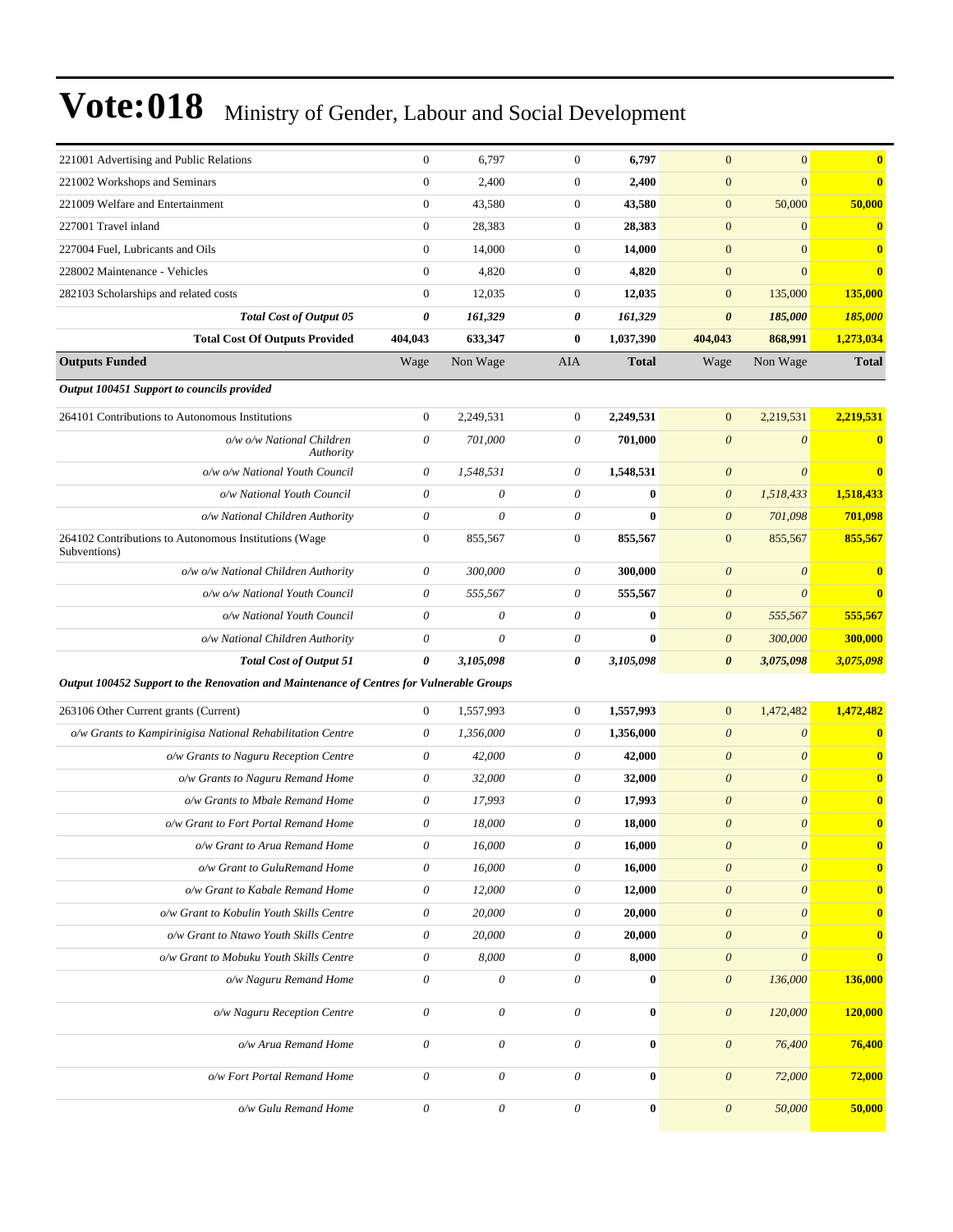# Vote:018 Ministry of Gender, Labour and Social Development

| | | | | | | | |
|---|---|---|---|---|---|---|---|
| 221001 Advertising and Public Relations | 0 | 6,797 | 0 | **6,797** | 0 | 0 | **0** |
| 221002 Workshops and Seminars | 0 | 2,400 | 0 | **2,400** | 0 | 0 | **0** |
| 221009 Welfare and Entertainment | 0 | 43,580 | 0 | **43,580** | 0 | 50,000 | **50,000** |
| 227001 Travel inland | 0 | 28,383 | 0 | **28,383** | 0 | 0 | **0** |
| 227004 Fuel, Lubricants and Oils | 0 | 14,000 | 0 | **14,000** | 0 | 0 | **0** |
| 228002 Maintenance - Vehicles | 0 | 4,820 | 0 | **4,820** | 0 | 0 | **0** |
| 282103 Scholarships and related costs | 0 | 12,035 | 0 | **12,035** | 0 | 135,000 | **135,000** |
| ***Total Cost of Output 05*** | ***0*** | ***161,329*** | ***0*** | ***161,329*** | ***0*** | ***185,000*** | ***185,000*** |
| **Total Cost Of Outputs Provided** | **404,043** | **633,347** | **0** | **1,037,390** | **404,043** | **868,991** | **1,273,034** |
| **Outputs Funded** | Wage | Non Wage | AIA | **Total** | Wage | Non Wage | **Total** |
| ***Output 100451 Support to councils provided*** | | | | | | | |
| 264101 Contributions to Autonomous Institutions | 0 | 2,249,531 | 0 | **2,249,531** | 0 | 2,219,531 | **2,219,531** |
| *o/w o/w National Children Authority* | *0* | *701,000* | *0* | **701,000** | *0* | *0* | **0** |
| *o/w o/w National Youth Council* | *0* | *1,548,531* | *0* | **1,548,531** | *0* | *0* | **0** |
| *o/w National Youth Council* | *0* | *0* | *0* | **0** | *0* | *1,518,433* | **1,518,433** |
| *o/w National Children Authority* | *0* | *0* | *0* | **0** | *0* | *701,098* | **701,098** |
| 264102 Contributions to Autonomous Institutions (Wage Subventions) | 0 | 855,567 | 0 | **855,567** | 0 | 855,567 | **855,567** |
| *o/w o/w National Children Authority* | *0* | *300,000* | *0* | **300,000** | *0* | *0* | **0** |
| *o/w o/w National Youth Council* | *0* | *555,567* | *0* | **555,567** | *0* | *0* | **0** |
| *o/w National Youth Council* | *0* | *0* | *0* | **0** | *0* | *555,567* | **555,567** |
| *o/w National Children Authority* | *0* | *0* | *0* | **0** | *0* | *300,000* | **300,000** |
| ***Total Cost of Output 51*** | ***0*** | ***3,105,098*** | ***0*** | ***3,105,098*** | ***0*** | ***3,075,098*** | ***3,075,098*** |
| ***Output 100452 Support to the Renovation and Maintenance of Centres for Vulnerable Groups*** | | | | | | | |
| 263106 Other Current grants (Current) | 0 | 1,557,993 | 0 | **1,557,993** | 0 | 1,472,482 | **1,472,482** |
| *o/w Grants to Kampiringisa National Rehabilitation Centre* | *0* | *1,356,000* | *0* | **1,356,000** | *0* | *0* | **0** |
| *o/w Grants to Naguru Reception Centre* | *0* | *42,000* | *0* | **42,000** | *0* | *0* | **0** |
| *o/w Grants to Naguru Remand Home* | *0* | *32,000* | *0* | **32,000** | *0* | *0* | **0** |
| *o/w Grants to Mbale Remand Home* | *0* | *17,993* | *0* | **17,993** | *0* | *0* | **0** |
| *o/w Grant to Fort Portal Remand Home* | *0* | *18,000* | *0* | **18,000** | *0* | *0* | **0** |
| *o/w Grant to Arua Remand Home* | *0* | *16,000* | *0* | **16,000** | *0* | *0* | **0** |
| *o/w Grant to GuluRemand Home* | *0* | *16,000* | *0* | **16,000** | *0* | *0* | **0** |
| *o/w Grant to Kabale Remand Home* | *0* | *12,000* | *0* | **12,000** | *0* | *0* | **0** |
| *o/w Grant to Kobulin Youth Skills Centre* | *0* | *20,000* | *0* | **20,000** | *0* | *0* | **0** |
| *o/w Grant to Ntawo Youth Skills Centre* | *0* | *20,000* | *0* | **20,000** | *0* | *0* | **0** |
| *o/w Grant to Mobuku Youth Skills Centre* | *0* | *8,000* | *0* | **8,000** | *0* | *0* | **0** |
| *o/w Naguru Remand Home* | *0* | *0* | *0* | **0** | *0* | *136,000* | **136,000** |
| *o/w Naguru Reception Centre* | *0* | *0* | *0* | **0** | *0* | *120,000* | **120,000** |
| *o/w Arua Remand Home* | *0* | *0* | *0* | **0** | *0* | *76,400* | **76,400** |
| *o/w Fort Portal Remand Home* | *0* | *0* | *0* | **0** | *0* | *72,000* | **72,000** |
| *o/w Gulu Remand Home* | *0* | *0* | *0* | **0** | *0* | *50,000* | **50,000** |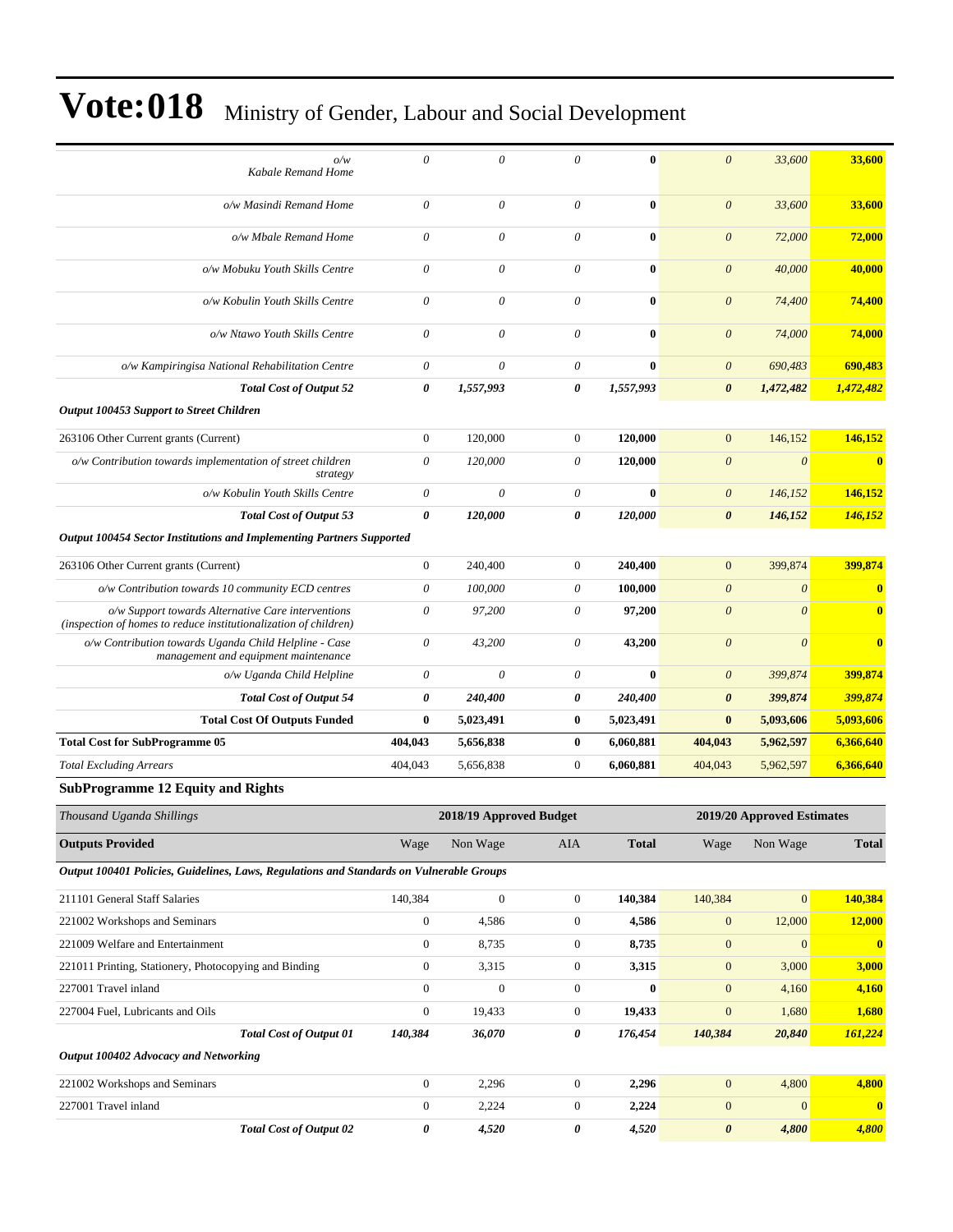# Vote:018 Ministry of Gender, Labour and Social Development

| | | | | | | | |
|---|---|---|---|---|---|---|---|
| *o/w Kabale Remand Home* | *0* | *0* | *0* | **0** | *0* | *33,600* | **33,600** |
| *o/w Masindi Remand Home* | *0* | *0* | *0* | **0** | *0* | *33,600* | **33,600** |
| *o/w Mbale Remand Home* | *0* | *0* | *0* | **0** | *0* | *72,000* | **72,000** |
| *o/w Mobuku Youth Skills Centre* | *0* | *0* | *0* | **0** | *0* | *40,000* | **40,000** |
| *o/w Kobulin Youth Skills Centre* | *0* | *0* | *0* | **0** | *0* | *74,400* | **74,400** |
| *o/w Ntawo Youth Skills Centre* | *0* | *0* | *0* | **0** | *0* | *74,000* | **74,000** |
| *o/w Kampiringisa National Rehabilitation Centre* | *0* | *0* | *0* | **0** | *0* | *690,483* | **690,483** |
| ***Total Cost of Output 52*** | ***0*** | ***1,557,993*** | ***0*** | ***1,557,993*** | ***0*** | ***1,472,482*** | ***1,472,482*** |
| ***Output 100453 Support to Street Children*** | | | | | | | |
| 263106 Other Current grants (Current) | 0 | 120,000 | 0 | **120,000** | 0 | 146,152 | **146,152** |
| *o/w Contribution towards implementation of street children strategy* | *0* | *120,000* | *0* | **120,000** | *0* | *0* | **0** |
| *o/w Kobulin Youth Skills Centre* | *0* | *0* | *0* | **0** | *0* | *146,152* | **146,152** |
| ***Total Cost of Output 53*** | ***0*** | ***120,000*** | ***0*** | ***120,000*** | ***0*** | ***146,152*** | ***146,152*** |
| ***Output 100454 Sector Institutions and Implementing Partners Supported*** | | | | | | | |
| 263106 Other Current grants (Current) | 0 | 240,400 | 0 | **240,400** | 0 | 399,874 | **399,874** |
| *o/w Contribution towards 10 community ECD centres* | *0* | *100,000* | *0* | **100,000** | *0* | *0* | **0** |
| *o/w Support towards Alternative Care interventions (inspection of homes to reduce institutionalization of children)* | *0* | *97,200* | *0* | **97,200** | *0* | *0* | **0** |
| *o/w Contribution towards Uganda Child Helpline - Case management and equipment maintenance* | *0* | *43,200* | *0* | **43,200** | *0* | *0* | **0** |
| *o/w Uganda Child Helpline* | *0* | *0* | *0* | **0** | *0* | *399,874* | **399,874** |
| ***Total Cost of Output 54*** | ***0*** | ***240,400*** | ***0*** | ***240,400*** | ***0*** | ***399,874*** | ***399,874*** |
| **Total Cost Of Outputs Funded** | **0** | **5,023,491** | **0** | **5,023,491** | **0** | **5,093,606** | **5,093,606** |
| **Total Cost for SubProgramme 05** | **404,043** | **5,656,838** | **0** | **6,060,881** | **404,043** | **5,962,597** | **6,366,640** |
| *Total Excluding Arrears* | 404,043 | 5,656,838 | 0 | **6,060,881** | 404,043 | 5,962,597 | **6,366,640** |

### SubProgramme 12 Equity and Rights

| *Thousand Uganda Shillings* | 2018/19 Approved Budget | | | | 2019/20 Approved Estimates | | |
|---|---|---|---|---|---|---|---|
| **Outputs Provided** | Wage | Non Wage | AIA | **Total** | Wage | Non Wage | **Total** |
| ***Output 100401 Policies, Guidelines, Laws, Regulations and Standards on Vulnerable Groups*** | | | | | | | |
| 211101 General Staff Salaries | 140,384 | 0 | 0 | **140,384** | 140,384 | 0 | **140,384** |
| 221002 Workshops and Seminars | 0 | 4,586 | 0 | **4,586** | 0 | 12,000 | **12,000** |
| 221009 Welfare and Entertainment | 0 | 8,735 | 0 | **8,735** | 0 | 0 | **0** |
| 221011 Printing, Stationery, Photocopying and Binding | 0 | 3,315 | 0 | **3,315** | 0 | 3,000 | **3,000** |
| 227001 Travel inland | 0 | 0 | 0 | **0** | 0 | 4,160 | **4,160** |
| 227004 Fuel, Lubricants and Oils | 0 | 19,433 | 0 | **19,433** | 0 | 1,680 | **1,680** |
| ***Total Cost of Output 01*** | ***140,384*** | ***36,070*** | ***0*** | ***176,454*** | ***140,384*** | ***20,840*** | ***161,224*** |
| ***Output 100402 Advocacy and Networking*** | | | | | | | |
| 221002 Workshops and Seminars | 0 | 2,296 | 0 | **2,296** | 0 | 4,800 | **4,800** |
| 227001 Travel inland | 0 | 2,224 | 0 | **2,224** | 0 | 0 | **0** |
| ***Total Cost of Output 02*** | ***0*** | ***4,520*** | ***0*** | ***4,520*** | ***0*** | ***4,800*** | ***4,800*** |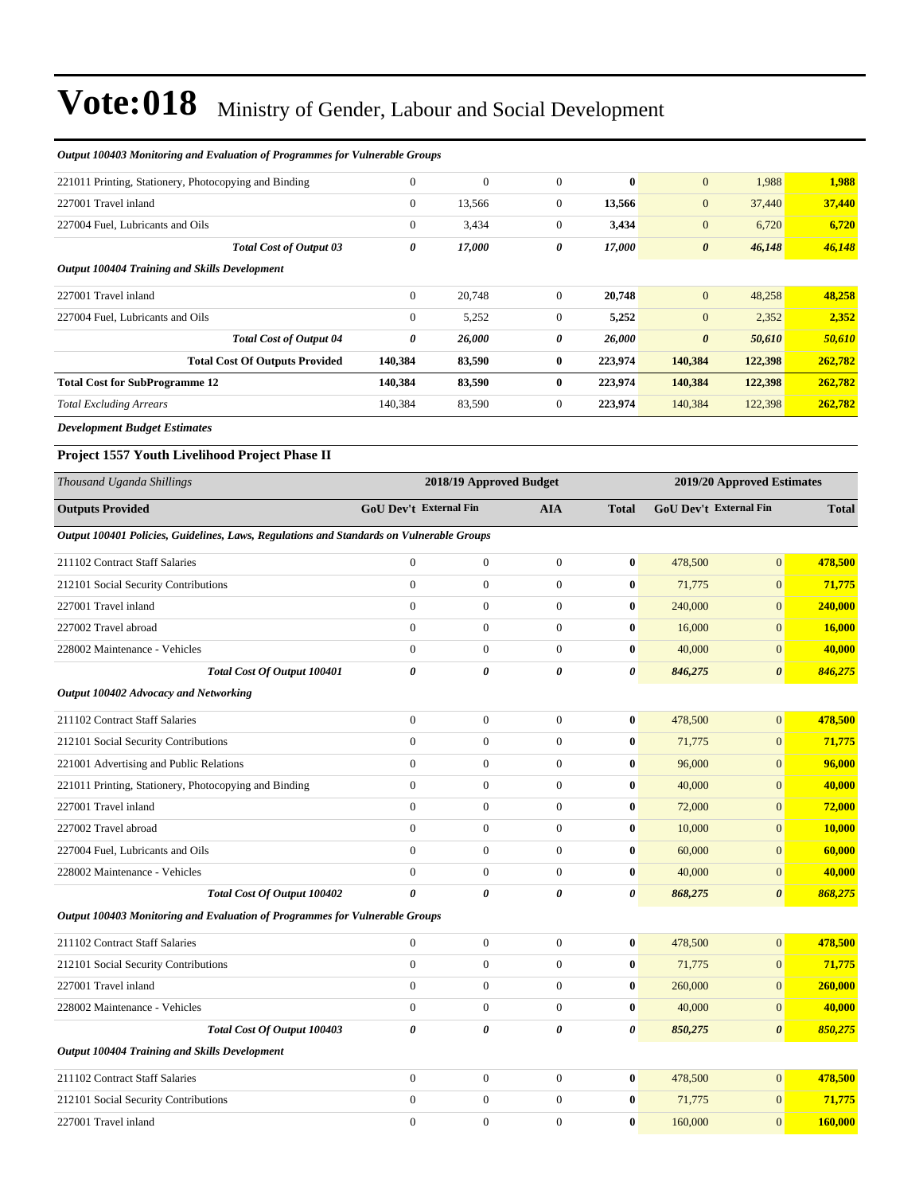# Vote:018 Ministry of Gender, Labour and Social Development

| *Output 100403 Monitoring and Evaluation of Programmes for Vulnerable Groups* | | | | | | | |
|---|---|---|---|---|---|---|---|
| 221011 Printing, Stationery, Photocopying and Binding | 0 | 0 | 0 | **0** | 0 | 1,988 | **1,988** |
| 227001 Travel inland | 0 | 13,566 | 0 | **13,566** | 0 | 37,440 | **37,440** |
| 227004 Fuel, Lubricants and Oils | 0 | 3,434 | 0 | **3,434** | 0 | 6,720 | **6,720** |
| ***Total Cost of Output 03*** | ***0*** | ***17,000*** | ***0*** | ***17,000*** | ***0*** | ***46,148*** | ***46,148*** |
| ***Output 100404 Training and Skills Development*** | | | | | | | |
| 227001 Travel inland | 0 | 20,748 | 0 | **20,748** | 0 | 48,258 | **48,258** |
| 227004 Fuel, Lubricants and Oils | 0 | 5,252 | 0 | **5,252** | 0 | 2,352 | **2,352** |
| ***Total Cost of Output 04*** | ***0*** | ***26,000*** | ***0*** | ***26,000*** | ***0*** | ***50,610*** | ***50,610*** |
| **Total Cost Of Outputs Provided** | **140,384** | **83,590** | **0** | **223,974** | **140,384** | **122,398** | **262,782** |
| **Total Cost for SubProgramme 12** | **140,384** | **83,590** | **0** | **223,974** | **140,384** | **122,398** | **262,782** |
| *Total Excluding Arrears* | 140,384 | 83,590 | 0 | **223,974** | 140,384 | 122,398 | **262,782** |

***Development Budget Estimates***

### Project 1557 Youth Livelihood Project Phase II

| *Thousand Uganda Shillings* | 2018/19 Approved Budget | | | | 2019/20 Approved Estimates | | |
|---|---|---|---|---|---|---|---|
| **Outputs Provided** | **GoU Dev't** | **External Fin** | **AIA** | **Total** | **GoU Dev't** | **External Fin** | **Total** |
| ***Output 100401 Policies, Guidelines, Laws, Regulations and Standards on Vulnerable Groups*** | | | | | | | |
| 211102 Contract Staff Salaries | 0 | 0 | 0 | **0** | 478,500 | 0 | **478,500** |
| 212101 Social Security Contributions | 0 | 0 | 0 | **0** | 71,775 | 0 | **71,775** |
| 227001 Travel inland | 0 | 0 | 0 | **0** | 240,000 | 0 | **240,000** |
| 227002 Travel abroad | 0 | 0 | 0 | **0** | 16,000 | 0 | **16,000** |
| 228002 Maintenance - Vehicles | 0 | 0 | 0 | **0** | 40,000 | 0 | **40,000** |
| ***Total Cost Of Output 100401*** | ***0*** | ***0*** | ***0*** | ***0*** | ***846,275*** | ***0*** | ***846,275*** |
| ***Output 100402 Advocacy and Networking*** | | | | | | | |
| 211102 Contract Staff Salaries | 0 | 0 | 0 | **0** | 478,500 | 0 | **478,500** |
| 212101 Social Security Contributions | 0 | 0 | 0 | **0** | 71,775 | 0 | **71,775** |
| 221001 Advertising and Public Relations | 0 | 0 | 0 | **0** | 96,000 | 0 | **96,000** |
| 221011 Printing, Stationery, Photocopying and Binding | 0 | 0 | 0 | **0** | 40,000 | 0 | **40,000** |
| 227001 Travel inland | 0 | 0 | 0 | **0** | 72,000 | 0 | **72,000** |
| 227002 Travel abroad | 0 | 0 | 0 | **0** | 10,000 | 0 | **10,000** |
| 227004 Fuel, Lubricants and Oils | 0 | 0 | 0 | **0** | 60,000 | 0 | **60,000** |
| 228002 Maintenance - Vehicles | 0 | 0 | 0 | **0** | 40,000 | 0 | **40,000** |
| ***Total Cost Of Output 100402*** | ***0*** | ***0*** | ***0*** | ***0*** | ***868,275*** | ***0*** | ***868,275*** |
| ***Output 100403 Monitoring and Evaluation of Programmes for Vulnerable Groups*** | | | | | | | |
| 211102 Contract Staff Salaries | 0 | 0 | 0 | **0** | 478,500 | 0 | **478,500** |
| 212101 Social Security Contributions | 0 | 0 | 0 | **0** | 71,775 | 0 | **71,775** |
| 227001 Travel inland | 0 | 0 | 0 | **0** | 260,000 | 0 | **260,000** |
| 228002 Maintenance - Vehicles | 0 | 0 | 0 | **0** | 40,000 | 0 | **40,000** |
| ***Total Cost Of Output 100403*** | ***0*** | ***0*** | ***0*** | ***0*** | ***850,275*** | ***0*** | ***850,275*** |
| ***Output 100404 Training and Skills Development*** | | | | | | | |
| 211102 Contract Staff Salaries | 0 | 0 | 0 | **0** | 478,500 | 0 | **478,500** |
| 212101 Social Security Contributions | 0 | 0 | 0 | **0** | 71,775 | 0 | **71,775** |
| 227001 Travel inland | 0 | 0 | 0 | **0** | 160,000 | 0 | **160,000** |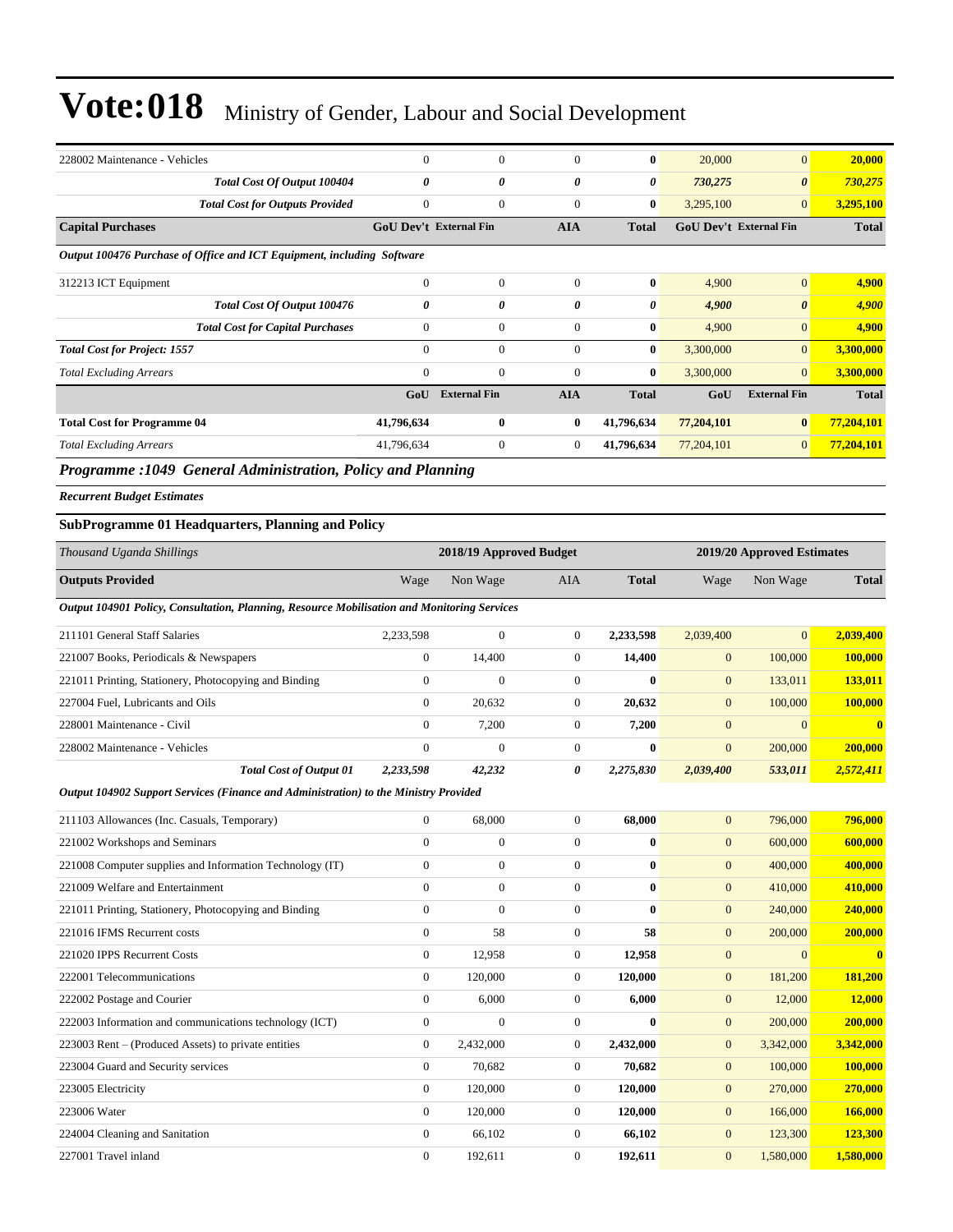# Vote:018 Ministry of Gender, Labour and Social Development

| | | | | | | | |
|---|---|---|---|---|---|---|---|
| 228002 Maintenance - Vehicles | 0 | 0 | 0 | **0** | 20,000 | 0 | **20,000** |
| ***Total Cost Of Output 100404*** | ***0*** | ***0*** | ***0*** | ***0*** | ***730,275*** | ***0*** | ***730,275*** |
| ***Total Cost for Outputs Provided*** | 0 | 0 | 0 | **0** | 3,295,100 | 0 | **3,295,100** |
| **Capital Purchases** | **GoU Dev't** | **External Fin** | **AIA** | **Total** | **GoU Dev't** | **External Fin** | **Total** |
| ***Output 100476 Purchase of Office and ICT Equipment, including Software*** | | | | | | | |
| 312213 ICT Equipment | 0 | 0 | 0 | **0** | 4,900 | 0 | **4,900** |
| ***Total Cost Of Output 100476*** | ***0*** | ***0*** | ***0*** | ***0*** | ***4,900*** | ***0*** | ***4,900*** |
| ***Total Cost for Capital Purchases*** | 0 | 0 | 0 | **0** | 4,900 | 0 | **4,900** |
| ***Total Cost for Project: 1557*** | 0 | 0 | 0 | **0** | 3,300,000 | 0 | **3,300,000** |
| *Total Excluding Arrears* | 0 | 0 | 0 | **0** | 3,300,000 | 0 | **3,300,000** |
| | **GoU** | **External Fin** | **AIA** | **Total** | **GoU** | **External Fin** | **Total** |
| **Total Cost for Programme 04** | **41,796,634** | **0** | **0** | **41,796,634** | **77,204,101** | **0** | **77,204,101** |
| *Total Excluding Arrears* | 41,796,634 | 0 | 0 | **41,796,634** | 77,204,101 | 0 | **77,204,101** |

## *Programme :1049 General Administration, Policy and Planning*

***Recurrent Budget Estimates***

### SubProgramme 01 Headquarters, Planning and Policy

| *Thousand Uganda Shillings* | 2018/19 Approved Budget | | | | 2019/20 Approved Estimates | | |
|---|---|---|---|---|---|---|---|
| **Outputs Provided** | Wage | Non Wage | AIA | **Total** | Wage | Non Wage | **Total** |
| ***Output 104901 Policy, Consultation, Planning, Resource Mobilisation and Monitoring Services*** | | | | | | | |
| 211101 General Staff Salaries | 2,233,598 | 0 | 0 | **2,233,598** | 2,039,400 | 0 | **2,039,400** |
| 221007 Books, Periodicals & Newspapers | 0 | 14,400 | 0 | **14,400** | 0 | 100,000 | **100,000** |
| 221011 Printing, Stationery, Photocopying and Binding | 0 | 0 | 0 | **0** | 0 | 133,011 | **133,011** |
| 227004 Fuel, Lubricants and Oils | 0 | 20,632 | 0 | **20,632** | 0 | 100,000 | **100,000** |
| 228001 Maintenance - Civil | 0 | 7,200 | 0 | **7,200** | 0 | 0 | **0** |
| 228002 Maintenance - Vehicles | 0 | 0 | 0 | **0** | 0 | 200,000 | **200,000** |
| ***Total Cost of Output 01*** | ***2,233,598*** | ***42,232*** | ***0*** | ***2,275,830*** | ***2,039,400*** | ***533,011*** | ***2,572,411*** |
| ***Output 104902 Support Services (Finance and Administration) to the Ministry Provided*** | | | | | | | |
| 211103 Allowances (Inc. Casuals, Temporary) | 0 | 68,000 | 0 | **68,000** | 0 | 796,000 | **796,000** |
| 221002 Workshops and Seminars | 0 | 0 | 0 | **0** | 0 | 600,000 | **600,000** |
| 221008 Computer supplies and Information Technology (IT) | 0 | 0 | 0 | **0** | 0 | 400,000 | **400,000** |
| 221009 Welfare and Entertainment | 0 | 0 | 0 | **0** | 0 | 410,000 | **410,000** |
| 221011 Printing, Stationery, Photocopying and Binding | 0 | 0 | 0 | **0** | 0 | 240,000 | **240,000** |
| 221016 IFMS Recurrent costs | 0 | 58 | 0 | **58** | 0 | 200,000 | **200,000** |
| 221020 IPPS Recurrent Costs | 0 | 12,958 | 0 | **12,958** | 0 | 0 | **0** |
| 222001 Telecommunications | 0 | 120,000 | 0 | **120,000** | 0 | 181,200 | **181,200** |
| 222002 Postage and Courier | 0 | 6,000 | 0 | **6,000** | 0 | 12,000 | **12,000** |
| 222003 Information and communications technology (ICT) | 0 | 0 | 0 | **0** | 0 | 200,000 | **200,000** |
| 223003 Rent – (Produced Assets) to private entities | 0 | 2,432,000 | 0 | **2,432,000** | 0 | 3,342,000 | **3,342,000** |
| 223004 Guard and Security services | 0 | 70,682 | 0 | **70,682** | 0 | 100,000 | **100,000** |
| 223005 Electricity | 0 | 120,000 | 0 | **120,000** | 0 | 270,000 | **270,000** |
| 223006 Water | 0 | 120,000 | 0 | **120,000** | 0 | 166,000 | **166,000** |
| 224004 Cleaning and Sanitation | 0 | 66,102 | 0 | **66,102** | 0 | 123,300 | **123,300** |
| 227001 Travel inland | 0 | 192,611 | 0 | **192,611** | 0 | 1,580,000 | **1,580,000** |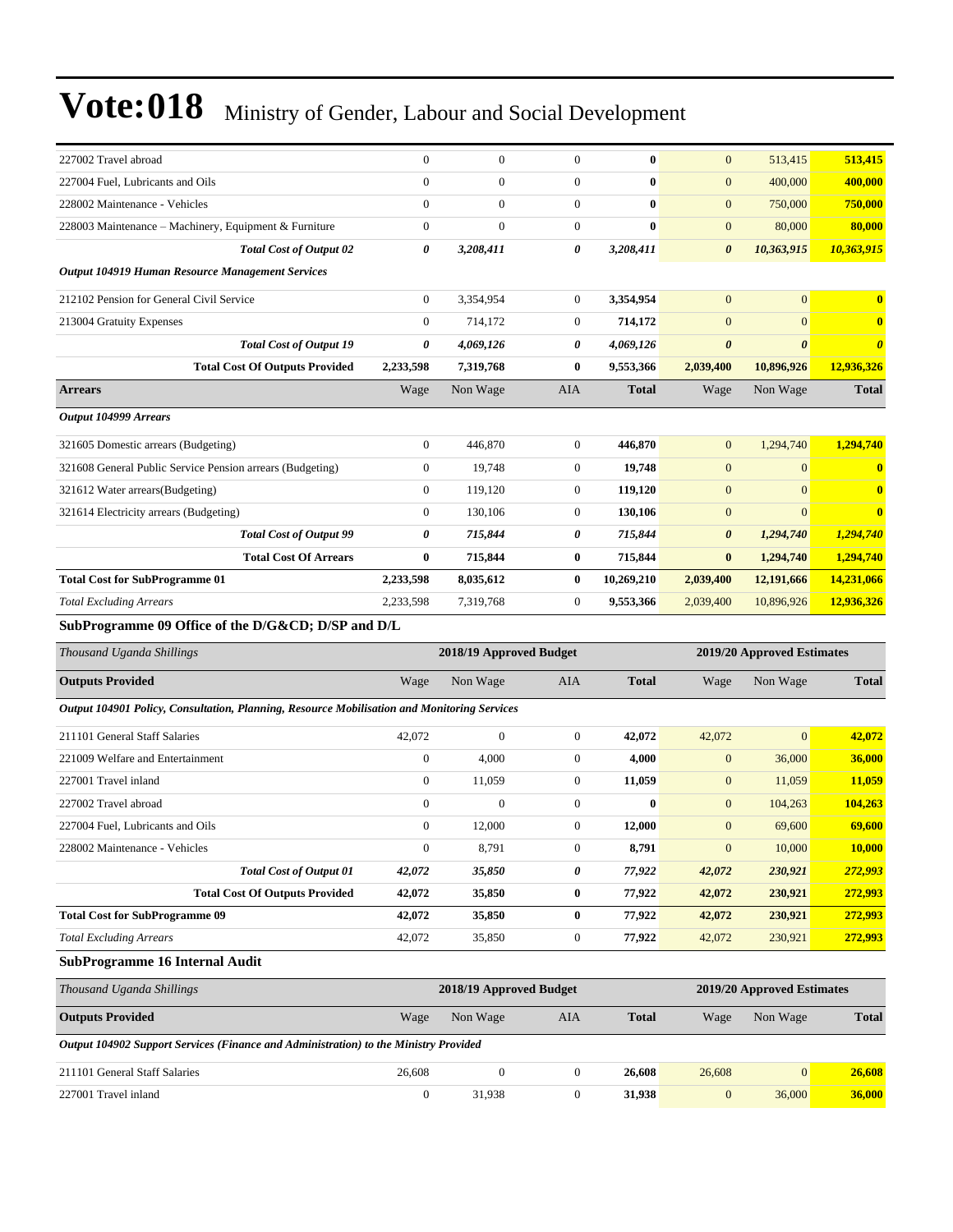# Vote:018 Ministry of Gender, Labour and Social Development

| | | | | | | | |
|---|---|---|---|---|---|---|---|
| 227002 Travel abroad | 0 | 0 | 0 | **0** | 0 | 513,415 | **513,415** |
| 227004 Fuel, Lubricants and Oils | 0 | 0 | 0 | **0** | 0 | 400,000 | **400,000** |
| 228002 Maintenance - Vehicles | 0 | 0 | 0 | **0** | 0 | 750,000 | **750,000** |
| 228003 Maintenance – Machinery, Equipment & Furniture | 0 | 0 | 0 | **0** | 0 | 80,000 | **80,000** |
| ***Total Cost of Output 02*** | ***0*** | ***3,208,411*** | ***0*** | ***3,208,411*** | ***0*** | ***10,363,915*** | ***10,363,915*** |
| ***Output 104919 Human Resource Management Services*** | | | | | | | |
| 212102 Pension for General Civil Service | 0 | 3,354,954 | 0 | **3,354,954** | 0 | 0 | **0** |
| 213004 Gratuity Expenses | 0 | 714,172 | 0 | **714,172** | 0 | 0 | **0** |
| ***Total Cost of Output 19*** | ***0*** | ***4,069,126*** | ***0*** | ***4,069,126*** | ***0*** | ***0*** | ***0*** |
| **Total Cost Of Outputs Provided** | **2,233,598** | **7,319,768** | **0** | **9,553,366** | **2,039,400** | **10,896,926** | **12,936,326** |
| **Arrears** | Wage | Non Wage | AIA | **Total** | Wage | Non Wage | **Total** |
| ***Output 104999 Arrears*** | | | | | | | |
| 321605 Domestic arrears (Budgeting) | 0 | 446,870 | 0 | **446,870** | 0 | 1,294,740 | **1,294,740** |
| 321608 General Public Service Pension arrears (Budgeting) | 0 | 19,748 | 0 | **19,748** | 0 | 0 | **0** |
| 321612 Water arrears(Budgeting) | 0 | 119,120 | 0 | **119,120** | 0 | 0 | **0** |
| 321614 Electricity arrears (Budgeting) | 0 | 130,106 | 0 | **130,106** | 0 | 0 | **0** |
| ***Total Cost of Output 99*** | ***0*** | ***715,844*** | ***0*** | ***715,844*** | ***0*** | ***1,294,740*** | ***1,294,740*** |
| **Total Cost Of Arrears** | **0** | **715,844** | **0** | **715,844** | **0** | **1,294,740** | **1,294,740** |
| **Total Cost for SubProgramme 01** | **2,233,598** | **8,035,612** | **0** | **10,269,210** | **2,039,400** | **12,191,666** | **14,231,066** |
| *Total Excluding Arrears* | 2,233,598 | 7,319,768 | 0 | **9,553,366** | 2,039,400 | 10,896,926 | **12,936,326** |

### SubProgramme 09 Office of the D/G&CD; D/SP and D/L

| *Thousand Uganda Shillings* | 2018/19 Approved Budget | | | | 2019/20 Approved Estimates | | |
|---|---|---|---|---|---|---|---|
| **Outputs Provided** | Wage | Non Wage | AIA | **Total** | Wage | Non Wage | **Total** |
| ***Output 104901 Policy, Consultation, Planning, Resource Mobilisation and Monitoring Services*** | | | | | | | |
| 211101 General Staff Salaries | 42,072 | 0 | 0 | **42,072** | 42,072 | 0 | **42,072** |
| 221009 Welfare and Entertainment | 0 | 4,000 | 0 | **4,000** | 0 | 36,000 | **36,000** |
| 227001 Travel inland | 0 | 11,059 | 0 | **11,059** | 0 | 11,059 | **11,059** |
| 227002 Travel abroad | 0 | 0 | 0 | **0** | 0 | 104,263 | **104,263** |
| 227004 Fuel, Lubricants and Oils | 0 | 12,000 | 0 | **12,000** | 0 | 69,600 | **69,600** |
| 228002 Maintenance - Vehicles | 0 | 8,791 | 0 | **8,791** | 0 | 10,000 | **10,000** |
| ***Total Cost of Output 01*** | ***42,072*** | ***35,850*** | ***0*** | ***77,922*** | ***42,072*** | ***230,921*** | ***272,993*** |
| **Total Cost Of Outputs Provided** | **42,072** | **35,850** | **0** | **77,922** | **42,072** | **230,921** | **272,993** |
| **Total Cost for SubProgramme 09** | **42,072** | **35,850** | **0** | **77,922** | **42,072** | **230,921** | **272,993** |
| *Total Excluding Arrears* | 42,072 | 35,850 | 0 | **77,922** | 42,072 | 230,921 | **272,993** |

### SubProgramme 16 Internal Audit

| *Thousand Uganda Shillings* | 2018/19 Approved Budget | | | | 2019/20 Approved Estimates | | |
|---|---|---|---|---|---|---|---|
| **Outputs Provided** | Wage | Non Wage | AIA | **Total** | Wage | Non Wage | **Total** |
| ***Output 104902 Support Services (Finance and Administration) to the Ministry Provided*** | | | | | | | |
| 211101 General Staff Salaries | 26,608 | 0 | 0 | **26,608** | 26,608 | 0 | **26,608** |
| 227001 Travel inland | 0 | 31,938 | 0 | **31,938** | 0 | 36,000 | **36,000** |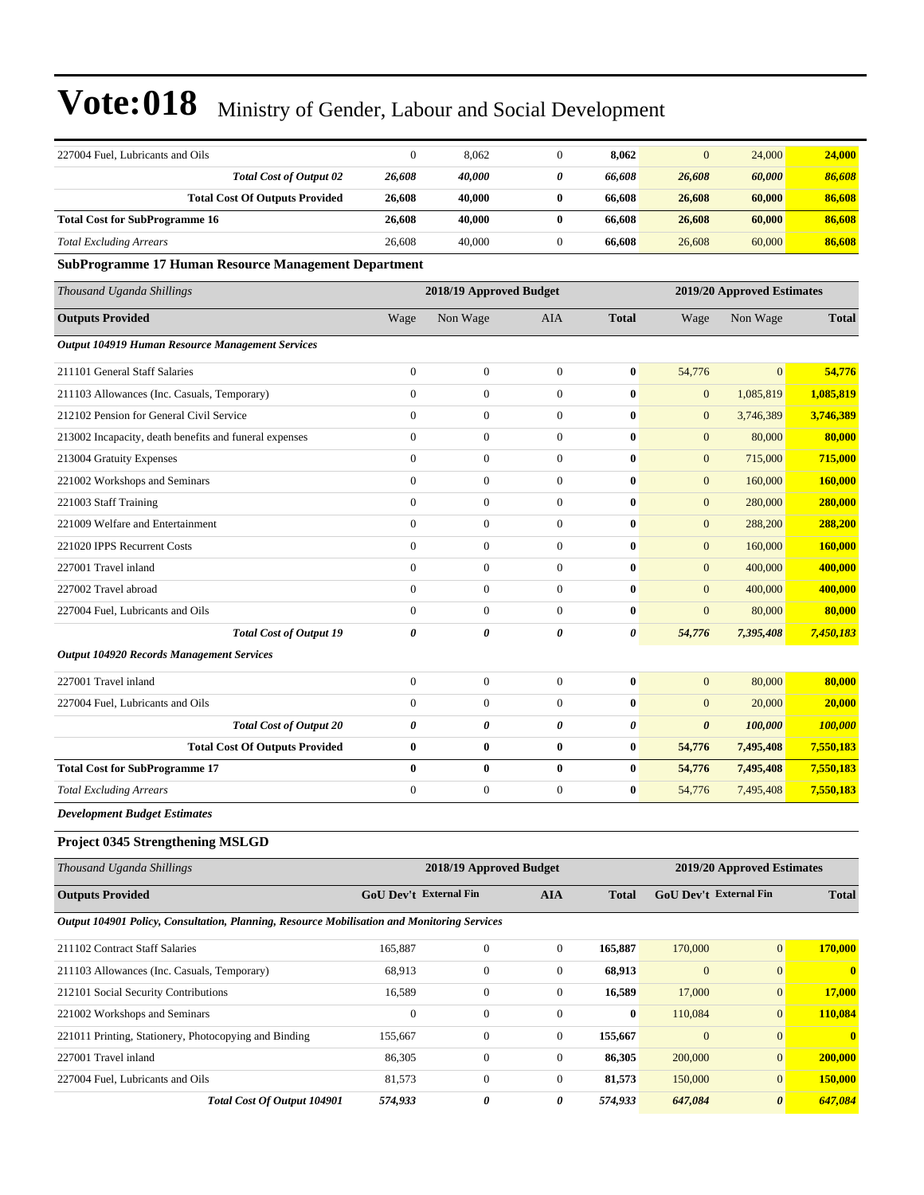# Vote:018 Ministry of Gender, Labour and Social Development

| | | | | | | | |
|---|---|---|---|---|---|---|---|
| 227004 Fuel, Lubricants and Oils | 0 | 8,062 | 0 | **8,062** | 0 | 24,000 | **24,000** |
| ***Total Cost of Output 02*** | ***26,608*** | ***40,000*** | ***0*** | ***66,608*** | ***26,608*** | ***60,000*** | ***86,608*** |
| **Total Cost Of Outputs Provided** | **26,608** | **40,000** | **0** | **66,608** | **26,608** | **60,000** | **86,608** |
| **Total Cost for SubProgramme 16** | **26,608** | **40,000** | **0** | **66,608** | **26,608** | **60,000** | **86,608** |
| *Total Excluding Arrears* | 26,608 | 40,000 | 0 | **66,608** | 26,608 | 60,000 | **86,608** |

**SubProgramme 17 Human Resource Management Department**

| *Thousand Uganda Shillings* | 2018/19 Approved Budget | | | | 2019/20 Approved Estimates | | |
|---|---|---|---|---|---|---|---|
| **Outputs Provided** | Wage | Non Wage | AIA | **Total** | Wage | Non Wage | **Total** |
| ***Output 104919 Human Resource Management Services*** | | | | | | | |
| 211101 General Staff Salaries | 0 | 0 | 0 | **0** | 54,776 | 0 | **54,776** |
| 211103 Allowances (Inc. Casuals, Temporary) | 0 | 0 | 0 | **0** | 0 | 1,085,819 | **1,085,819** |
| 212102 Pension for General Civil Service | 0 | 0 | 0 | **0** | 0 | 3,746,389 | **3,746,389** |
| 213002 Incapacity, death benefits and funeral expenses | 0 | 0 | 0 | **0** | 0 | 80,000 | **80,000** |
| 213004 Gratuity Expenses | 0 | 0 | 0 | **0** | 0 | 715,000 | **715,000** |
| 221002 Workshops and Seminars | 0 | 0 | 0 | **0** | 0 | 160,000 | **160,000** |
| 221003 Staff Training | 0 | 0 | 0 | **0** | 0 | 280,000 | **280,000** |
| 221009 Welfare and Entertainment | 0 | 0 | 0 | **0** | 0 | 288,200 | **288,200** |
| 221020 IPPS Recurrent Costs | 0 | 0 | 0 | **0** | 0 | 160,000 | **160,000** |
| 227001 Travel inland | 0 | 0 | 0 | **0** | 0 | 400,000 | **400,000** |
| 227002 Travel abroad | 0 | 0 | 0 | **0** | 0 | 400,000 | **400,000** |
| 227004 Fuel, Lubricants and Oils | 0 | 0 | 0 | **0** | 0 | 80,000 | **80,000** |
| ***Total Cost of Output 19*** | ***0*** | ***0*** | ***0*** | ***0*** | ***54,776*** | ***7,395,408*** | ***7,450,183*** |
| ***Output 104920 Records Management Services*** | | | | | | | |
| 227001 Travel inland | 0 | 0 | 0 | **0** | 0 | 80,000 | **80,000** |
| 227004 Fuel, Lubricants and Oils | 0 | 0 | 0 | **0** | 0 | 20,000 | **20,000** |
| ***Total Cost of Output 20*** | ***0*** | ***0*** | ***0*** | ***0*** | ***0*** | ***100,000*** | ***100,000*** |
| **Total Cost Of Outputs Provided** | **0** | **0** | **0** | **0** | **54,776** | **7,495,408** | **7,550,183** |
| **Total Cost for SubProgramme 17** | **0** | **0** | **0** | **0** | **54,776** | **7,495,408** | **7,550,183** |
| *Total Excluding Arrears* | 0 | 0 | 0 | **0** | 54,776 | 7,495,408 | **7,550,183** |

***Development Budget Estimates***

**Project 0345 Strengthening MSLGD**

| *Thousand Uganda Shillings* | 2018/19 Approved Budget | | | | 2019/20 Approved Estimates | | |
|---|---|---|---|---|---|---|---|
| **Outputs Provided** | **GoU Dev't** | **External Fin** | **AIA** | **Total** | **GoU Dev't** | **External Fin** | **Total** |
| ***Output 104901 Policy, Consultation, Planning, Resource Mobilisation and Monitoring Services*** | | | | | | | |
| 211102 Contract Staff Salaries | 165,887 | 0 | 0 | **165,887** | 170,000 | 0 | **170,000** |
| 211103 Allowances (Inc. Casuals, Temporary) | 68,913 | 0 | 0 | **68,913** | 0 | 0 | **0** |
| 212101 Social Security Contributions | 16,589 | 0 | 0 | **16,589** | 17,000 | 0 | **17,000** |
| 221002 Workshops and Seminars | 0 | 0 | 0 | **0** | 110,084 | 0 | **110,084** |
| 221011 Printing, Stationery, Photocopying and Binding | 155,667 | 0 | 0 | **155,667** | 0 | 0 | **0** |
| 227001 Travel inland | 86,305 | 0 | 0 | **86,305** | 200,000 | 0 | **200,000** |
| 227004 Fuel, Lubricants and Oils | 81,573 | 0 | 0 | **81,573** | 150,000 | 0 | **150,000** |
| ***Total Cost Of Output 104901*** | ***574,933*** | ***0*** | ***0*** | ***574,933*** | ***647,084*** | ***0*** | ***647,084*** |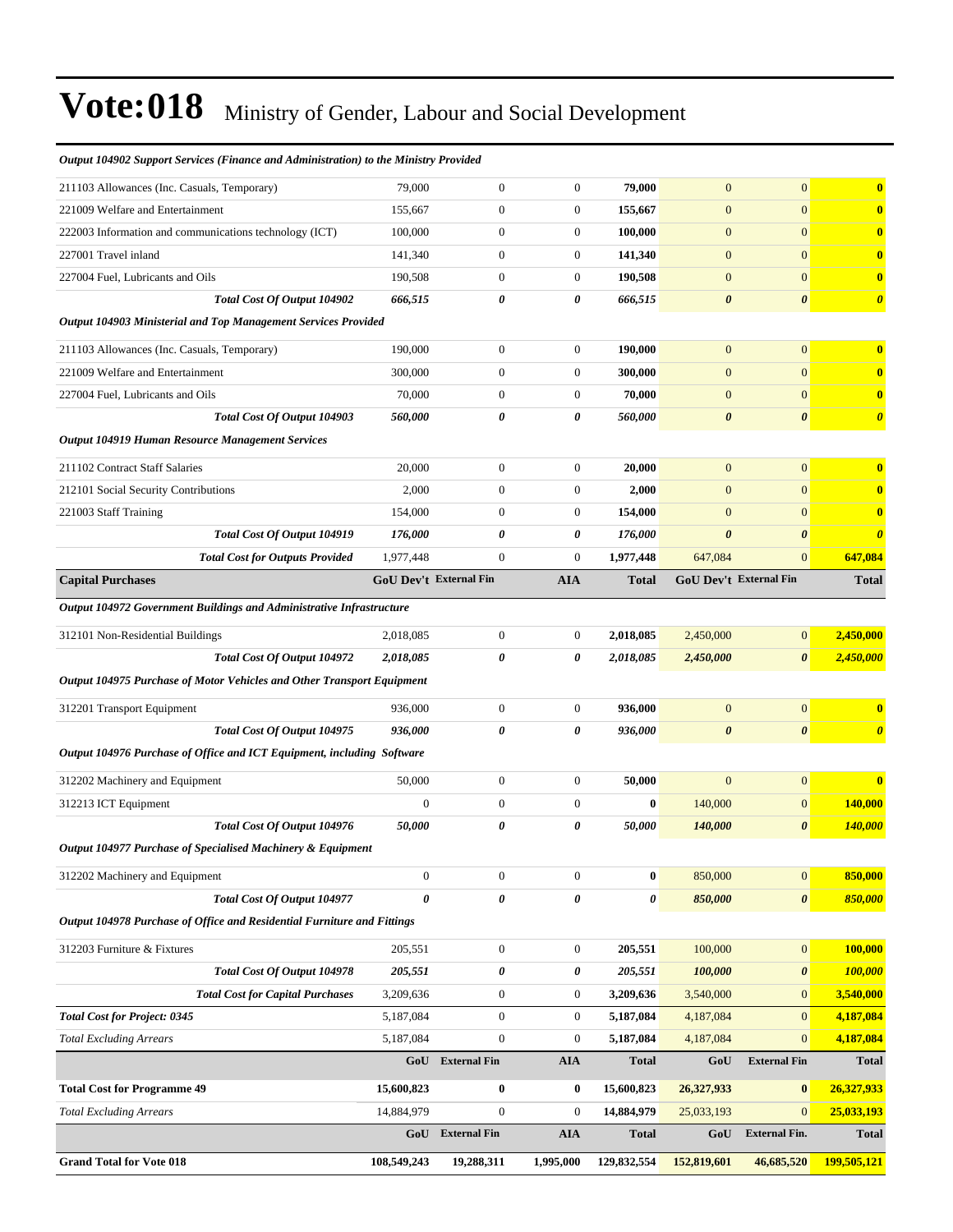# Vote:018 Ministry of Gender, Labour and Social Development

| | | | | | | | |
|---|---|---|---|---|---|---|---|
| ***Output 104902 Support Services (Finance and Administration) to the Ministry Provided*** | | | | | | | |
| 211103 Allowances (Inc. Casuals, Temporary) | 79,000 | 0 | 0 | **79,000** | 0 | 0 | **0** |
| 221009 Welfare and Entertainment | 155,667 | 0 | 0 | **155,667** | 0 | 0 | **0** |
| 222003 Information and communications technology (ICT) | 100,000 | 0 | 0 | **100,000** | 0 | 0 | **0** |
| 227001 Travel inland | 141,340 | 0 | 0 | **141,340** | 0 | 0 | **0** |
| 227004 Fuel, Lubricants and Oils | 190,508 | 0 | 0 | **190,508** | 0 | 0 | **0** |
| ***Total Cost Of Output 104902*** | ***666,515*** | ***0*** | ***0*** | ***666,515*** | ***0*** | ***0*** | ***0*** |
| ***Output 104903 Ministerial and Top Management Services Provided*** | | | | | | | |
| 211103 Allowances (Inc. Casuals, Temporary) | 190,000 | 0 | 0 | **190,000** | 0 | 0 | **0** |
| 221009 Welfare and Entertainment | 300,000 | 0 | 0 | **300,000** | 0 | 0 | **0** |
| 227004 Fuel, Lubricants and Oils | 70,000 | 0 | 0 | **70,000** | 0 | 0 | **0** |
| ***Total Cost Of Output 104903*** | ***560,000*** | ***0*** | ***0*** | ***560,000*** | ***0*** | ***0*** | ***0*** |
| ***Output 104919 Human Resource Management Services*** | | | | | | | |
| 211102 Contract Staff Salaries | 20,000 | 0 | 0 | **20,000** | 0 | 0 | **0** |
| 212101 Social Security Contributions | 2,000 | 0 | 0 | **2,000** | 0 | 0 | **0** |
| 221003 Staff Training | 154,000 | 0 | 0 | **154,000** | 0 | 0 | **0** |
| ***Total Cost Of Output 104919*** | ***176,000*** | ***0*** | ***0*** | ***176,000*** | ***0*** | ***0*** | ***0*** |
| ***Total Cost for Outputs Provided*** | 1,977,448 | 0 | 0 | **1,977,448** | 647,084 | 0 | **647,084** |
| **Capital Purchases** | **GoU Dev't** | **External Fin** | **AIA** | **Total** | **GoU Dev't** | **External Fin** | **Total** |
| ***Output 104972 Government Buildings and Administrative Infrastructure*** | | | | | | | |
| 312101 Non-Residential Buildings | 2,018,085 | 0 | 0 | **2,018,085** | 2,450,000 | 0 | **2,450,000** |
| ***Total Cost Of Output 104972*** | ***2,018,085*** | ***0*** | ***0*** | ***2,018,085*** | ***2,450,000*** | ***0*** | ***2,450,000*** |
| ***Output 104975 Purchase of Motor Vehicles and Other Transport Equipment*** | | | | | | | |
| 312201 Transport Equipment | 936,000 | 0 | 0 | **936,000** | 0 | 0 | **0** |
| ***Total Cost Of Output 104975*** | ***936,000*** | ***0*** | ***0*** | ***936,000*** | ***0*** | ***0*** | ***0*** |
| ***Output 104976 Purchase of Office and ICT Equipment, including Software*** | | | | | | | |
| 312202 Machinery and Equipment | 50,000 | 0 | 0 | **50,000** | 0 | 0 | **0** |
| 312213 ICT Equipment | 0 | 0 | 0 | **0** | 140,000 | 0 | **140,000** |
| ***Total Cost Of Output 104976*** | ***50,000*** | ***0*** | ***0*** | ***50,000*** | ***140,000*** | ***0*** | ***140,000*** |
| ***Output 104977 Purchase of Specialised Machinery & Equipment*** | | | | | | | |
| 312202 Machinery and Equipment | 0 | 0 | 0 | **0** | 850,000 | 0 | **850,000** |
| ***Total Cost Of Output 104977*** | ***0*** | ***0*** | ***0*** | ***0*** | ***850,000*** | ***0*** | ***850,000*** |
| ***Output 104978 Purchase of Office and Residential Furniture and Fittings*** | | | | | | | |
| 312203 Furniture & Fixtures | 205,551 | 0 | 0 | **205,551** | 100,000 | 0 | **100,000** |
| ***Total Cost Of Output 104978*** | ***205,551*** | ***0*** | ***0*** | ***205,551*** | ***100,000*** | ***0*** | ***100,000*** |
| ***Total Cost for Capital Purchases*** | 3,209,636 | 0 | 0 | **3,209,636** | 3,540,000 | 0 | **3,540,000** |
| ***Total Cost for Project: 0345*** | 5,187,084 | 0 | 0 | **5,187,084** | 4,187,084 | 0 | **4,187,084** |
| *Total Excluding Arrears* | 5,187,084 | 0 | 0 | **5,187,084** | 4,187,084 | 0 | **4,187,084** |
| | **GoU** | **External Fin** | **AIA** | **Total** | **GoU** | **External Fin** | **Total** |
| **Total Cost for Programme 49** | **15,600,823** | **0** | **0** | **15,600,823** | **26,327,933** | **0** | **26,327,933** |
| *Total Excluding Arrears* | 14,884,979 | 0 | 0 | **14,884,979** | 25,033,193 | 0 | **25,033,193** |
| | **GoU** | **External Fin** | **AIA** | **Total** | **GoU** | **External Fin.** | **Total** |
| **Grand Total for Vote 018** | **108,549,243** | **19,288,311** | **1,995,000** | **129,832,554** | **152,819,601** | **46,685,520** | **199,505,121** |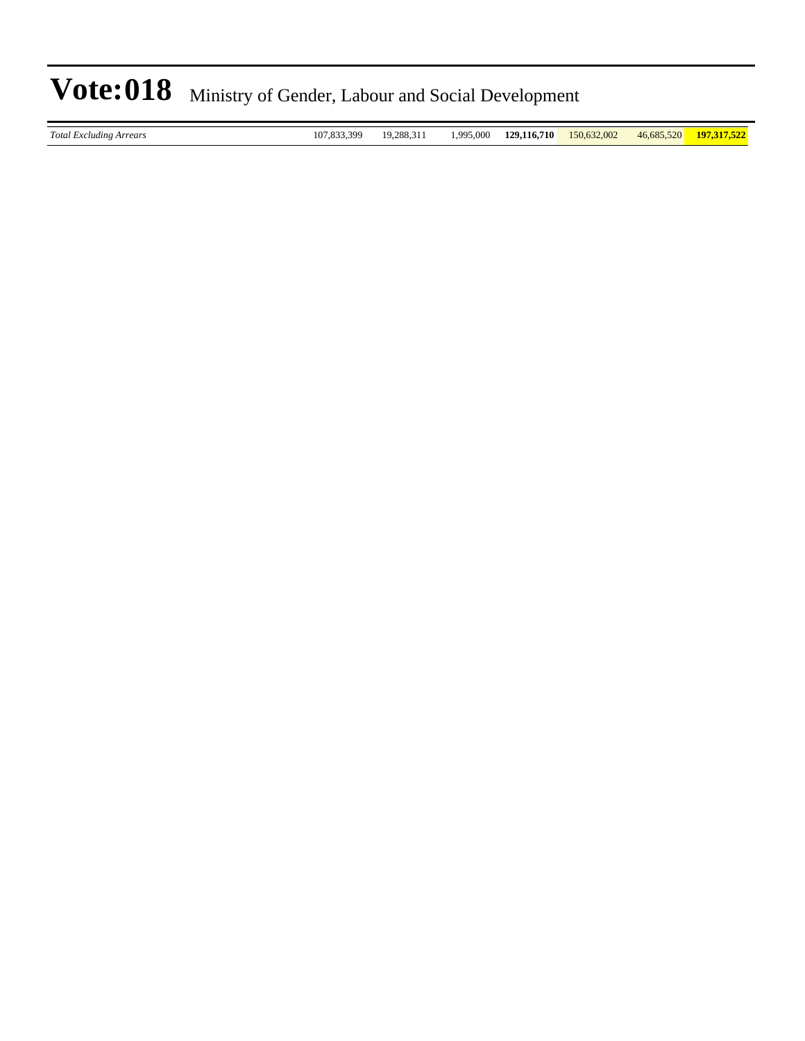| *Total Excluding Arrears* | 107,833,399 | 19,288,311 | 1,995,000 | **129,116,710** | 150,632,002 | 46,685,520 | **197,317,522** |
|---|---|---|---|---|---|---|---|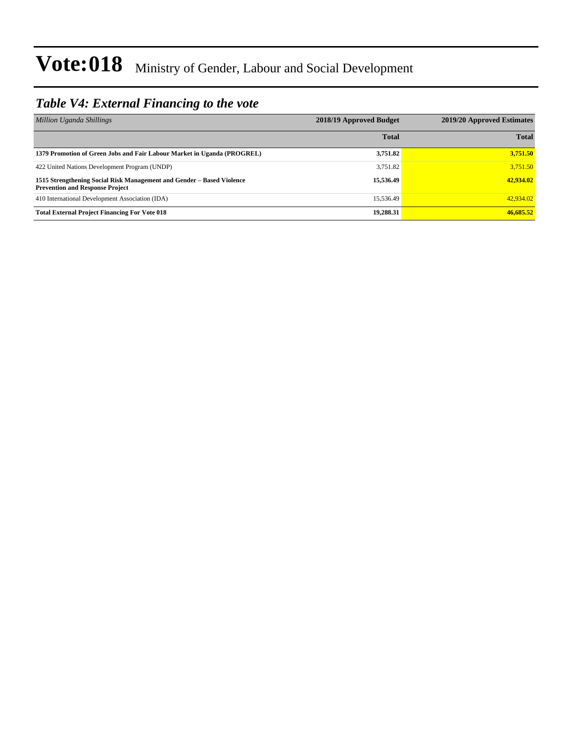# Vote:018 Ministry of Gender, Labour and Social Development

## *Table V4: External Financing to the vote*

| *Million Uganda Shillings* | 2018/19 Approved Budget | 2019/20 Approved Estimates |
|---|---|---|
| | **Total** | **Total** |
| **1379 Promotion of Green Jobs and Fair Labour Market in Uganda (PROGREL)** | **3,751.82** | **3,751.50** |
| 422 United Nations Development Program (UNDP) | 3,751.82 | 3,751.50 |
| **1515 Strengthening Social Risk Management and Gender – Based Violence Prevention and Response Project** | **15,536.49** | **42,934.02** |
| 410 International Development Association (IDA) | 15,536.49 | 42,934.02 |
| **Total External Project Financing For Vote 018** | **19,288.31** | **46,685.52** |